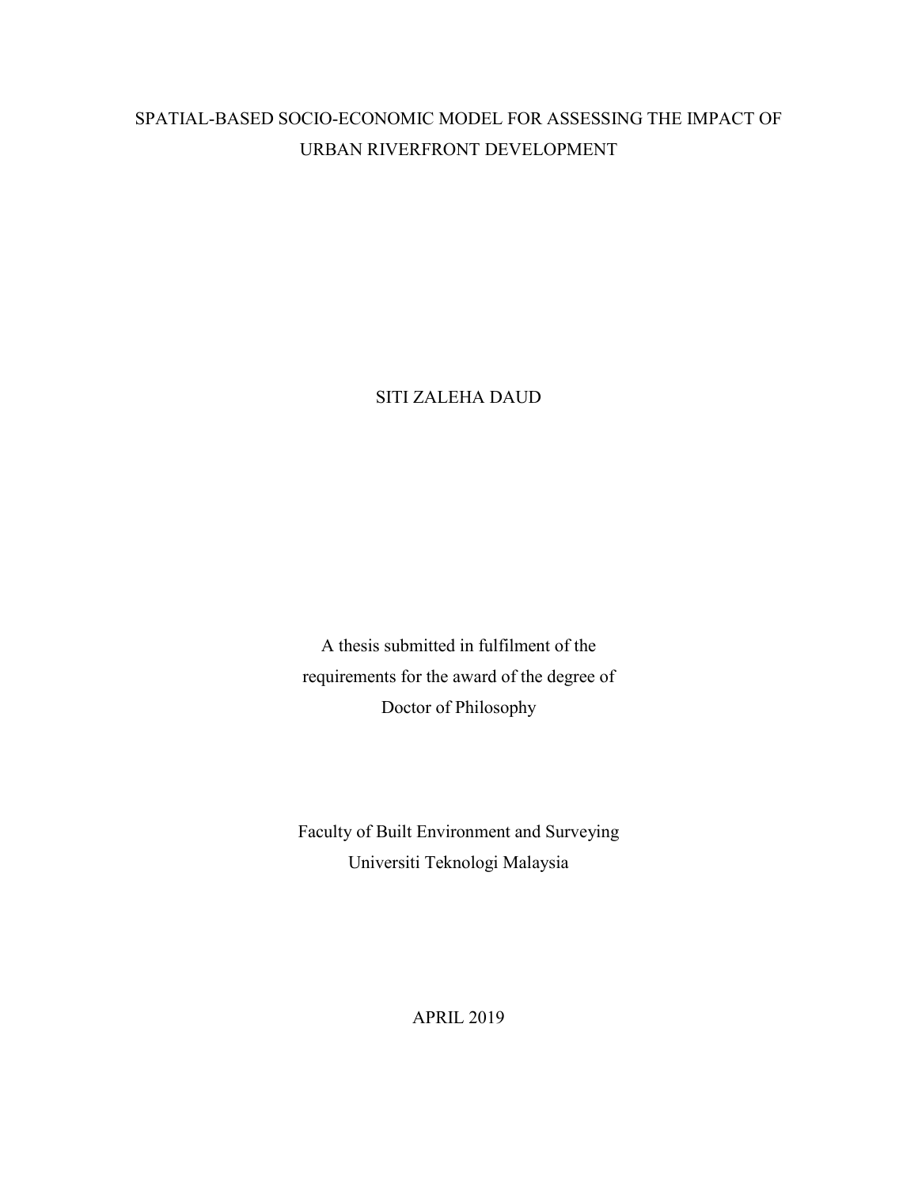# SPATIAL-BASED SOCIO-ECONOMIC MODEL FOR ASSESSING THE IMPACT OF URBAN RIVERFRONT DEVELOPMENT

SITI ZALEHA DAUD

A thesis submitted in fulfilment of the  
requirements for the award of the degree of  
Doctor of Philosophy

Faculty of Built Environment and Surveying  
Universiti Teknologi Malaysia

APRIL 2019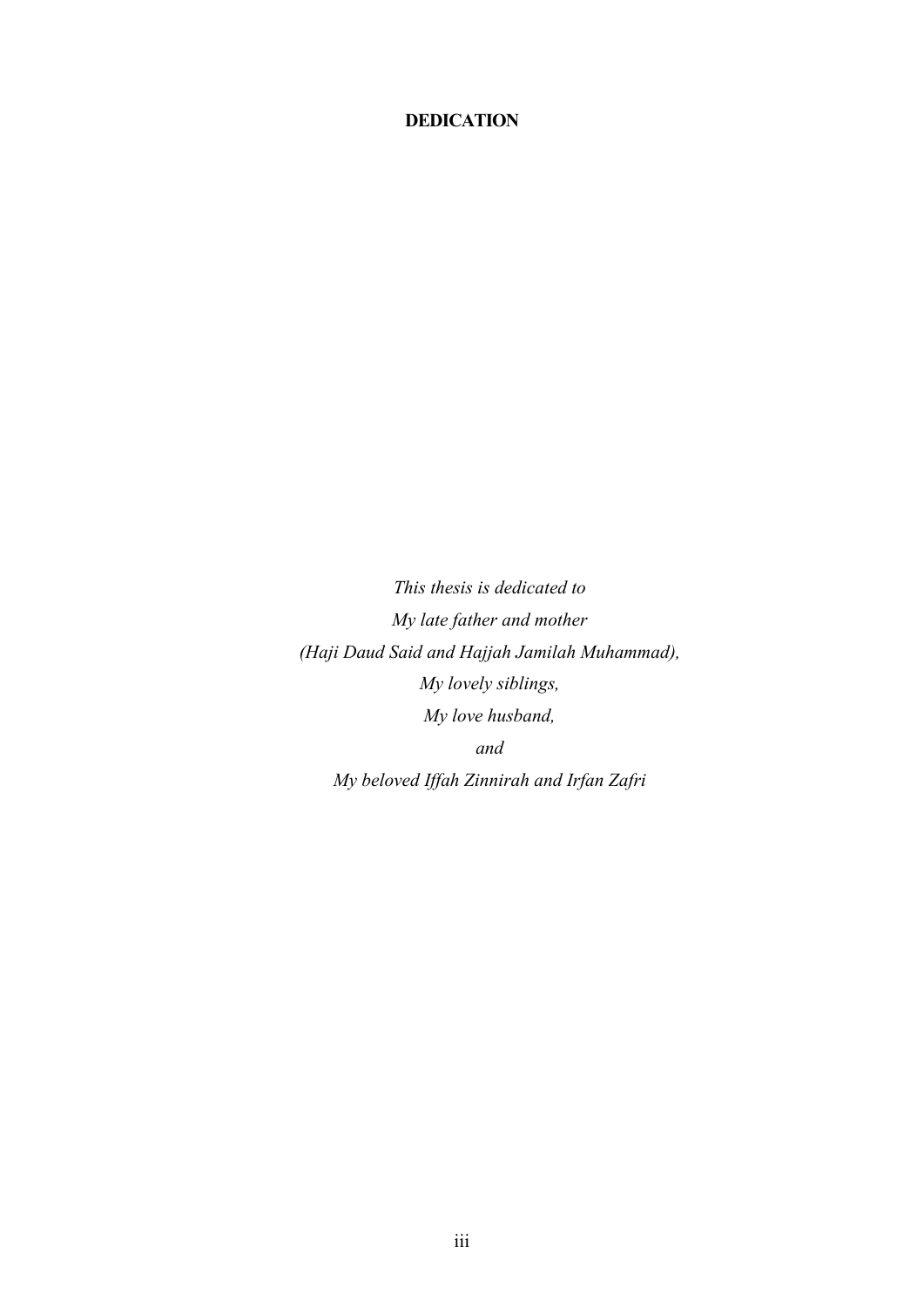# DEDICATION

*This thesis is dedicated to*

*My late father and mother*

*(Haji Daud Said and Hajjah Jamilah Muhammad),*

*My lovely siblings,*

*My love husband,*

*and*

*My beloved Iffah Zinnirah and Irfan Zafri*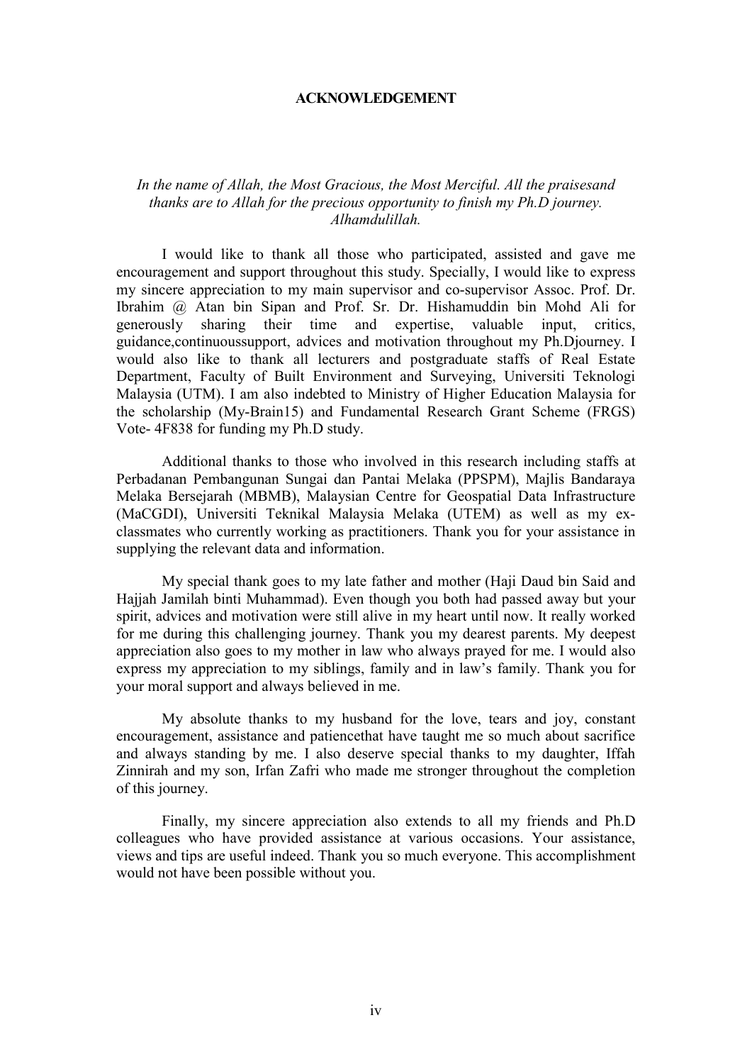# ACKNOWLEDGEMENT

*In the name of Allah, the Most Gracious, the Most Merciful. All the praisesand thanks are to Allah for the precious opportunity to finish my Ph.D journey. Alhamdulillah.*

I would like to thank all those who participated, assisted and gave me encouragement and support throughout this study. Specially, I would like to express my sincere appreciation to my main supervisor and co-supervisor Assoc. Prof. Dr. Ibrahim @ Atan bin Sipan and Prof. Sr. Dr. Hishamuddin bin Mohd Ali for generously sharing their time and expertise, valuable input, critics, guidance,continuoussupport, advices and motivation throughout my Ph.Djourney. I would also like to thank all lecturers and postgraduate staffs of Real Estate Department, Faculty of Built Environment and Surveying, Universiti Teknologi Malaysia (UTM). I am also indebted to Ministry of Higher Education Malaysia for the scholarship (My-Brain15) and Fundamental Research Grant Scheme (FRGS) Vote- 4F838 for funding my Ph.D study.

Additional thanks to those who involved in this research including staffs at Perbadanan Pembangunan Sungai dan Pantai Melaka (PPSPM), Majlis Bandaraya Melaka Bersejarah (MBMB), Malaysian Centre for Geospatial Data Infrastructure (MaCGDI), Universiti Teknikal Malaysia Melaka (UTEM) as well as my ex-classmates who currently working as practitioners. Thank you for your assistance in supplying the relevant data and information.

My special thank goes to my late father and mother (Haji Daud bin Said and Hajjah Jamilah binti Muhammad). Even though you both had passed away but your spirit, advices and motivation were still alive in my heart until now. It really worked for me during this challenging journey. Thank you my dearest parents. My deepest appreciation also goes to my mother in law who always prayed for me. I would also express my appreciation to my siblings, family and in law's family. Thank you for your moral support and always believed in me.

My absolute thanks to my husband for the love, tears and joy, constant encouragement, assistance and patiencethat have taught me so much about sacrifice and always standing by me. I also deserve special thanks to my daughter, Iffah Zinnirah and my son, Irfan Zafri who made me stronger throughout the completion of this journey.

Finally, my sincere appreciation also extends to all my friends and Ph.D colleagues who have provided assistance at various occasions. Your assistance, views and tips are useful indeed. Thank you so much everyone. This accomplishment would not have been possible without you.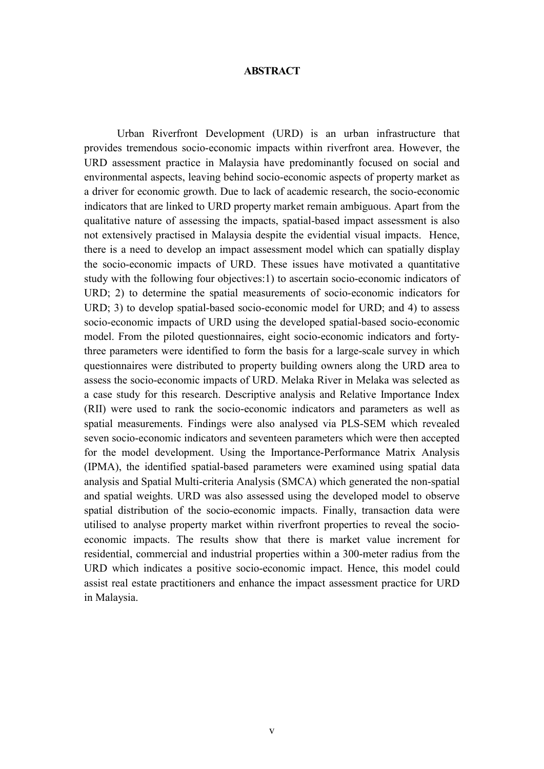# ABSTRACT

Urban Riverfront Development (URD) is an urban infrastructure that provides tremendous socio-economic impacts within riverfront area. However, the URD assessment practice in Malaysia have predominantly focused on social and environmental aspects, leaving behind socio-economic aspects of property market as a driver for economic growth. Due to lack of academic research, the socio-economic indicators that are linked to URD property market remain ambiguous. Apart from the qualitative nature of assessing the impacts, spatial-based impact assessment is also not extensively practised in Malaysia despite the evidential visual impacts. Hence, there is a need to develop an impact assessment model which can spatially display the socio-economic impacts of URD. These issues have motivated a quantitative study with the following four objectives:1) to ascertain socio-economic indicators of URD; 2) to determine the spatial measurements of socio-economic indicators for URD; 3) to develop spatial-based socio-economic model for URD; and 4) to assess socio-economic impacts of URD using the developed spatial-based socio-economic model. From the piloted questionnaires, eight socio-economic indicators and forty-three parameters were identified to form the basis for a large-scale survey in which questionnaires were distributed to property building owners along the URD area to assess the socio-economic impacts of URD. Melaka River in Melaka was selected as a case study for this research. Descriptive analysis and Relative Importance Index (RII) were used to rank the socio-economic indicators and parameters as well as spatial measurements. Findings were also analysed via PLS-SEM which revealed seven socio-economic indicators and seventeen parameters which were then accepted for the model development. Using the Importance-Performance Matrix Analysis (IPMA), the identified spatial-based parameters were examined using spatial data analysis and Spatial Multi-criteria Analysis (SMCA) which generated the non-spatial and spatial weights. URD was also assessed using the developed model to observe spatial distribution of the socio-economic impacts. Finally, transaction data were utilised to analyse property market within riverfront properties to reveal the socio-economic impacts. The results show that there is market value increment for residential, commercial and industrial properties within a 300-meter radius from the URD which indicates a positive socio-economic impact. Hence, this model could assist real estate practitioners and enhance the impact assessment practice for URD in Malaysia.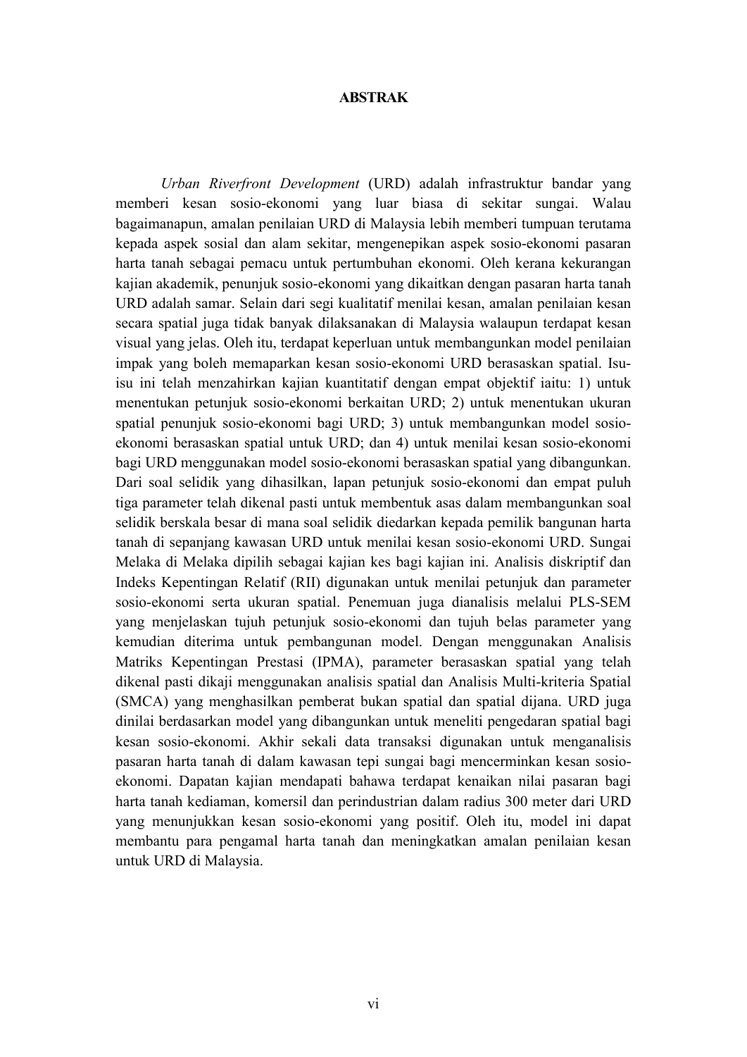# ABSTRAK

*Urban Riverfront Development* (URD) adalah infrastruktur bandar yang memberi kesan sosio-ekonomi yang luar biasa di sekitar sungai. Walau bagaimanapun, amalan penilaian URD di Malaysia lebih memberi tumpuan terutama kepada aspek sosial dan alam sekitar, mengenepikan aspek sosio-ekonomi pasaran harta tanah sebagai pemacu untuk pertumbuhan ekonomi. Oleh kerana kekurangan kajian akademik, penunjuk sosio-ekonomi yang dikaitkan dengan pasaran harta tanah URD adalah samar. Selain dari segi kualitatif menilai kesan, amalan penilaian kesan secara spatial juga tidak banyak dilaksanakan di Malaysia walaupun terdapat kesan visual yang jelas. Oleh itu, terdapat keperluan untuk membangunkan model penilaian impak yang boleh memaparkan kesan sosio-ekonomi URD berasaskan spatial. Isu-isu ini telah menzahirkan kajian kuantitatif dengan empat objektif iaitu: 1) untuk menentukan petunjuk sosio-ekonomi berkaitan URD; 2) untuk menentukan ukuran spatial penunjuk sosio-ekonomi bagi URD; 3) untuk membangunkan model sosio-ekonomi berasaskan spatial untuk URD; dan 4) untuk menilai kesan sosio-ekonomi bagi URD menggunakan model sosio-ekonomi berasaskan spatial yang dibangunkan. Dari soal selidik yang dihasilkan, lapan petunjuk sosio-ekonomi dan empat puluh tiga parameter telah dikenal pasti untuk membentuk asas dalam membangunkan soal selidik berskala besar di mana soal selidik diedarkan kepada pemilik bangunan harta tanah di sepanjang kawasan URD untuk menilai kesan sosio-ekonomi URD. Sungai Melaka di Melaka dipilih sebagai kajian kes bagi kajian ini. Analisis diskriptif dan Indeks Kepentingan Relatif (RII) digunakan untuk menilai petunjuk dan parameter sosio-ekonomi serta ukuran spatial. Penemuan juga dianalisis melalui PLS-SEM yang menjelaskan tujuh petunjuk sosio-ekonomi dan tujuh belas parameter yang kemudian diterima untuk pembangunan model. Dengan menggunakan Analisis Matriks Kepentingan Prestasi (IPMA), parameter berasaskan spatial yang telah dikenal pasti dikaji menggunakan analisis spatial dan Analisis Multi-kriteria Spatial (SMCA) yang menghasilkan pemberat bukan spatial dan spatial dijana. URD juga dinilai berdasarkan model yang dibangunkan untuk meneliti pengedaran spatial bagi kesan sosio-ekonomi. Akhir sekali data transaksi digunakan untuk menganalisis pasaran harta tanah di dalam kawasan tepi sungai bagi mencerminkan kesan sosio-ekonomi. Dapatan kajian mendapati bahawa terdapat kenaikan nilai pasaran bagi harta tanah kediaman, komersil dan perindustrian dalam radius 300 meter dari URD yang menunjukkan kesan sosio-ekonomi yang positif. Oleh itu, model ini dapat membantu para pengamal harta tanah dan meningkatkan amalan penilaian kesan untuk URD di Malaysia.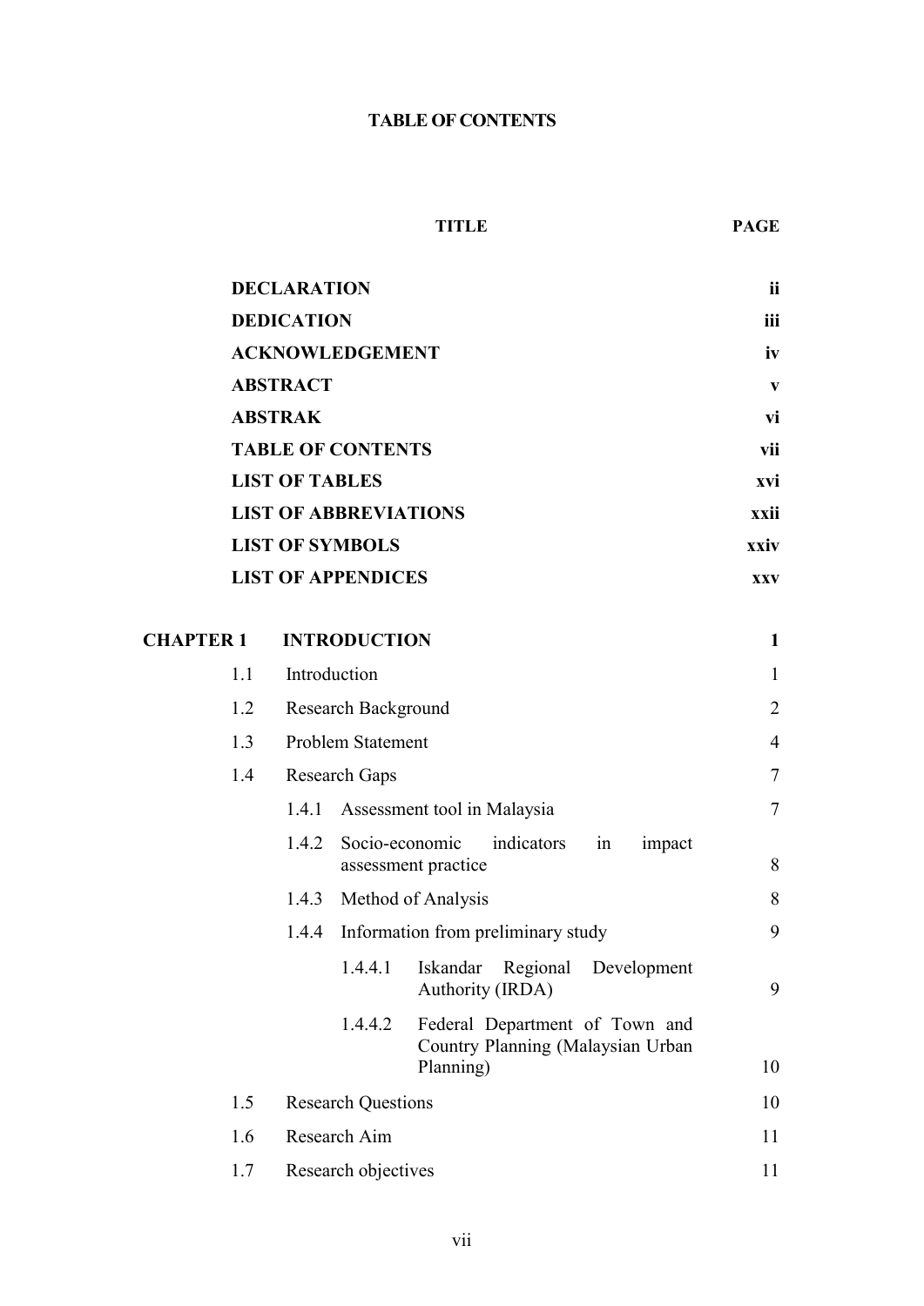# TABLE OF CONTENTS

| | TITLE | PAGE |
|---|---|---|
| | **DECLARATION** | **ii** |
| | **DEDICATION** | **iii** |
| | **ACKNOWLEDGEMENT** | **iv** |
| | **ABSTRACT** | **v** |
| | **ABSTRAK** | **vi** |
| | **TABLE OF CONTENTS** | **vii** |
| | **LIST OF TABLES** | **xvi** |
| | **LIST OF ABBREVIATIONS** | **xxii** |
| | **LIST OF SYMBOLS** | **xxiv** |
| | **LIST OF APPENDICES** | **xxv** |
| **CHAPTER 1** | **INTRODUCTION** | **1** |
| 1.1 | Introduction | 1 |
| 1.2 | Research Background | 2 |
| 1.3 | Problem Statement | 4 |
| 1.4 | Research Gaps | 7 |
| | 1.4.1 Assessment tool in Malaysia | 7 |
| | 1.4.2 Socio-economic indicators in impact assessment practice | 8 |
| | 1.4.3 Method of Analysis | 8 |
| | 1.4.4 Information from preliminary study | 9 |
| | 1.4.4.1 Iskandar Regional Development Authority (IRDA) | 9 |
| | 1.4.4.2 Federal Department of Town and Country Planning (Malaysian Urban Planning) | 10 |
| 1.5 | Research Questions | 10 |
| 1.6 | Research Aim | 11 |
| 1.7 | Research objectives | 11 |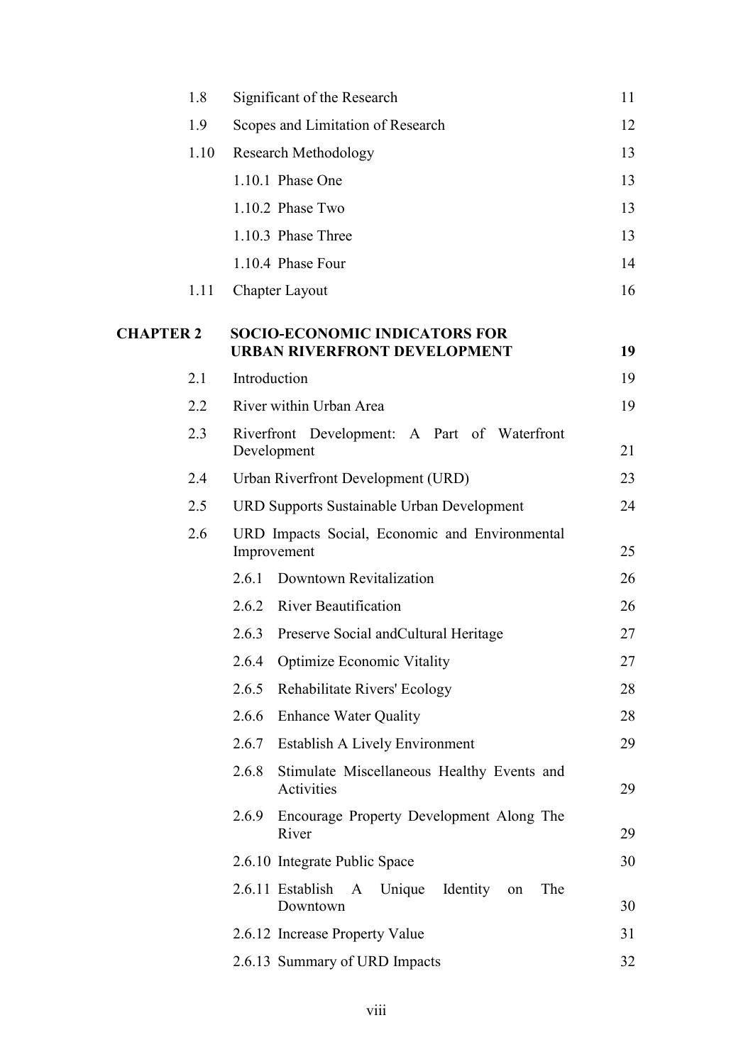| | | |
|---|---|---|
| 1.8 | Significant of the Research | 11 |
| 1.9 | Scopes and Limitation of Research | 12 |
| 1.10 | Research Methodology | 13 |
| | 1.10.1 Phase One | 13 |
| | 1.10.2 Phase Two | 13 |
| | 1.10.3 Phase Three | 13 |
| | 1.10.4 Phase Four | 14 |
| 1.11 | Chapter Layout | 16 |
| **CHAPTER 2** | **SOCIO-ECONOMIC INDICATORS FOR URBAN RIVERFRONT DEVELOPMENT** | **19** |
| 2.1 | Introduction | 19 |
| 2.2 | River within Urban Area | 19 |
| 2.3 | Riverfront Development: A Part of Waterfront Development | 21 |
| 2.4 | Urban Riverfront Development (URD) | 23 |
| 2.5 | URD Supports Sustainable Urban Development | 24 |
| 2.6 | URD Impacts Social, Economic and Environmental Improvement | 25 |
| | 2.6.1 Downtown Revitalization | 26 |
| | 2.6.2 River Beautification | 26 |
| | 2.6.3 Preserve Social andCultural Heritage | 27 |
| | 2.6.4 Optimize Economic Vitality | 27 |
| | 2.6.5 Rehabilitate Rivers' Ecology | 28 |
| | 2.6.6 Enhance Water Quality | 28 |
| | 2.6.7 Establish A Lively Environment | 29 |
| | 2.6.8 Stimulate Miscellaneous Healthy Events and Activities | 29 |
| | 2.6.9 Encourage Property Development Along The River | 29 |
| | 2.6.10 Integrate Public Space | 30 |
| | 2.6.11 Establish A Unique Identity on The Downtown | 30 |
| | 2.6.12 Increase Property Value | 31 |
| | 2.6.13 Summary of URD Impacts | 32 |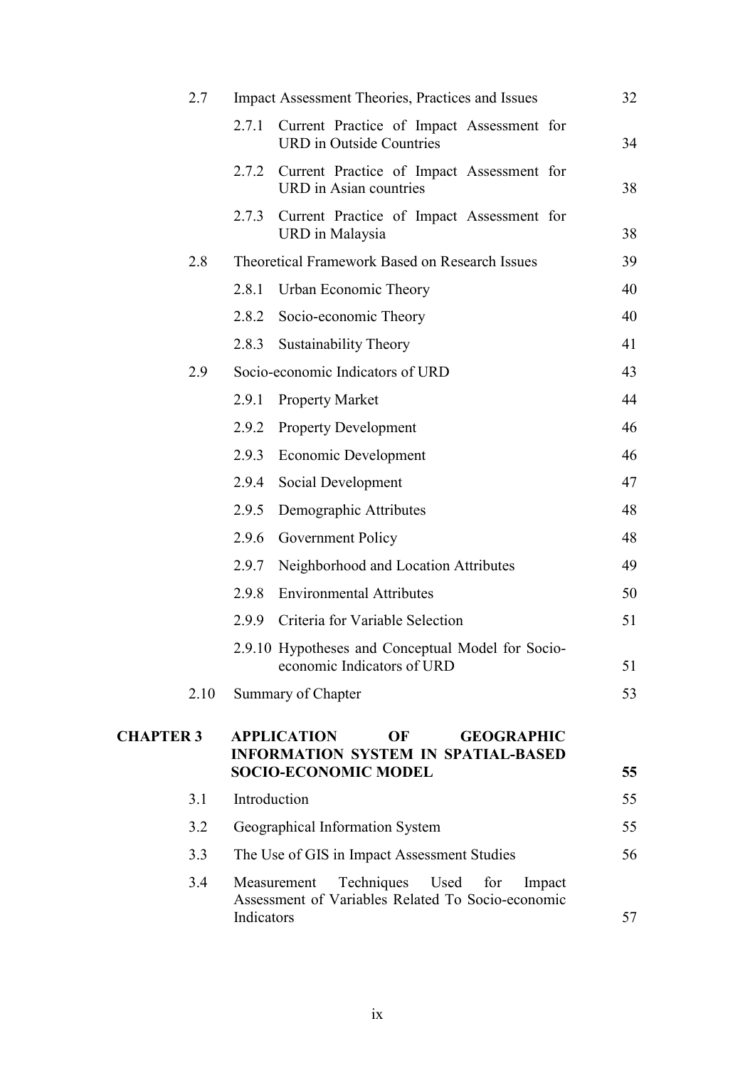| | | | |
|---|---|---|---|
| 2.7 | Impact Assessment Theories, Practices and Issues | | 32 |
| | 2.7.1 | Current Practice of Impact Assessment for URD in Outside Countries | 34 |
| | 2.7.2 | Current Practice of Impact Assessment for URD in Asian countries | 38 |
| | 2.7.3 | Current Practice of Impact Assessment for URD in Malaysia | 38 |
| 2.8 | Theoretical Framework Based on Research Issues | | 39 |
| | 2.8.1 | Urban Economic Theory | 40 |
| | 2.8.2 | Socio-economic Theory | 40 |
| | 2.8.3 | Sustainability Theory | 41 |
| 2.9 | Socio-economic Indicators of URD | | 43 |
| | 2.9.1 | Property Market | 44 |
| | 2.9.2 | Property Development | 46 |
| | 2.9.3 | Economic Development | 46 |
| | 2.9.4 | Social Development | 47 |
| | 2.9.5 | Demographic Attributes | 48 |
| | 2.9.6 | Government Policy | 48 |
| | 2.9.7 | Neighborhood and Location Attributes | 49 |
| | 2.9.8 | Environmental Attributes | 50 |
| | 2.9.9 | Criteria for Variable Selection | 51 |
| | 2.9.10 | Hypotheses and Conceptual Model for Socio-economic Indicators of URD | 51 |
| 2.10 | Summary of Chapter | | 53 |
| **CHAPTER 3** | **APPLICATION OF GEOGRAPHIC INFORMATION SYSTEM IN SPATIAL-BASED SOCIO-ECONOMIC MODEL** | | **55** |
| 3.1 | Introduction | | 55 |
| 3.2 | Geographical Information System | | 55 |
| 3.3 | The Use of GIS in Impact Assessment Studies | | 56 |
| 3.4 | Measurement Techniques Used for Impact Assessment of Variables Related To Socio-economic Indicators | | 57 |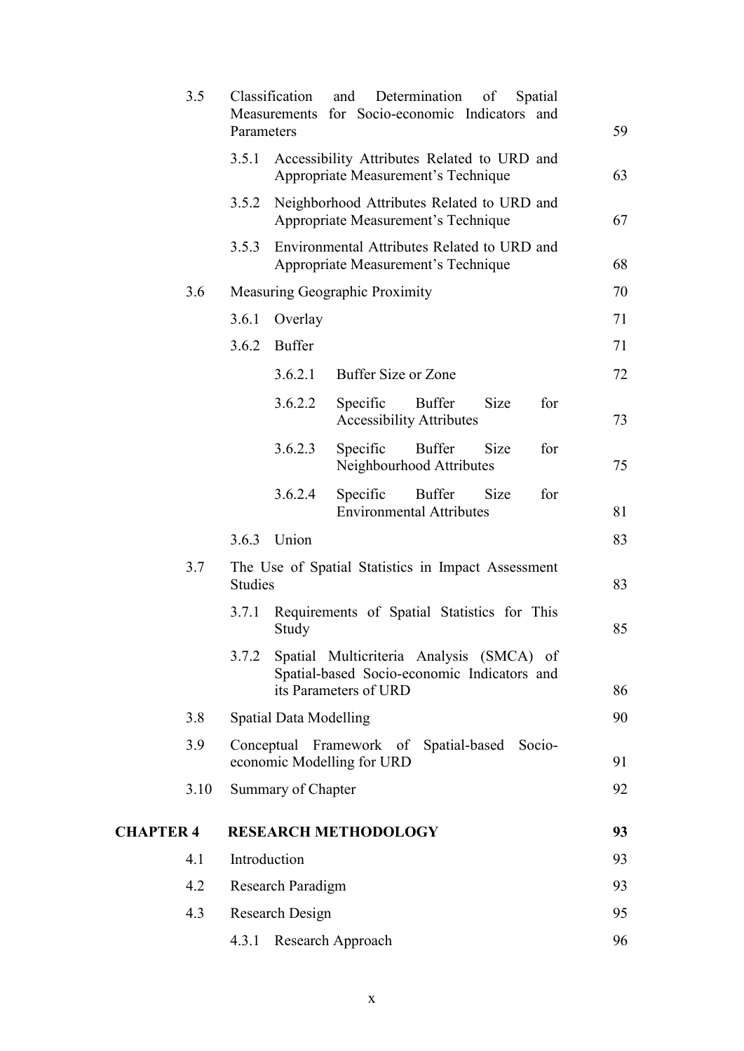| | | | |
|---|---|---|---|
| 3.5 | Classification and Determination of Spatial Measurements for Socio-economic Indicators and Parameters | | 59 |
| | 3.5.1 | Accessibility Attributes Related to URD and Appropriate Measurement's Technique | 63 |
| | 3.5.2 | Neighborhood Attributes Related to URD and Appropriate Measurement's Technique | 67 |
| | 3.5.3 | Environmental Attributes Related to URD and Appropriate Measurement's Technique | 68 |
| 3.6 | Measuring Geographic Proximity | | 70 |
| | 3.6.1 | Overlay | 71 |
| | 3.6.2 | Buffer | 71 |
| | | 3.6.2.1 Buffer Size or Zone | 72 |
| | | 3.6.2.2 Specific Buffer Size for Accessibility Attributes | 73 |
| | | 3.6.2.3 Specific Buffer Size for Neighbourhood Attributes | 75 |
| | | 3.6.2.4 Specific Buffer Size for Environmental Attributes | 81 |
| | 3.6.3 | Union | 83 |
| 3.7 | The Use of Spatial Statistics in Impact Assessment Studies | | 83 |
| | 3.7.1 | Requirements of Spatial Statistics for This Study | 85 |
| | 3.7.2 | Spatial Multicriteria Analysis (SMCA) of Spatial-based Socio-economic Indicators and its Parameters of URD | 86 |
| 3.8 | Spatial Data Modelling | | 90 |
| 3.9 | Conceptual Framework of Spatial-based Socio-economic Modelling for URD | | 91 |
| 3.10 | Summary of Chapter | | 92 |
| **CHAPTER 4** | **RESEARCH METHODOLOGY** | | **93** |
| 4.1 | Introduction | | 93 |
| 4.2 | Research Paradigm | | 93 |
| 4.3 | Research Design | | 95 |
| | 4.3.1 | Research Approach | 96 |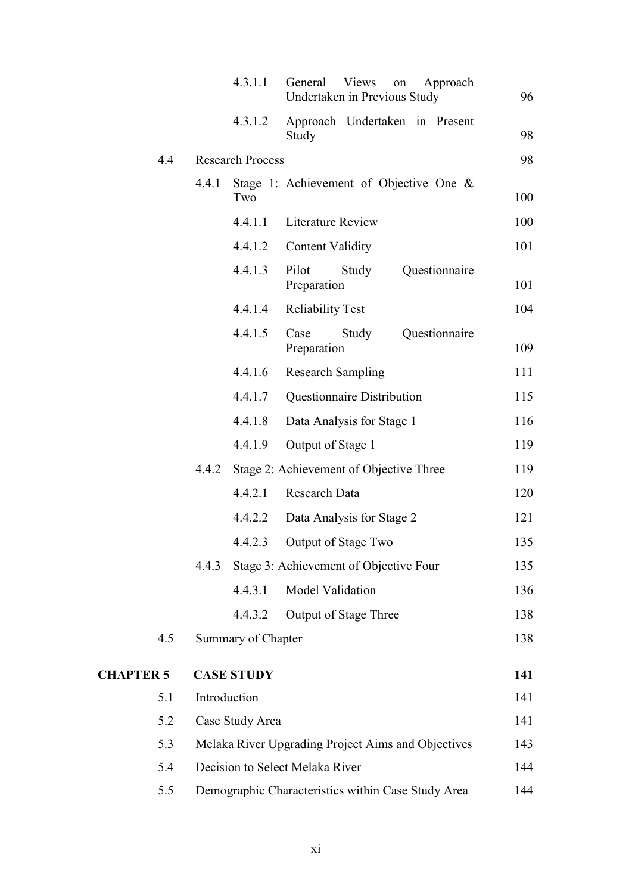| | | | | |
|---|---|---|---|---|
| | | 4.3.1.1 | General Views on Approach Undertaken in Previous Study | 96 |
| | | 4.3.1.2 | Approach Undertaken in Present Study | 98 |
| | 4.4 | Research Process | | 98 |
| | | 4.4.1 | Stage 1: Achievement of Objective One & Two | 100 |
| | | 4.4.1.1 | Literature Review | 100 |
| | | 4.4.1.2 | Content Validity | 101 |
| | | 4.4.1.3 | Pilot Study Questionnaire Preparation | 101 |
| | | 4.4.1.4 | Reliability Test | 104 |
| | | 4.4.1.5 | Case Study Questionnaire Preparation | 109 |
| | | 4.4.1.6 | Research Sampling | 111 |
| | | 4.4.1.7 | Questionnaire Distribution | 115 |
| | | 4.4.1.8 | Data Analysis for Stage 1 | 116 |
| | | 4.4.1.9 | Output of Stage 1 | 119 |
| | | 4.4.2 | Stage 2: Achievement of Objective Three | 119 |
| | | 4.4.2.1 | Research Data | 120 |
| | | 4.4.2.2 | Data Analysis for Stage 2 | 121 |
| | | 4.4.2.3 | Output of Stage Two | 135 |
| | | 4.4.3 | Stage 3: Achievement of Objective Four | 135 |
| | | 4.4.3.1 | Model Validation | 136 |
| | | 4.4.3.2 | Output of Stage Three | 138 |
| | 4.5 | Summary of Chapter | | 138 |
| **CHAPTER 5** | | **CASE STUDY** | | **141** |
| | 5.1 | Introduction | | 141 |
| | 5.2 | Case Study Area | | 141 |
| | 5.3 | Melaka River Upgrading Project Aims and Objectives | | 143 |
| | 5.4 | Decision to Select Melaka River | | 144 |
| | 5.5 | Demographic Characteristics within Case Study Area | | 144 |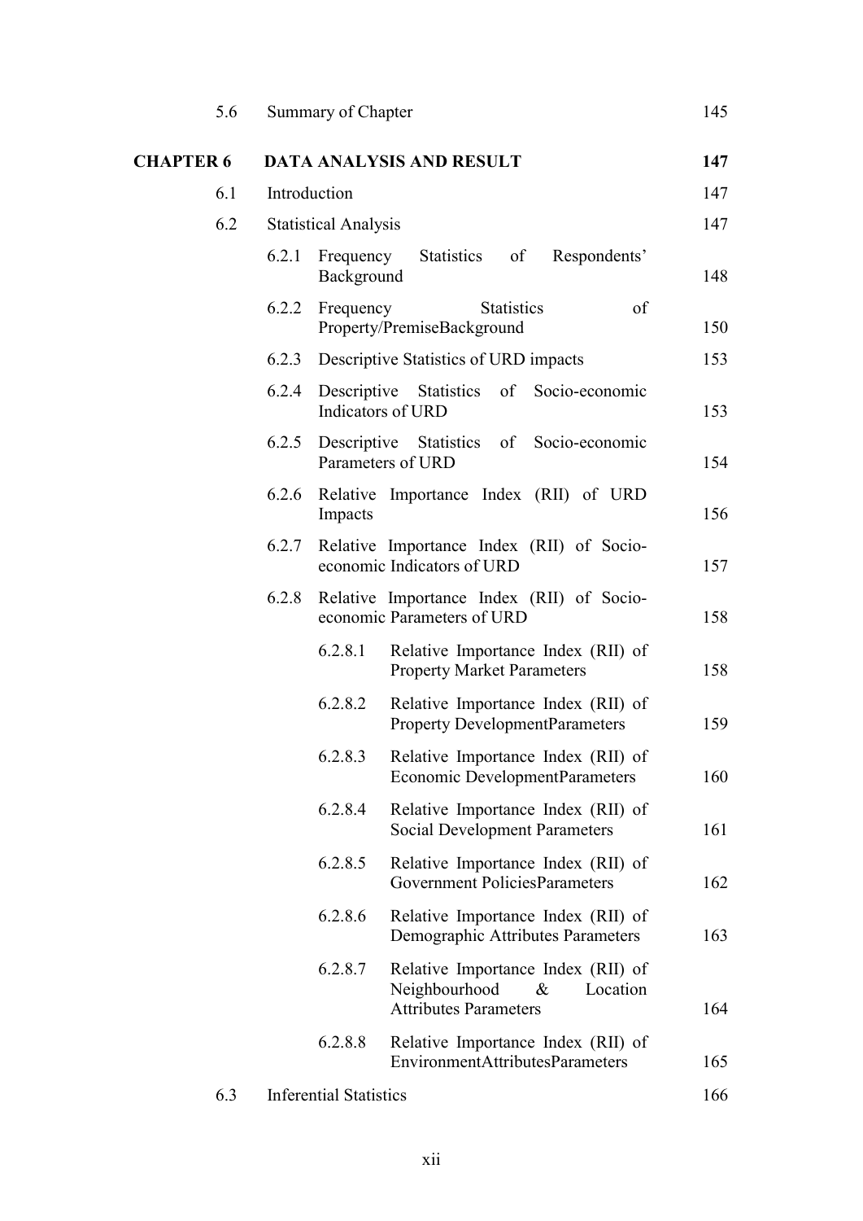| | | | |
|---|---|---|---|
| 5.6 | Summary of Chapter | | 145 |
| **CHAPTER 6** | **DATA ANALYSIS AND RESULT** | | **147** |
| 6.1 | Introduction | | 147 |
| 6.2 | Statistical Analysis | | 147 |
| | 6.2.1 | Frequency Statistics of Respondents' Background | 148 |
| | 6.2.2 | Frequency Statistics of Property/PremiseBackground | 150 |
| | 6.2.3 | Descriptive Statistics of URD impacts | 153 |
| | 6.2.4 | Descriptive Statistics of Socio-economic Indicators of URD | 153 |
| | 6.2.5 | Descriptive Statistics of Socio-economic Parameters of URD | 154 |
| | 6.2.6 | Relative Importance Index (RII) of URD Impacts | 156 |
| | 6.2.7 | Relative Importance Index (RII) of Socio-economic Indicators of URD | 157 |
| | 6.2.8 | Relative Importance Index (RII) of Socio-economic Parameters of URD | 158 |
| | 6.2.8.1 | Relative Importance Index (RII) of Property Market Parameters | 158 |
| | 6.2.8.2 | Relative Importance Index (RII) of Property DevelopmentParameters | 159 |
| | 6.2.8.3 | Relative Importance Index (RII) of Economic DevelopmentParameters | 160 |
| | 6.2.8.4 | Relative Importance Index (RII) of Social Development Parameters | 161 |
| | 6.2.8.5 | Relative Importance Index (RII) of Government PoliciesParameters | 162 |
| | 6.2.8.6 | Relative Importance Index (RII) of Demographic Attributes Parameters | 163 |
| | 6.2.8.7 | Relative Importance Index (RII) of Neighbourhood & Location Attributes Parameters | 164 |
| | 6.2.8.8 | Relative Importance Index (RII) of EnvironmentAttributesParameters | 165 |
| 6.3 | Inferential Statistics | | 166 |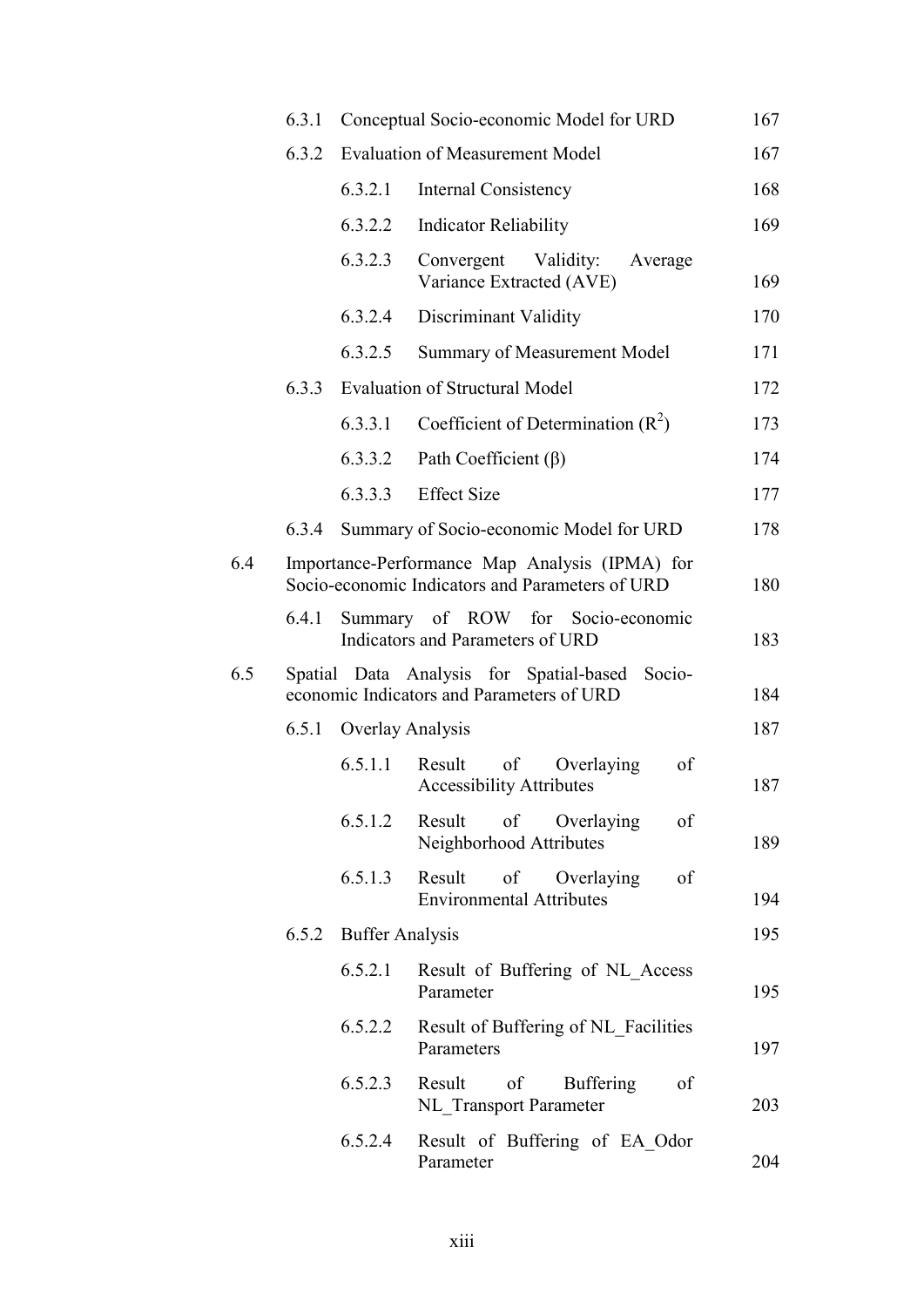| | | | |
|---|---|---|---|
| | 6.3.1 | Conceptual Socio-economic Model for URD | 167 |
| | 6.3.2 | Evaluation of Measurement Model | 167 |
| | | 6.3.2.1 Internal Consistency | 168 |
| | | 6.3.2.2 Indicator Reliability | 169 |
| | | 6.3.2.3 Convergent Validity: Average Variance Extracted (AVE) | 169 |
| | | 6.3.2.4 Discriminant Validity | 170 |
| | | 6.3.2.5 Summary of Measurement Model | 171 |
| | 6.3.3 | Evaluation of Structural Model | 172 |
| | | 6.3.3.1 Coefficient of Determination ($R^2$) | 173 |
| | | 6.3.3.2 Path Coefficient ($\beta$) | 174 |
| | | 6.3.3.3 Effect Size | 177 |
| | 6.3.4 | Summary of Socio-economic Model for URD | 178 |
| 6.4 | | Importance-Performance Map Analysis (IPMA) for Socio-economic Indicators and Parameters of URD | 180 |
| | 6.4.1 | Summary of ROW for Socio-economic Indicators and Parameters of URD | 183 |
| 6.5 | | Spatial Data Analysis for Spatial-based Socio-economic Indicators and Parameters of URD | 184 |
| | 6.5.1 | Overlay Analysis | 187 |
| | | 6.5.1.1 Result of Overlaying of Accessibility Attributes | 187 |
| | | 6.5.1.2 Result of Overlaying of Neighborhood Attributes | 189 |
| | | 6.5.1.3 Result of Overlaying of Environmental Attributes | 194 |
| | 6.5.2 | Buffer Analysis | 195 |
| | | 6.5.2.1 Result of Buffering of NL_Access Parameter | 195 |
| | | 6.5.2.2 Result of Buffering of NL_Facilities Parameters | 197 |
| | | 6.5.2.3 Result of Buffering of NL_Transport Parameter | 203 |
| | | 6.5.2.4 Result of Buffering of EA_Odor Parameter | 204 |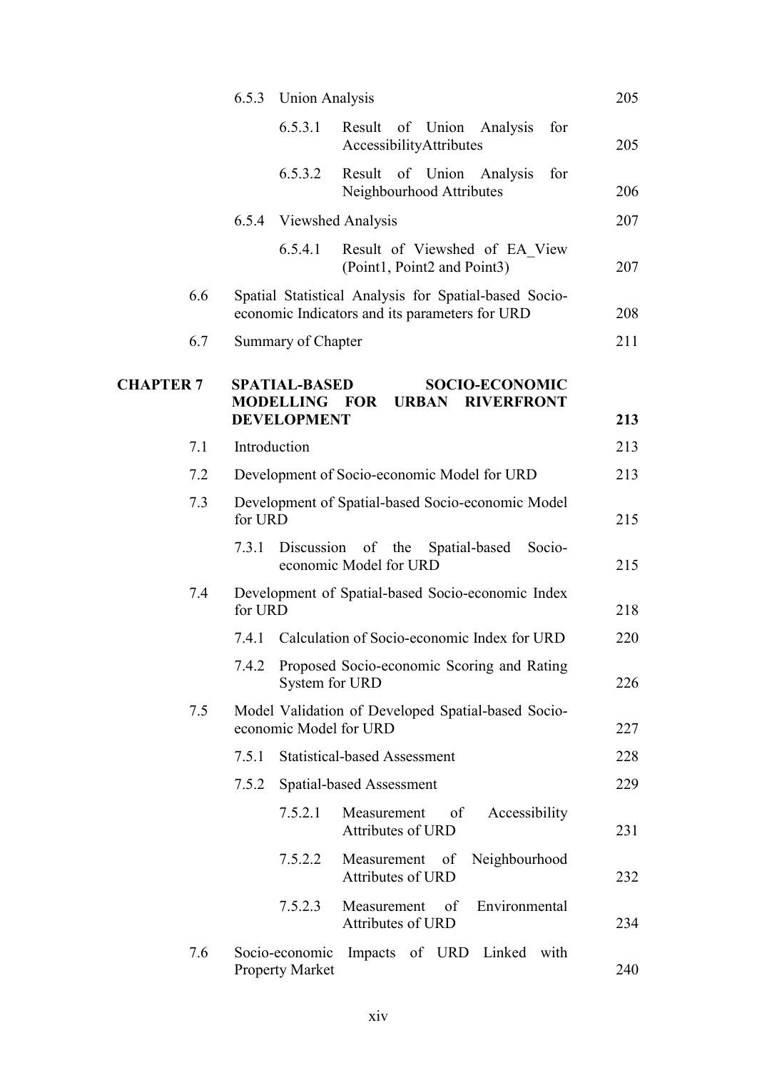| | | | |
|---|---|---|---|
| | 6.5.3 | Union Analysis | 205 |
| | | 6.5.3.1 Result of Union Analysis for AccessibilityAttributes | 205 |
| | | 6.5.3.2 Result of Union Analysis for Neighbourhood Attributes | 206 |
| | 6.5.4 | Viewshed Analysis | 207 |
| | | 6.5.4.1 Result of Viewshed of EA_View (Point1, Point2 and Point3) | 207 |
| 6.6 | Spatial Statistical Analysis for Spatial-based Socio-economic Indicators and its parameters for URD | | 208 |
| 6.7 | Summary of Chapter | | 211 |
| **CHAPTER 7** | **SPATIAL-BASED SOCIO-ECONOMIC MODELLING FOR URBAN RIVERFRONT DEVELOPMENT** | | **213** |
| 7.1 | Introduction | | 213 |
| 7.2 | Development of Socio-economic Model for URD | | 213 |
| 7.3 | Development of Spatial-based Socio-economic Model for URD | | 215 |
| | 7.3.1 | Discussion of the Spatial-based Socio-economic Model for URD | 215 |
| 7.4 | Development of Spatial-based Socio-economic Index for URD | | 218 |
| | 7.4.1 | Calculation of Socio-economic Index for URD | 220 |
| | 7.4.2 | Proposed Socio-economic Scoring and Rating System for URD | 226 |
| 7.5 | Model Validation of Developed Spatial-based Socio-economic Model for URD | | 227 |
| | 7.5.1 | Statistical-based Assessment | 228 |
| | 7.5.2 | Spatial-based Assessment | 229 |
| | | 7.5.2.1 Measurement of Accessibility Attributes of URD | 231 |
| | | 7.5.2.2 Measurement of Neighbourhood Attributes of URD | 232 |
| | | 7.5.2.3 Measurement of Environmental Attributes of URD | 234 |
| 7.6 | Socio-economic Impacts of URD Linked with Property Market | | 240 |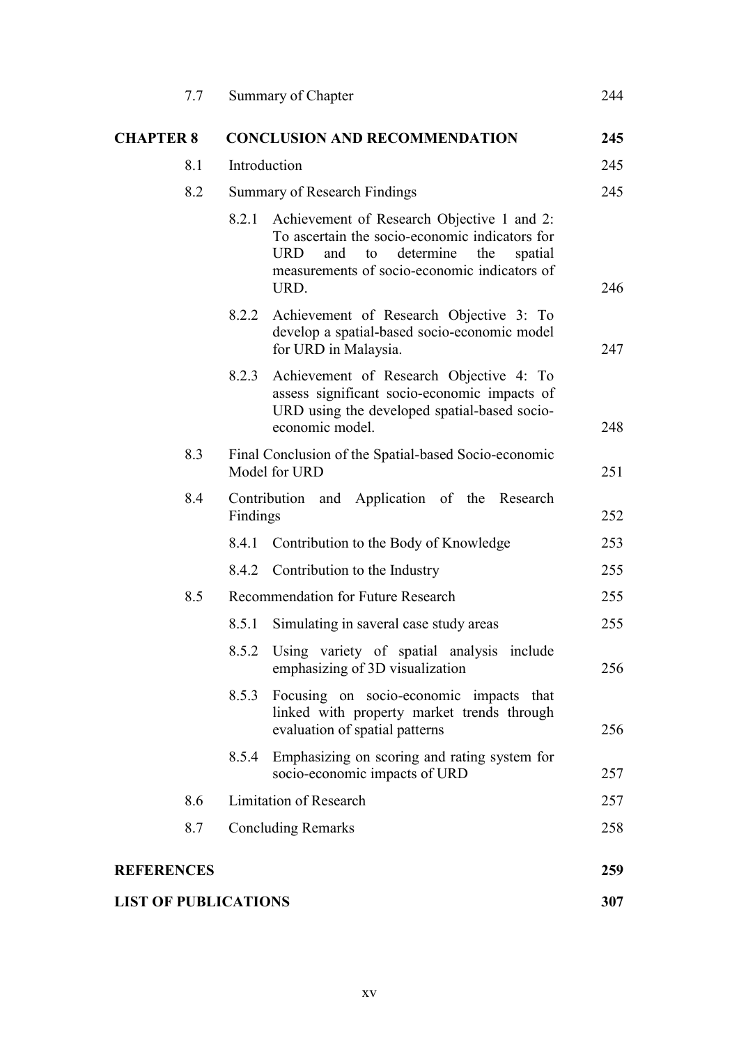| | | | |
|---|---|---|---|
| 7.7 | Summary of Chapter | | 244 |
| **CHAPTER 8** | **CONCLUSION AND RECOMMENDATION** | | **245** |
| 8.1 | Introduction | | 245 |
| 8.2 | Summary of Research Findings | | 245 |
| | 8.2.1 | Achievement of Research Objective 1 and 2: To ascertain the socio-economic indicators for URD and to determine the spatial measurements of socio-economic indicators of URD. | 246 |
| | 8.2.2 | Achievement of Research Objective 3: To develop a spatial-based socio-economic model for URD in Malaysia. | 247 |
| | 8.2.3 | Achievement of Research Objective 4: To assess significant socio-economic impacts of URD using the developed spatial-based socio-economic model. | 248 |
| 8.3 | Final Conclusion of the Spatial-based Socio-economic Model for URD | | 251 |
| 8.4 | Contribution and Application of the Research Findings | | 252 |
| | 8.4.1 | Contribution to the Body of Knowledge | 253 |
| | 8.4.2 | Contribution to the Industry | 255 |
| 8.5 | Recommendation for Future Research | | 255 |
| | 8.5.1 | Simulating in saveral case study areas | 255 |
| | 8.5.2 | Using variety of spatial analysis include emphasizing of 3D visualization | 256 |
| | 8.5.3 | Focusing on socio-economic impacts that linked with property market trends through evaluation of spatial patterns | 256 |
| | 8.5.4 | Emphasizing on scoring and rating system for socio-economic impacts of URD | 257 |
| 8.6 | Limitation of Research | | 257 |
| 8.7 | Concluding Remarks | | 258 |
| **REFERENCES** | | | **259** |
| **LIST OF PUBLICATIONS** | | | **307** |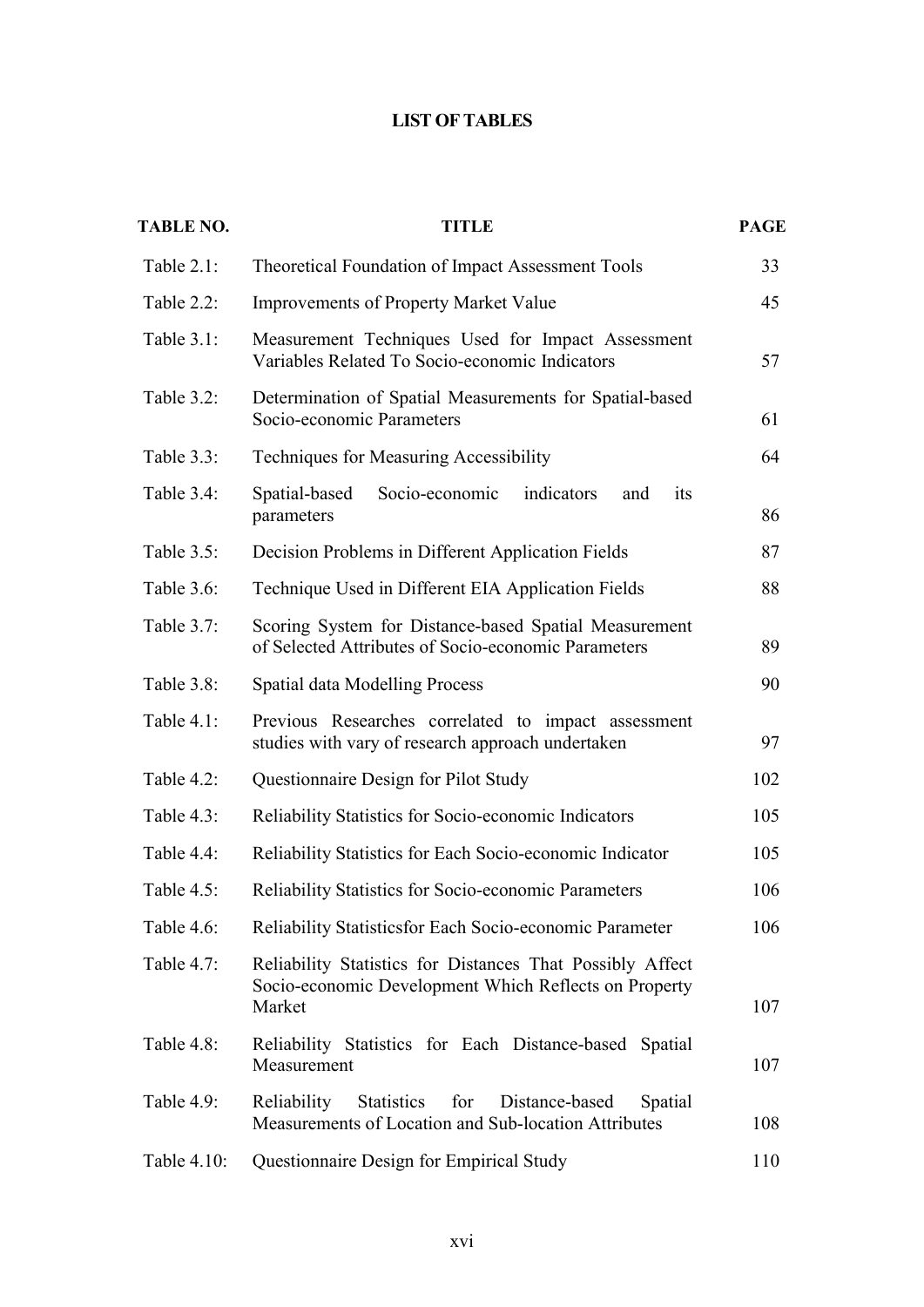# LIST OF TABLES

| TABLE NO. | TITLE | PAGE |
|---|---|---|
| Table 2.1: | Theoretical Foundation of Impact Assessment Tools | 33 |
| Table 2.2: | Improvements of Property Market Value | 45 |
| Table 3.1: | Measurement Techniques Used for Impact Assessment Variables Related To Socio-economic Indicators | 57 |
| Table 3.2: | Determination of Spatial Measurements for Spatial-based Socio-economic Parameters | 61 |
| Table 3.3: | Techniques for Measuring Accessibility | 64 |
| Table 3.4: | Spatial-based Socio-economic indicators and its parameters | 86 |
| Table 3.5: | Decision Problems in Different Application Fields | 87 |
| Table 3.6: | Technique Used in Different EIA Application Fields | 88 |
| Table 3.7: | Scoring System for Distance-based Spatial Measurement of Selected Attributes of Socio-economic Parameters | 89 |
| Table 3.8: | Spatial data Modelling Process | 90 |
| Table 4.1: | Previous Researches correlated to impact assessment studies with vary of research approach undertaken | 97 |
| Table 4.2: | Questionnaire Design for Pilot Study | 102 |
| Table 4.3: | Reliability Statistics for Socio-economic Indicators | 105 |
| Table 4.4: | Reliability Statistics for Each Socio-economic Indicator | 105 |
| Table 4.5: | Reliability Statistics for Socio-economic Parameters | 106 |
| Table 4.6: | Reliability Statisticsfor Each Socio-economic Parameter | 106 |
| Table 4.7: | Reliability Statistics for Distances That Possibly Affect Socio-economic Development Which Reflects on Property Market | 107 |
| Table 4.8: | Reliability Statistics for Each Distance-based Spatial Measurement | 107 |
| Table 4.9: | Reliability Statistics for Distance-based Spatial Measurements of Location and Sub-location Attributes | 108 |
| Table 4.10: | Questionnaire Design for Empirical Study | 110 |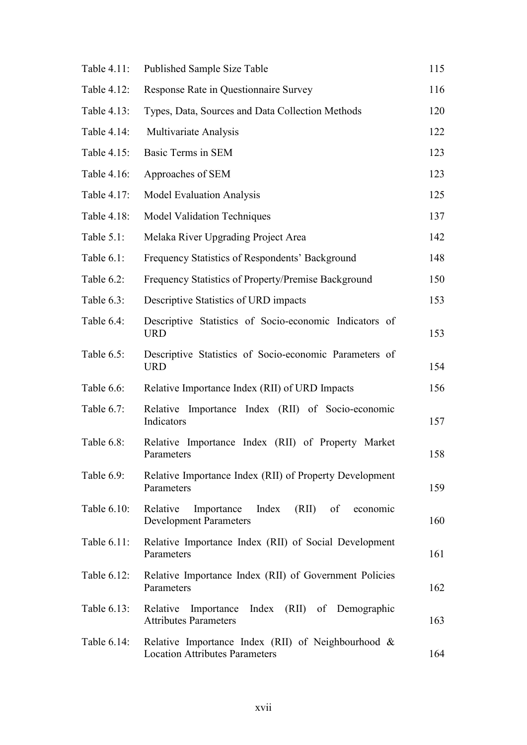| | | |
|---|---|---|
| Table 4.11: | Published Sample Size Table | 115 |
| Table 4.12: | Response Rate in Questionnaire Survey | 116 |
| Table 4.13: | Types, Data, Sources and Data Collection Methods | 120 |
| Table 4.14: | Multivariate Analysis | 122 |
| Table 4.15: | Basic Terms in SEM | 123 |
| Table 4.16: | Approaches of SEM | 123 |
| Table 4.17: | Model Evaluation Analysis | 125 |
| Table 4.18: | Model Validation Techniques | 137 |
| Table 5.1: | Melaka River Upgrading Project Area | 142 |
| Table 6.1: | Frequency Statistics of Respondents' Background | 148 |
| Table 6.2: | Frequency Statistics of Property/Premise Background | 150 |
| Table 6.3: | Descriptive Statistics of URD impacts | 153 |
| Table 6.4: | Descriptive Statistics of Socio-economic Indicators of URD | 153 |
| Table 6.5: | Descriptive Statistics of Socio-economic Parameters of URD | 154 |
| Table 6.6: | Relative Importance Index (RII) of URD Impacts | 156 |
| Table 6.7: | Relative Importance Index (RII) of Socio-economic Indicators | 157 |
| Table 6.8: | Relative Importance Index (RII) of Property Market Parameters | 158 |
| Table 6.9: | Relative Importance Index (RII) of Property Development Parameters | 159 |
| Table 6.10: | Relative Importance Index (RII) of economic Development Parameters | 160 |
| Table 6.11: | Relative Importance Index (RII) of Social Development Parameters | 161 |
| Table 6.12: | Relative Importance Index (RII) of Government Policies Parameters | 162 |
| Table 6.13: | Relative Importance Index (RII) of Demographic Attributes Parameters | 163 |
| Table 6.14: | Relative Importance Index (RII) of Neighbourhood & Location Attributes Parameters | 164 |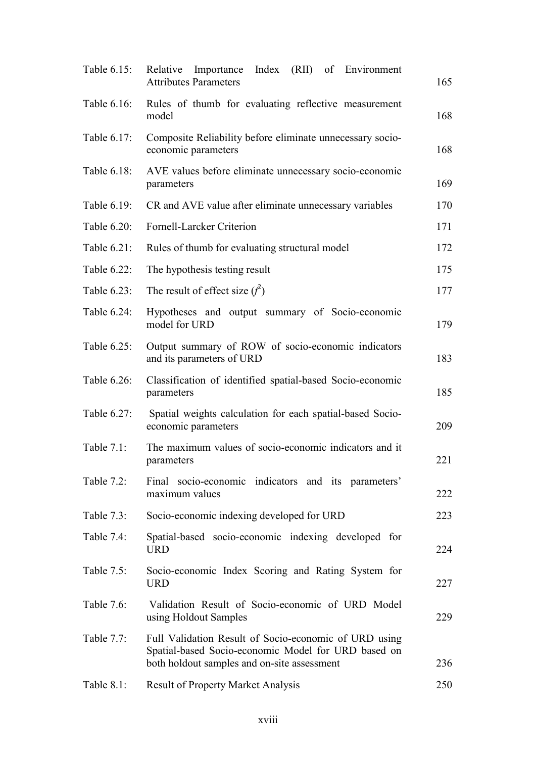| | | |
|---|---|---|
| Table 6.15: | Relative Importance Index (RII) of Environment Attributes Parameters | 165 |
| Table 6.16: | Rules of thumb for evaluating reflective measurement model | 168 |
| Table 6.17: | Composite Reliability before eliminate unnecessary socio-economic parameters | 168 |
| Table 6.18: | AVE values before eliminate unnecessary socio-economic parameters | 169 |
| Table 6.19: | CR and AVE value after eliminate unnecessary variables | 170 |
| Table 6.20: | Fornell-Larcker Criterion | 171 |
| Table 6.21: | Rules of thumb for evaluating structural model | 172 |
| Table 6.22: | The hypothesis testing result | 175 |
| Table 6.23: | The result of effect size ($f^2$) | 177 |
| Table 6.24: | Hypotheses and output summary of Socio-economic model for URD | 179 |
| Table 6.25: | Output summary of ROW of socio-economic indicators and its parameters of URD | 183 |
| Table 6.26: | Classification of identified spatial-based Socio-economic parameters | 185 |
| Table 6.27: | Spatial weights calculation for each spatial-based Socio-economic parameters | 209 |
| Table 7.1: | The maximum values of socio-economic indicators and it parameters | 221 |
| Table 7.2: | Final socio-economic indicators and its parameters' maximum values | 222 |
| Table 7.3: | Socio-economic indexing developed for URD | 223 |
| Table 7.4: | Spatial-based socio-economic indexing developed for URD | 224 |
| Table 7.5: | Socio-economic Index Scoring and Rating System for URD | 227 |
| Table 7.6: | Validation Result of Socio-economic of URD Model using Holdout Samples | 229 |
| Table 7.7: | Full Validation Result of Socio-economic of URD using Spatial-based Socio-economic Model for URD based on both holdout samples and on-site assessment | 236 |
| Table 8.1: | Result of Property Market Analysis | 250 |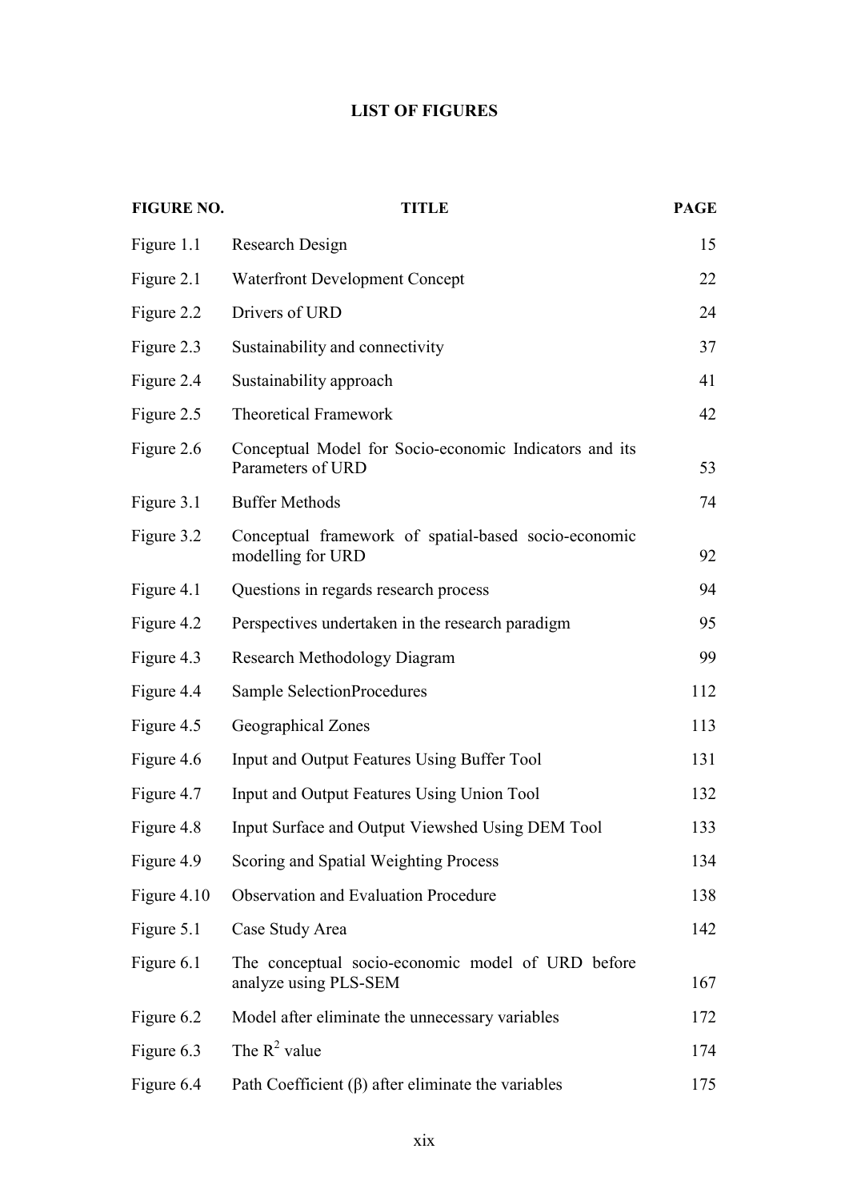## LIST OF FIGURES

| FIGURE NO. | TITLE | PAGE |
|---|---|---|
| Figure 1.1 | Research Design | 15 |
| Figure 2.1 | Waterfront Development Concept | 22 |
| Figure 2.2 | Drivers of URD | 24 |
| Figure 2.3 | Sustainability and connectivity | 37 |
| Figure 2.4 | Sustainability approach | 41 |
| Figure 2.5 | Theoretical Framework | 42 |
| Figure 2.6 | Conceptual Model for Socio-economic Indicators and its Parameters of URD | 53 |
| Figure 3.1 | Buffer Methods | 74 |
| Figure 3.2 | Conceptual framework of spatial-based socio-economic modelling for URD | 92 |
| Figure 4.1 | Questions in regards research process | 94 |
| Figure 4.2 | Perspectives undertaken in the research paradigm | 95 |
| Figure 4.3 | Research Methodology Diagram | 99 |
| Figure 4.4 | Sample SelectionProcedures | 112 |
| Figure 4.5 | Geographical Zones | 113 |
| Figure 4.6 | Input and Output Features Using Buffer Tool | 131 |
| Figure 4.7 | Input and Output Features Using Union Tool | 132 |
| Figure 4.8 | Input Surface and Output Viewshed Using DEM Tool | 133 |
| Figure 4.9 | Scoring and Spatial Weighting Process | 134 |
| Figure 4.10 | Observation and Evaluation Procedure | 138 |
| Figure 5.1 | Case Study Area | 142 |
| Figure 6.1 | The conceptual socio-economic model of URD before analyze using PLS-SEM | 167 |
| Figure 6.2 | Model after eliminate the unnecessary variables | 172 |
| Figure 6.3 | The $R^2$ value | 174 |
| Figure 6.4 | Path Coefficient ($\beta$) after eliminate the variables | 175 |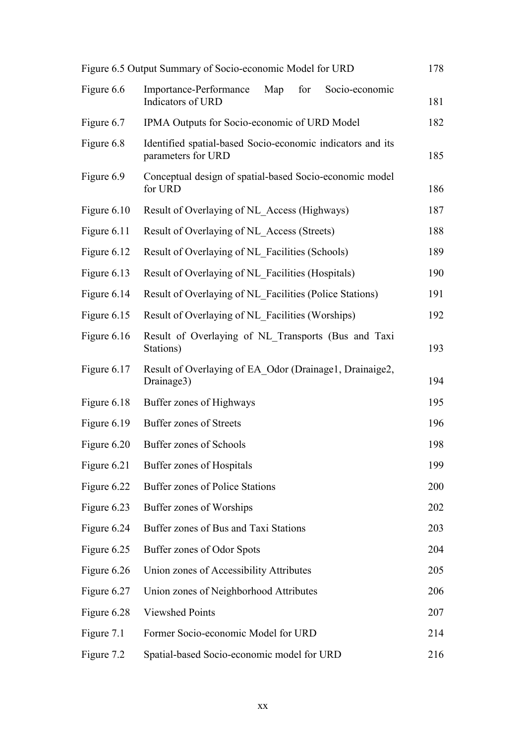| | | |
|---|---|---|
| Figure 6.5 | Output Summary of Socio-economic Model for URD | 178 |
| Figure 6.6 | Importance-Performance Map for Socio-economic Indicators of URD | 181 |
| Figure 6.7 | IPMA Outputs for Socio-economic of URD Model | 182 |
| Figure 6.8 | Identified spatial-based Socio-economic indicators and its parameters for URD | 185 |
| Figure 6.9 | Conceptual design of spatial-based Socio-economic model for URD | 186 |
| Figure 6.10 | Result of Overlaying of NL_Access (Highways) | 187 |
| Figure 6.11 | Result of Overlaying of NL_Access (Streets) | 188 |
| Figure 6.12 | Result of Overlaying of NL_Facilities (Schools) | 189 |
| Figure 6.13 | Result of Overlaying of NL_Facilities (Hospitals) | 190 |
| Figure 6.14 | Result of Overlaying of NL_Facilities (Police Stations) | 191 |
| Figure 6.15 | Result of Overlaying of NL_Facilities (Worships) | 192 |
| Figure 6.16 | Result of Overlaying of NL_Transports (Bus and Taxi Stations) | 193 |
| Figure 6.17 | Result of Overlaying of EA_Odor (Drainage1, Drainaige2, Drainage3) | 194 |
| Figure 6.18 | Buffer zones of Highways | 195 |
| Figure 6.19 | Buffer zones of Streets | 196 |
| Figure 6.20 | Buffer zones of Schools | 198 |
| Figure 6.21 | Buffer zones of Hospitals | 199 |
| Figure 6.22 | Buffer zones of Police Stations | 200 |
| Figure 6.23 | Buffer zones of Worships | 202 |
| Figure 6.24 | Buffer zones of Bus and Taxi Stations | 203 |
| Figure 6.25 | Buffer zones of Odor Spots | 204 |
| Figure 6.26 | Union zones of Accessibility Attributes | 205 |
| Figure 6.27 | Union zones of Neighborhood Attributes | 206 |
| Figure 6.28 | Viewshed Points | 207 |
| Figure 7.1 | Former Socio-economic Model for URD | 214 |
| Figure 7.2 | Spatial-based Socio-economic model for URD | 216 |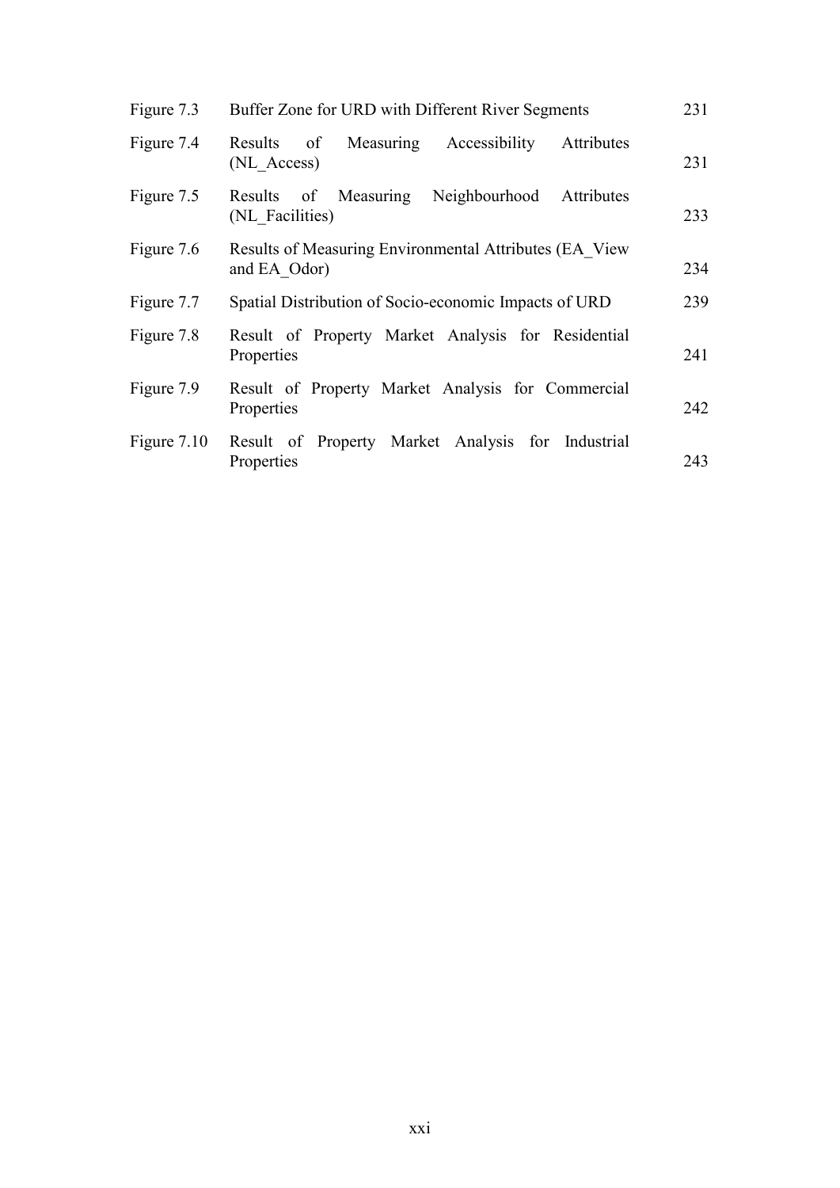| | | |
|---|---|---|
| Figure 7.3 | Buffer Zone for URD with Different River Segments | 231 |
| Figure 7.4 | Results of Measuring Accessibility Attributes (NL_Access) | 231 |
| Figure 7.5 | Results of Measuring Neighbourhood Attributes (NL_Facilities) | 233 |
| Figure 7.6 | Results of Measuring Environmental Attributes (EA_View and EA_Odor) | 234 |
| Figure 7.7 | Spatial Distribution of Socio-economic Impacts of URD | 239 |
| Figure 7.8 | Result of Property Market Analysis for Residential Properties | 241 |
| Figure 7.9 | Result of Property Market Analysis for Commercial Properties | 242 |
| Figure 7.10 | Result of Property Market Analysis for Industrial Properties | 243 |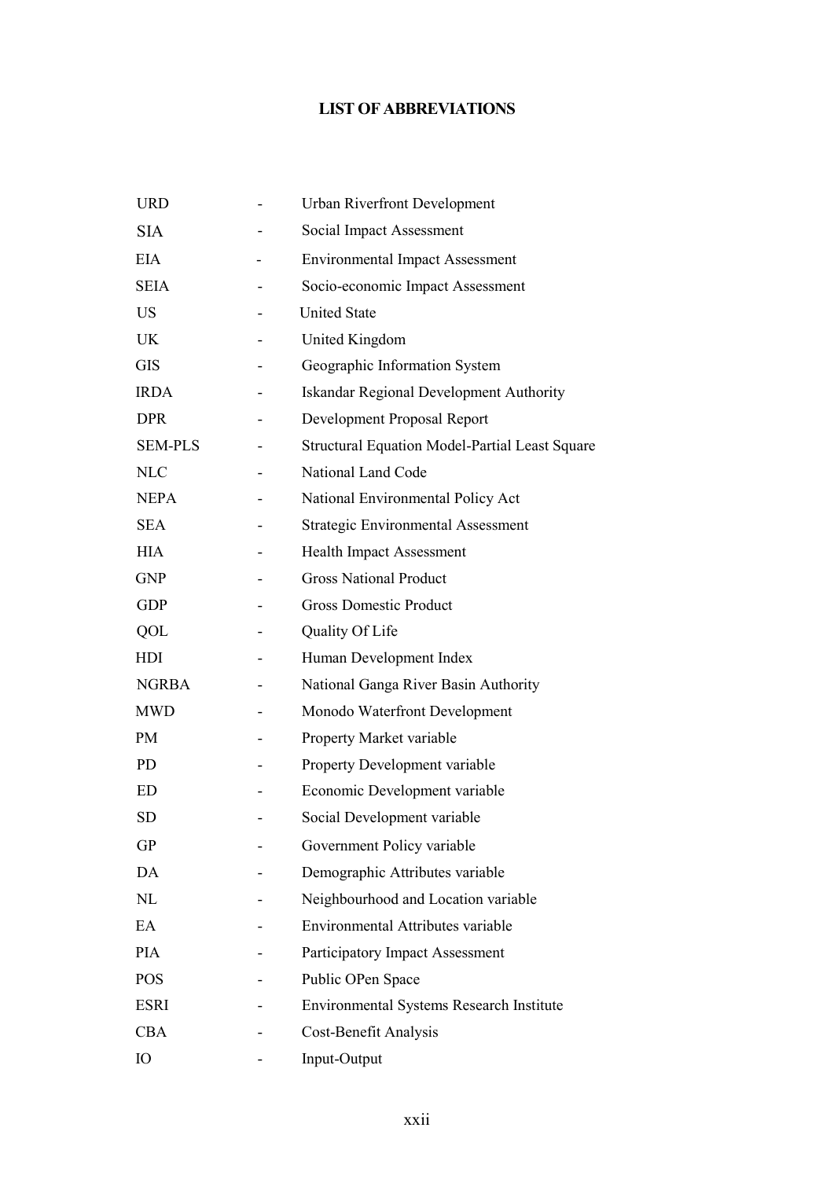# LIST OF ABBREVIATIONS

| | | |
|---|---|---|
| URD | - | Urban Riverfront Development |
| SIA | - | Social Impact Assessment |
| EIA | - | Environmental Impact Assessment |
| SEIA | - | Socio-economic Impact Assessment |
| US | - | United State |
| UK | - | United Kingdom |
| GIS | - | Geographic Information System |
| IRDA | - | Iskandar Regional Development Authority |
| DPR | - | Development Proposal Report |
| SEM-PLS | - | Structural Equation Model-Partial Least Square |
| NLC | - | National Land Code |
| NEPA | - | National Environmental Policy Act |
| SEA | - | Strategic Environmental Assessment |
| HIA | - | Health Impact Assessment |
| GNP | - | Gross National Product |
| GDP | - | Gross Domestic Product |
| QOL | - | Quality Of Life |
| HDI | - | Human Development Index |
| NGRBA | - | National Ganga River Basin Authority |
| MWD | - | Monodo Waterfront Development |
| PM | - | Property Market variable |
| PD | - | Property Development variable |
| ED | - | Economic Development variable |
| SD | - | Social Development variable |
| GP | - | Government Policy variable |
| DA | - | Demographic Attributes variable |
| NL | - | Neighbourhood and Location variable |
| EA | - | Environmental Attributes variable |
| PIA | - | Participatory Impact Assessment |
| POS | - | Public OPen Space |
| ESRI | - | Environmental Systems Research Institute |
| CBA | - | Cost-Benefit Analysis |
| IO | - | Input-Output |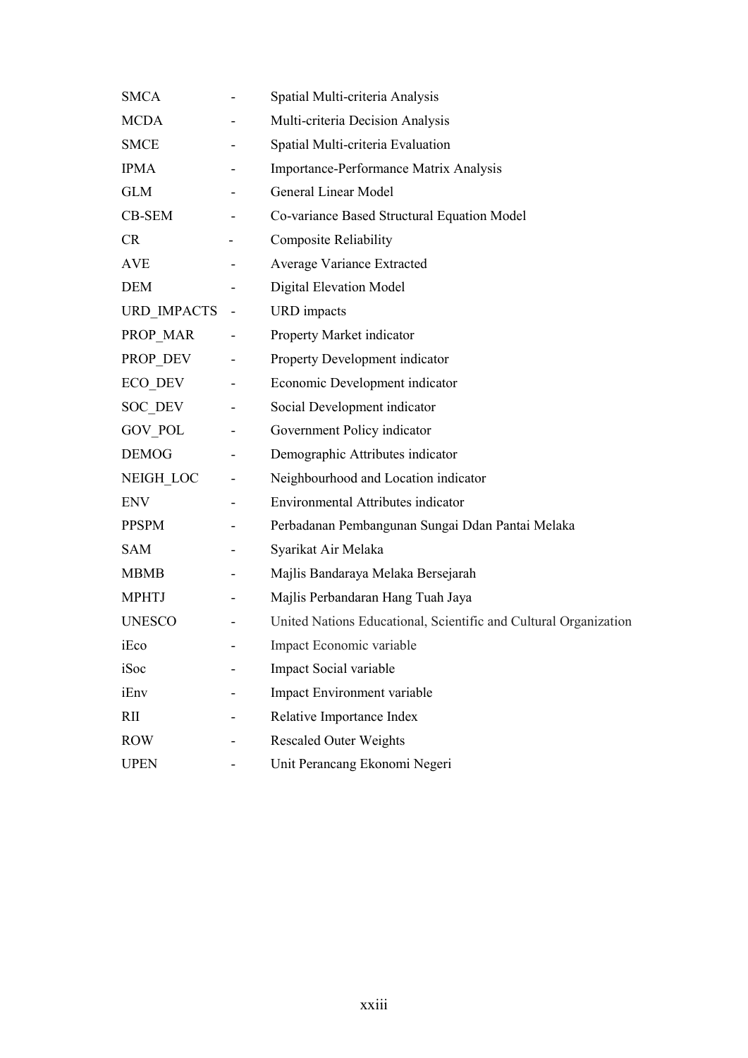| | | |
|---|---|---|
| SMCA | - | Spatial Multi-criteria Analysis |
| MCDA | - | Multi-criteria Decision Analysis |
| SMCE | - | Spatial Multi-criteria Evaluation |
| IPMA | - | Importance-Performance Matrix Analysis |
| GLM | - | General Linear Model |
| CB-SEM | - | Co-variance Based Structural Equation Model |
| CR | - | Composite Reliability |
| AVE | - | Average Variance Extracted |
| DEM | - | Digital Elevation Model |
| URD_IMPACTS | - | URD impacts |
| PROP_MAR | - | Property Market indicator |
| PROP_DEV | - | Property Development indicator |
| ECO_DEV | - | Economic Development indicator |
| SOC_DEV | - | Social Development indicator |
| GOV_POL | - | Government Policy indicator |
| DEMOG | - | Demographic Attributes indicator |
| NEIGH_LOC | - | Neighbourhood and Location indicator |
| ENV | - | Environmental Attributes indicator |
| PPSPM | - | Perbadanan Pembangunan Sungai Ddan Pantai Melaka |
| SAM | - | Syarikat Air Melaka |
| MBMB | - | Majlis Bandaraya Melaka Bersejarah |
| MPHTJ | - | Majlis Perbandaran Hang Tuah Jaya |
| UNESCO | - | United Nations Educational, Scientific and Cultural Organization |
| iEco | - | Impact Economic variable |
| iSoc | - | Impact Social variable |
| iEnv | - | Impact Environment variable |
| RII | - | Relative Importance Index |
| ROW | - | Rescaled Outer Weights |
| UPEN | - | Unit Perancang Ekonomi Negeri |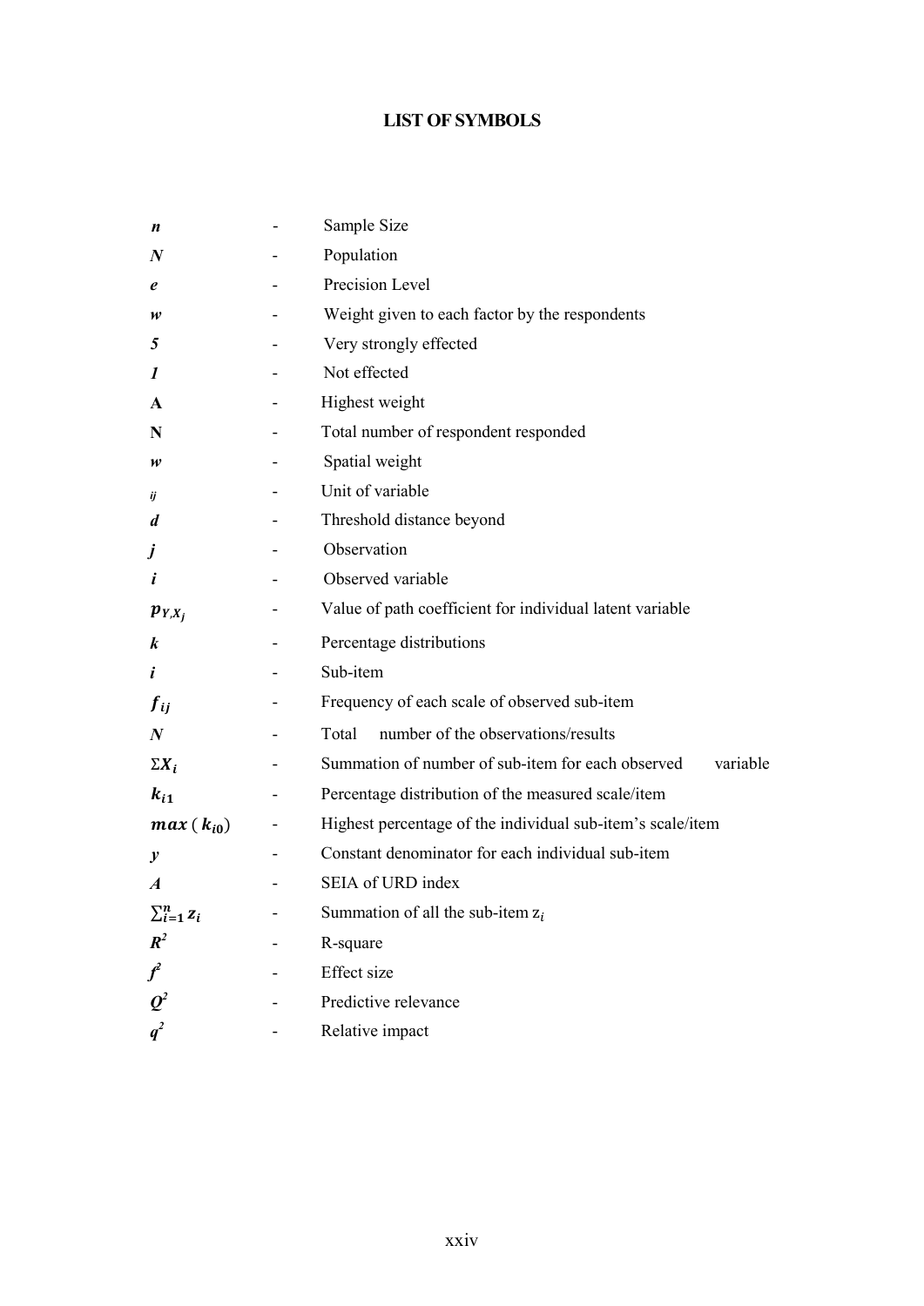# LIST OF SYMBOLS

| | | |
|---|---|---|
| $n$ | - | Sample Size |
| $N$ | - | Population |
| $e$ | - | Precision Level |
| $w$ | - | Weight given to each factor by the respondents |
| *5* | - | Very strongly effected |
| *1* | - | Not effected |
| **A** | - | Highest weight |
| **N** | - | Total number of respondent responded |
| $w$ | - | Spatial weight |
| $ij$ | - | Unit of variable |
| $d$ | - | Threshold distance beyond |
| $j$ | - | Observation |
| $i$ | - | Observed variable |
| $p_{Y,X_j}$ | - | Value of path coefficient for individual latent variable |
| $k$ | - | Percentage distributions |
| $i$ | - | Sub-item |
| $f_{ij}$ | - | Frequency of each scale of observed sub-item |
| $N$ | - | Total number of the observations/results |
| $\Sigma X_i$ | - | Summation of number of sub-item for each observed variable |
| $k_{i1}$ | - | Percentage distribution of the measured scale/item |
| $max\,(k_{i0})$ | - | Highest percentage of the individual sub-item's scale/item |
| $y$ | - | Constant denominator for each individual sub-item |
| $A$ | - | SEIA of URD index |
| $\sum_{i=1}^{n} z_i$ | - | Summation of all the sub-item $z_i$ |
| $R^2$ | - | R-square |
| $f^2$ | - | Effect size |
| $Q^2$ | - | Predictive relevance |
| $q^2$ | - | Relative impact |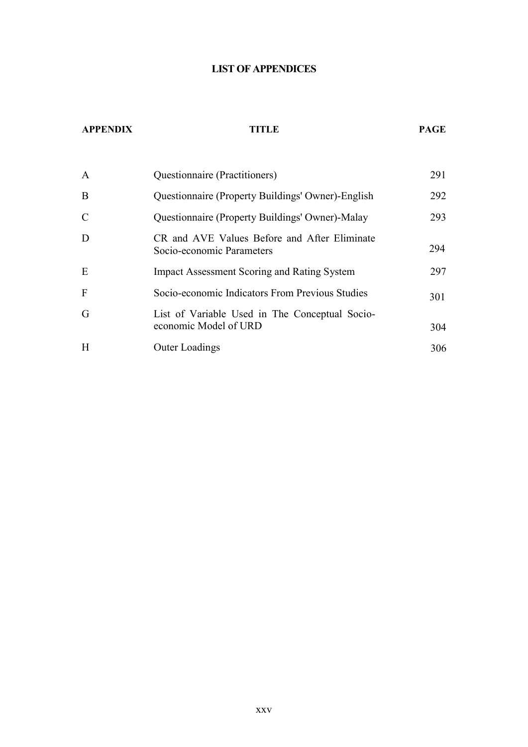# LIST OF APPENDICES

| APPENDIX | TITLE | PAGE |
|---|---|---|
| A | Questionnaire (Practitioners) | 291 |
| B | Questionnaire (Property Buildings' Owner)-English | 292 |
| C | Questionnaire (Property Buildings' Owner)-Malay | 293 |
| D | CR and AVE Values Before and After Eliminate Socio-economic Parameters | 294 |
| E | Impact Assessment Scoring and Rating System | 297 |
| F | Socio-economic Indicators From Previous Studies | 301 |
| G | List of Variable Used in The Conceptual Socio-economic Model of URD | 304 |
| H | Outer Loadings | 306 |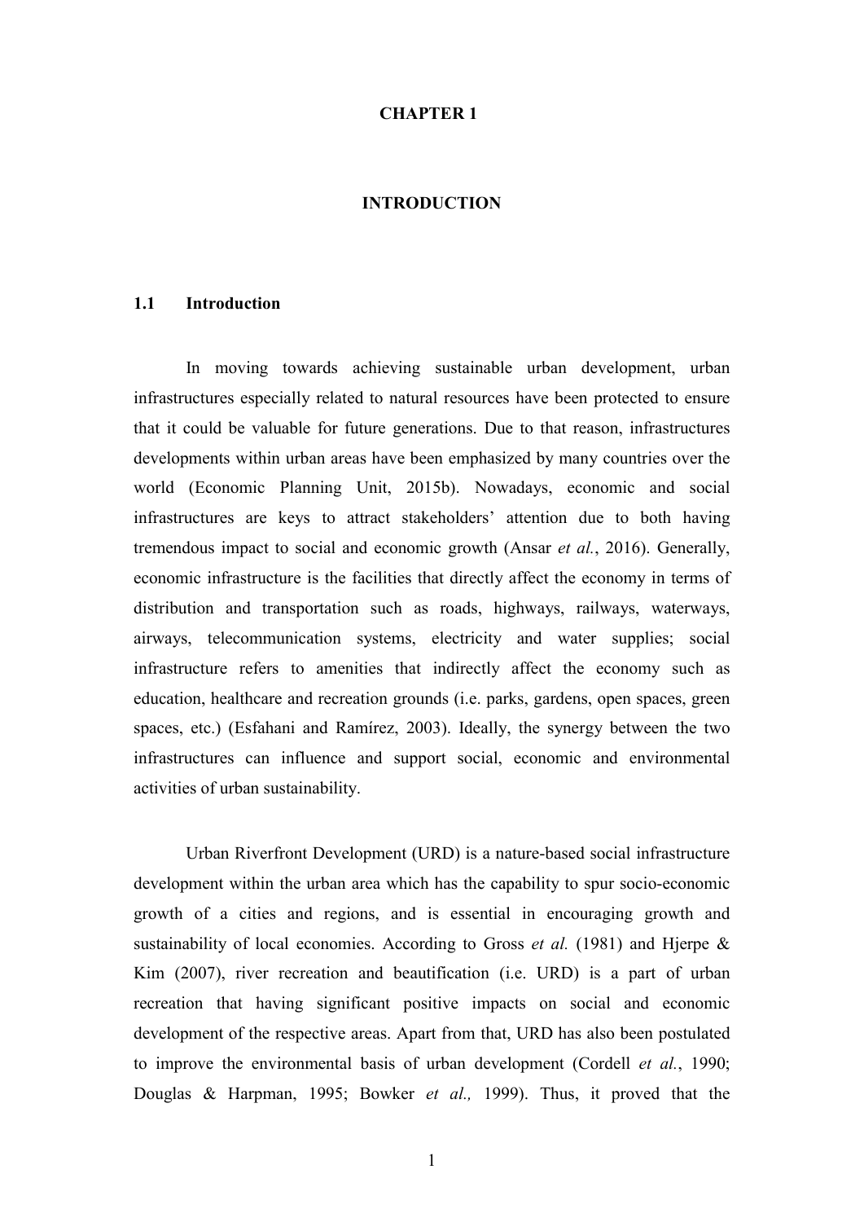# CHAPTER 1

# INTRODUCTION

## 1.1 Introduction

In moving towards achieving sustainable urban development, urban infrastructures especially related to natural resources have been protected to ensure that it could be valuable for future generations. Due to that reason, infrastructures developments within urban areas have been emphasized by many countries over the world (Economic Planning Unit, 2015b). Nowadays, economic and social infrastructures are keys to attract stakeholders' attention due to both having tremendous impact to social and economic growth (Ansar *et al.*, 2016). Generally, economic infrastructure is the facilities that directly affect the economy in terms of distribution and transportation such as roads, highways, railways, waterways, airways, telecommunication systems, electricity and water supplies; social infrastructure refers to amenities that indirectly affect the economy such as education, healthcare and recreation grounds (i.e. parks, gardens, open spaces, green spaces, etc.) (Esfahani and Ramírez, 2003). Ideally, the synergy between the two infrastructures can influence and support social, economic and environmental activities of urban sustainability.

Urban Riverfront Development (URD) is a nature-based social infrastructure development within the urban area which has the capability to spur socio-economic growth of a cities and regions, and is essential in encouraging growth and sustainability of local economies. According to Gross *et al.* (1981) and Hjerpe & Kim (2007), river recreation and beautification (i.e. URD) is a part of urban recreation that having significant positive impacts on social and economic development of the respective areas. Apart from that, URD has also been postulated to improve the environmental basis of urban development (Cordell *et al.*, 1990; Douglas & Harpman, 1995; Bowker *et al.,* 1999). Thus, it proved that the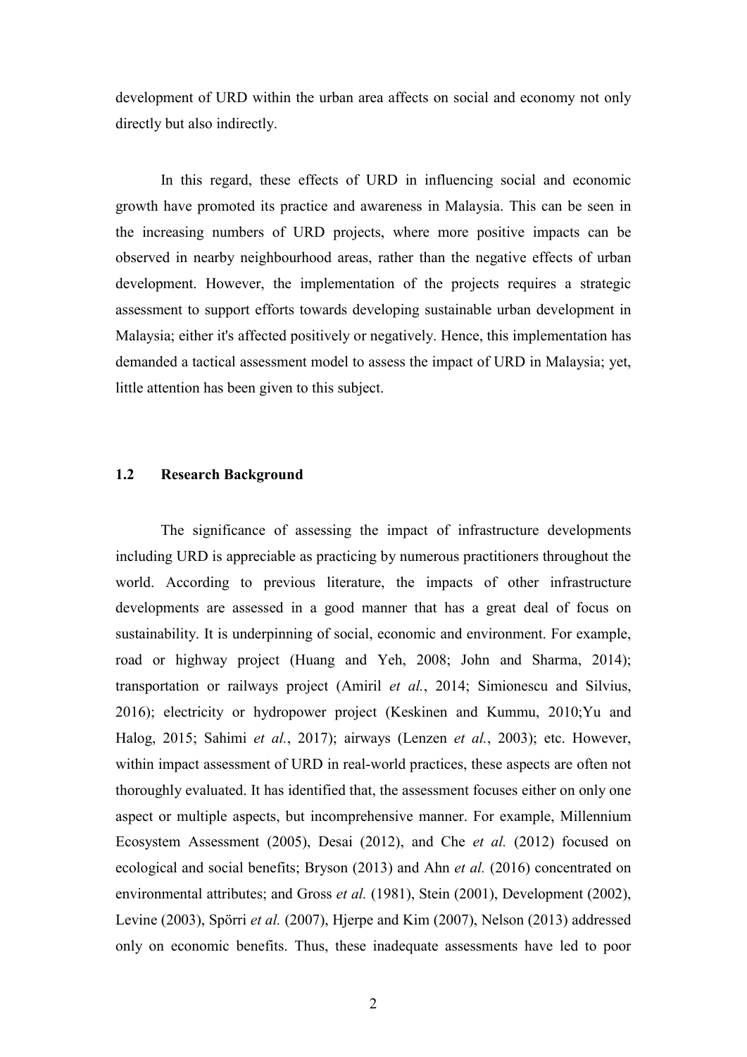development of URD within the urban area affects on social and economy not only directly but also indirectly.

In this regard, these effects of URD in influencing social and economic growth have promoted its practice and awareness in Malaysia. This can be seen in the increasing numbers of URD projects, where more positive impacts can be observed in nearby neighbourhood areas, rather than the negative effects of urban development. However, the implementation of the projects requires a strategic assessment to support efforts towards developing sustainable urban development in Malaysia; either it's affected positively or negatively. Hence, this implementation has demanded a tactical assessment model to assess the impact of URD in Malaysia; yet, little attention has been given to this subject.

## 1.2 Research Background

The significance of assessing the impact of infrastructure developments including URD is appreciable as practicing by numerous practitioners throughout the world. According to previous literature, the impacts of other infrastructure developments are assessed in a good manner that has a great deal of focus on sustainability. It is underpinning of social, economic and environment. For example, road or highway project (Huang and Yeh, 2008; John and Sharma, 2014); transportation or railways project (Amiril *et al.*, 2014; Simionescu and Silvius, 2016); electricity or hydropower project (Keskinen and Kummu, 2010;Yu and Halog, 2015; Sahimi *et al.*, 2017); airways (Lenzen *et al.*, 2003); etc. However, within impact assessment of URD in real-world practices, these aspects are often not thoroughly evaluated. It has identified that, the assessment focuses either on only one aspect or multiple aspects, but incomprehensive manner. For example, Millennium Ecosystem Assessment (2005), Desai (2012), and Che *et al.* (2012) focused on ecological and social benefits; Bryson (2013) and Ahn *et al.* (2016) concentrated on environmental attributes; and Gross *et al.* (1981), Stein (2001), Development (2002), Levine (2003), Spörri *et al.* (2007), Hjerpe and Kim (2007), Nelson (2013) addressed only on economic benefits. Thus, these inadequate assessments have led to poor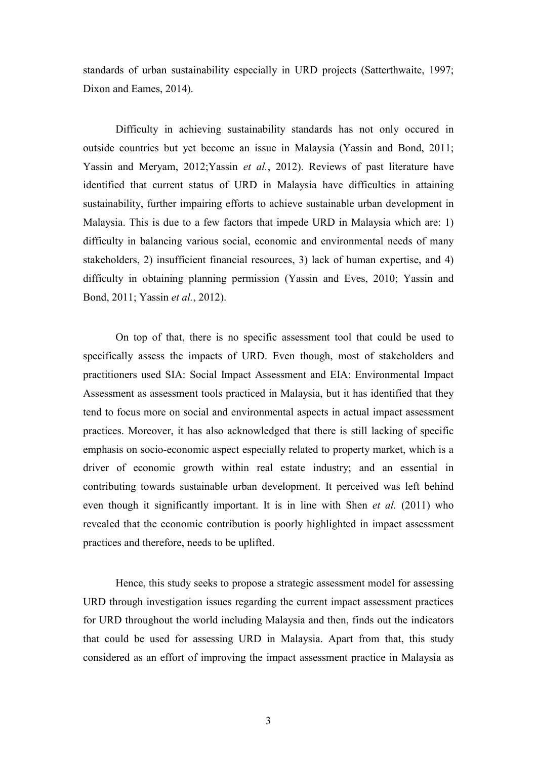standards of urban sustainability especially in URD projects (Satterthwaite, 1997; Dixon and Eames, 2014).

Difficulty in achieving sustainability standards has not only occured in outside countries but yet become an issue in Malaysia (Yassin and Bond, 2011; Yassin and Meryam, 2012;Yassin *et al.*, 2012). Reviews of past literature have identified that current status of URD in Malaysia have difficulties in attaining sustainability, further impairing efforts to achieve sustainable urban development in Malaysia. This is due to a few factors that impede URD in Malaysia which are: 1) difficulty in balancing various social, economic and environmental needs of many stakeholders, 2) insufficient financial resources, 3) lack of human expertise, and 4) difficulty in obtaining planning permission (Yassin and Eves, 2010; Yassin and Bond, 2011; Yassin *et al.*, 2012).

On top of that, there is no specific assessment tool that could be used to specifically assess the impacts of URD. Even though, most of stakeholders and practitioners used SIA: Social Impact Assessment and EIA: Environmental Impact Assessment as assessment tools practiced in Malaysia, but it has identified that they tend to focus more on social and environmental aspects in actual impact assessment practices. Moreover, it has also acknowledged that there is still lacking of specific emphasis on socio-economic aspect especially related to property market, which is a driver of economic growth within real estate industry; and an essential in contributing towards sustainable urban development. It perceived was left behind even though it significantly important. It is in line with Shen *et al.* (2011) who revealed that the economic contribution is poorly highlighted in impact assessment practices and therefore, needs to be uplifted.

Hence, this study seeks to propose a strategic assessment model for assessing URD through investigation issues regarding the current impact assessment practices for URD throughout the world including Malaysia and then, finds out the indicators that could be used for assessing URD in Malaysia. Apart from that, this study considered as an effort of improving the impact assessment practice in Malaysia as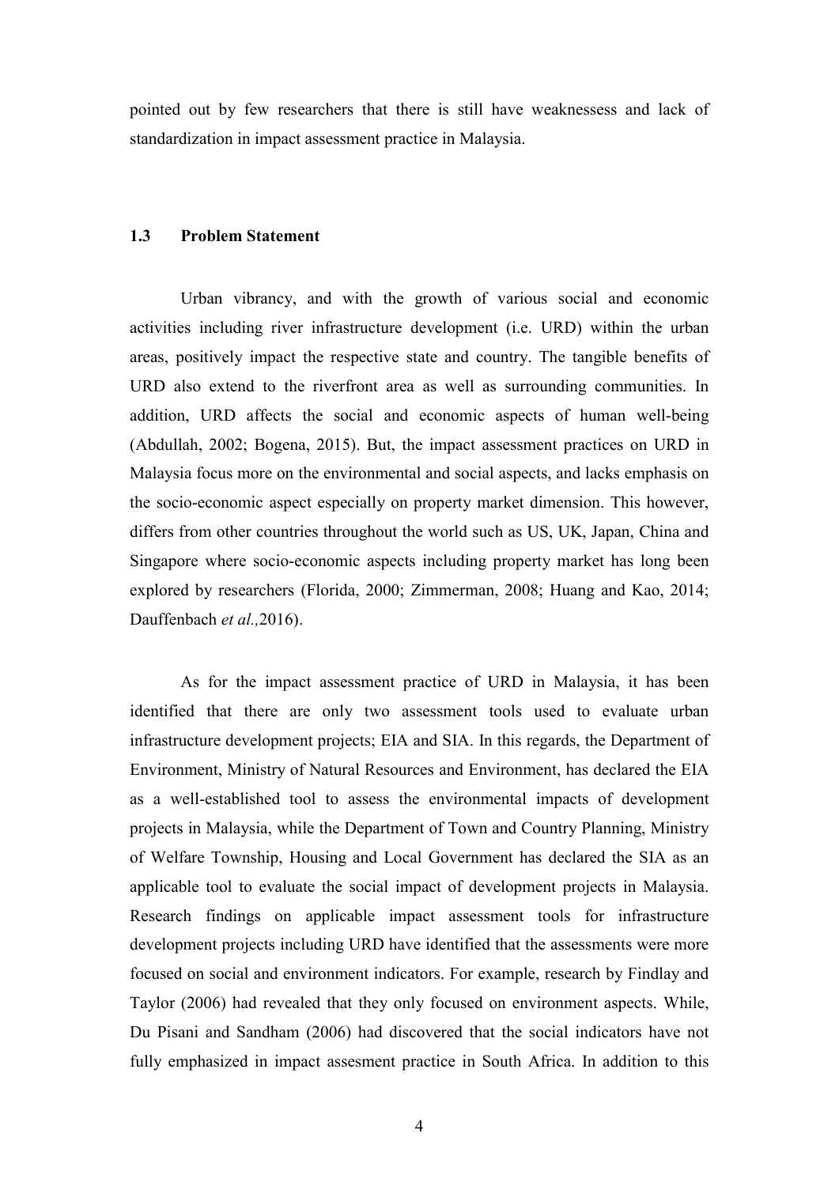pointed out by few researchers that there is still have weaknessess and lack of standardization in impact assessment practice in Malaysia.

## 1.3 Problem Statement

Urban vibrancy, and with the growth of various social and economic activities including river infrastructure development (i.e. URD) within the urban areas, positively impact the respective state and country. The tangible benefits of URD also extend to the riverfront area as well as surrounding communities. In addition, URD affects the social and economic aspects of human well-being (Abdullah, 2002; Bogena, 2015). But, the impact assessment practices on URD in Malaysia focus more on the environmental and social aspects, and lacks emphasis on the socio-economic aspect especially on property market dimension. This however, differs from other countries throughout the world such as US, UK, Japan, China and Singapore where socio-economic aspects including property market has long been explored by researchers (Florida, 2000; Zimmerman, 2008; Huang and Kao, 2014; Dauffenbach *et al.,*2016).

As for the impact assessment practice of URD in Malaysia, it has been identified that there are only two assessment tools used to evaluate urban infrastructure development projects; EIA and SIA. In this regards, the Department of Environment, Ministry of Natural Resources and Environment, has declared the EIA as a well-established tool to assess the environmental impacts of development projects in Malaysia, while the Department of Town and Country Planning, Ministry of Welfare Township, Housing and Local Government has declared the SIA as an applicable tool to evaluate the social impact of development projects in Malaysia. Research findings on applicable impact assessment tools for infrastructure development projects including URD have identified that the assessments were more focused on social and environment indicators. For example, research by Findlay and Taylor (2006) had revealed that they only focused on environment aspects. While, Du Pisani and Sandham (2006) had discovered that the social indicators have not fully emphasized in impact assesment practice in South Africa. In addition to this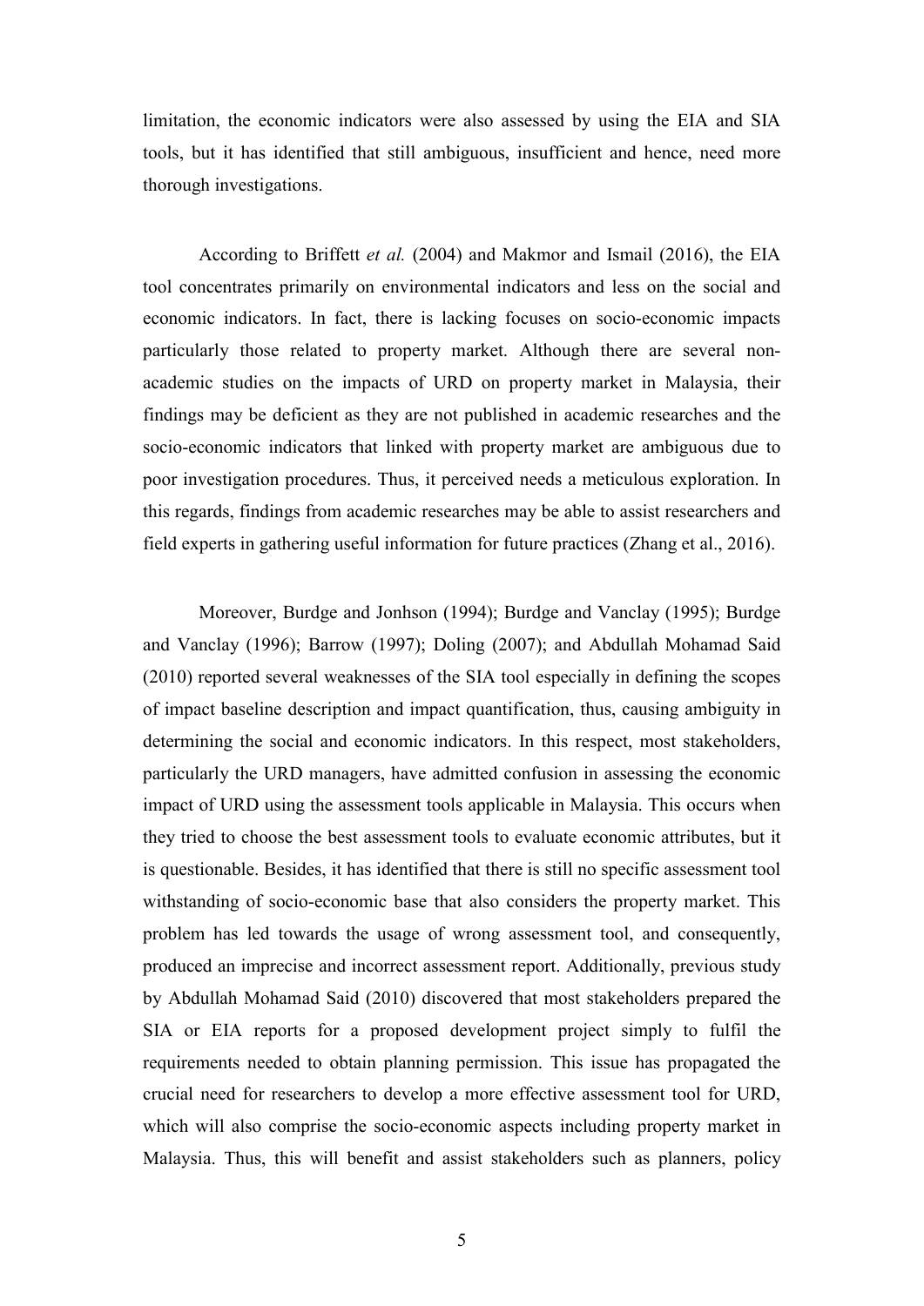limitation, the economic indicators were also assessed by using the EIA and SIA tools, but it has identified that still ambiguous, insufficient and hence, need more thorough investigations.

According to Briffett *et al.* (2004) and Makmor and Ismail (2016), the EIA tool concentrates primarily on environmental indicators and less on the social and economic indicators. In fact, there is lacking focuses on socio-economic impacts particularly those related to property market. Although there are several non-academic studies on the impacts of URD on property market in Malaysia, their findings may be deficient as they are not published in academic researches and the socio-economic indicators that linked with property market are ambiguous due to poor investigation procedures. Thus, it perceived needs a meticulous exploration. In this regards, findings from academic researches may be able to assist researchers and field experts in gathering useful information for future practices (Zhang et al., 2016).

Moreover, Burdge and Jonhson (1994); Burdge and Vanclay (1995); Burdge and Vanclay (1996); Barrow (1997); Doling (2007); and Abdullah Mohamad Said (2010) reported several weaknesses of the SIA tool especially in defining the scopes of impact baseline description and impact quantification, thus, causing ambiguity in determining the social and economic indicators. In this respect, most stakeholders, particularly the URD managers, have admitted confusion in assessing the economic impact of URD using the assessment tools applicable in Malaysia. This occurs when they tried to choose the best assessment tools to evaluate economic attributes, but it is questionable. Besides, it has identified that there is still no specific assessment tool withstanding of socio-economic base that also considers the property market. This problem has led towards the usage of wrong assessment tool, and consequently, produced an imprecise and incorrect assessment report. Additionally, previous study by Abdullah Mohamad Said (2010) discovered that most stakeholders prepared the SIA or EIA reports for a proposed development project simply to fulfil the requirements needed to obtain planning permission. This issue has propagated the crucial need for researchers to develop a more effective assessment tool for URD, which will also comprise the socio-economic aspects including property market in Malaysia. Thus, this will benefit and assist stakeholders such as planners, policy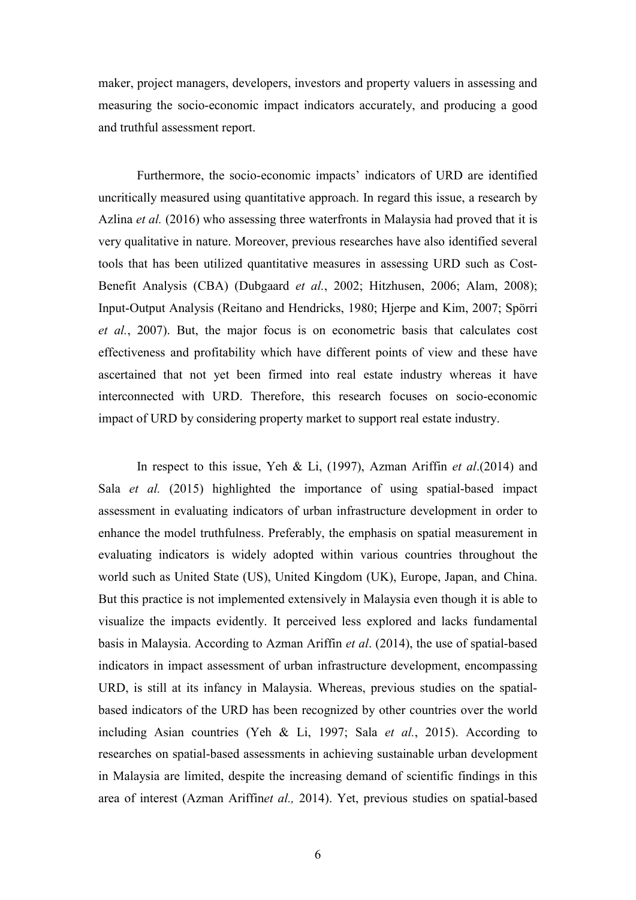maker, project managers, developers, investors and property valuers in assessing and measuring the socio-economic impact indicators accurately, and producing a good and truthful assessment report.

Furthermore, the socio-economic impacts' indicators of URD are identified uncritically measured using quantitative approach. In regard this issue, a research by Azlina *et al.* (2016) who assessing three waterfronts in Malaysia had proved that it is very qualitative in nature. Moreover, previous researches have also identified several tools that has been utilized quantitative measures in assessing URD such as Cost-Benefit Analysis (CBA) (Dubgaard *et al.*, 2002; Hitzhusen, 2006; Alam, 2008); Input-Output Analysis (Reitano and Hendricks, 1980; Hjerpe and Kim, 2007; Spörri *et al.*, 2007). But, the major focus is on econometric basis that calculates cost effectiveness and profitability which have different points of view and these have ascertained that not yet been firmed into real estate industry whereas it have interconnected with URD. Therefore, this research focuses on socio-economic impact of URD by considering property market to support real estate industry.

In respect to this issue, Yeh & Li, (1997), Azman Ariffin *et al*.(2014) and Sala *et al.* (2015) highlighted the importance of using spatial-based impact assessment in evaluating indicators of urban infrastructure development in order to enhance the model truthfulness. Preferably, the emphasis on spatial measurement in evaluating indicators is widely adopted within various countries throughout the world such as United State (US), United Kingdom (UK), Europe, Japan, and China. But this practice is not implemented extensively in Malaysia even though it is able to visualize the impacts evidently. It perceived less explored and lacks fundamental basis in Malaysia. According to Azman Ariffin *et al*. (2014), the use of spatial-based indicators in impact assessment of urban infrastructure development, encompassing URD, is still at its infancy in Malaysia. Whereas, previous studies on the spatial-based indicators of the URD has been recognized by other countries over the world including Asian countries (Yeh & Li, 1997; Sala *et al.*, 2015). According to researches on spatial-based assessments in achieving sustainable urban development in Malaysia are limited, despite the increasing demand of scientific findings in this area of interest (Azman Ariffin*et al.,* 2014). Yet, previous studies on spatial-based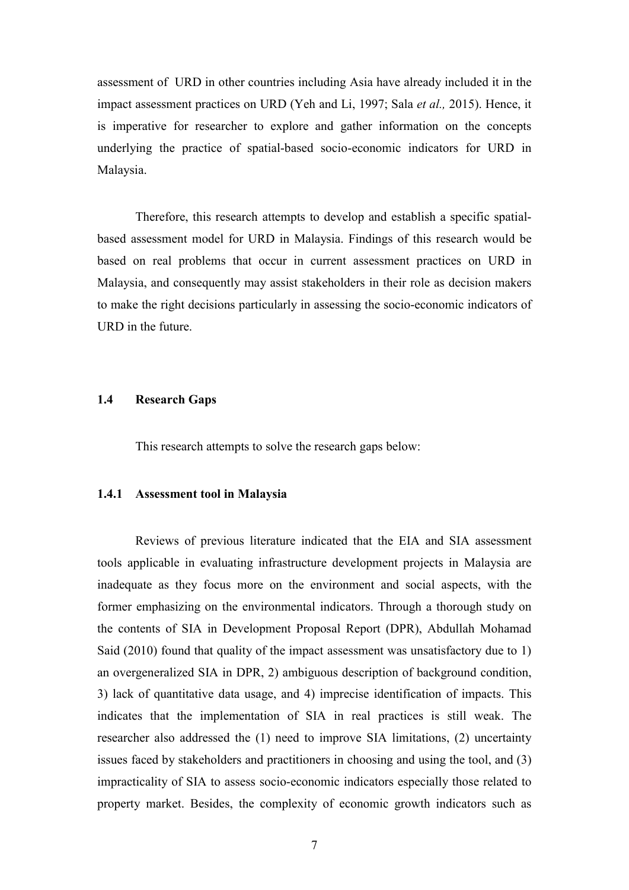assessment of URD in other countries including Asia have already included it in the impact assessment practices on URD (Yeh and Li, 1997; Sala *et al.,* 2015). Hence, it is imperative for researcher to explore and gather information on the concepts underlying the practice of spatial-based socio-economic indicators for URD in Malaysia.

Therefore, this research attempts to develop and establish a specific spatial-based assessment model for URD in Malaysia. Findings of this research would be based on real problems that occur in current assessment practices on URD in Malaysia, and consequently may assist stakeholders in their role as decision makers to make the right decisions particularly in assessing the socio-economic indicators of URD in the future.

## 1.4 Research Gaps

This research attempts to solve the research gaps below:

### 1.4.1 Assessment tool in Malaysia

Reviews of previous literature indicated that the EIA and SIA assessment tools applicable in evaluating infrastructure development projects in Malaysia are inadequate as they focus more on the environment and social aspects, with the former emphasizing on the environmental indicators. Through a thorough study on the contents of SIA in Development Proposal Report (DPR), Abdullah Mohamad Said (2010) found that quality of the impact assessment was unsatisfactory due to 1) an overgeneralized SIA in DPR, 2) ambiguous description of background condition, 3) lack of quantitative data usage, and 4) imprecise identification of impacts. This indicates that the implementation of SIA in real practices is still weak. The researcher also addressed the (1) need to improve SIA limitations, (2) uncertainty issues faced by stakeholders and practitioners in choosing and using the tool, and (3) impracticality of SIA to assess socio-economic indicators especially those related to property market. Besides, the complexity of economic growth indicators such as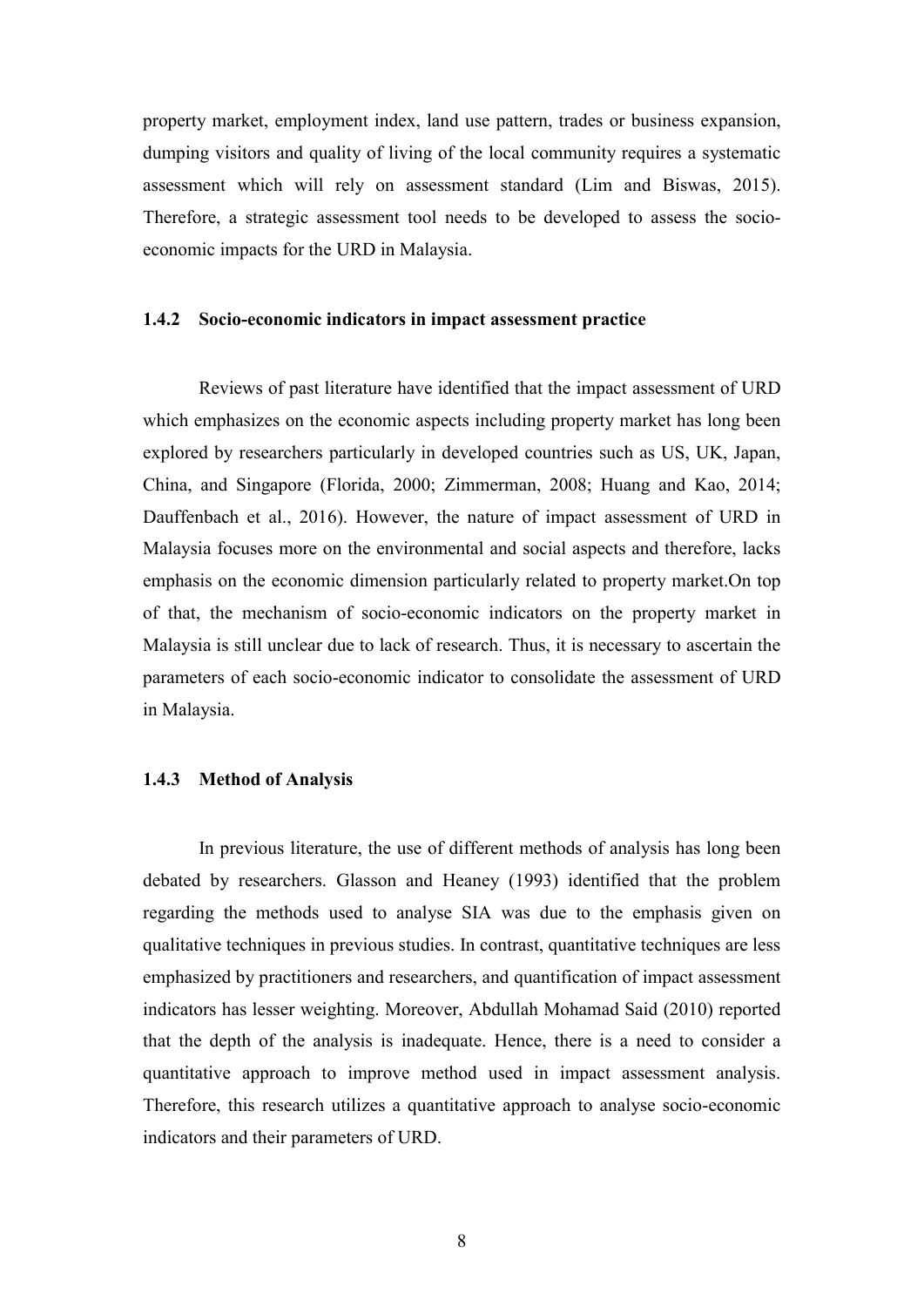property market, employment index, land use pattern, trades or business expansion, dumping visitors and quality of living of the local community requires a systematic assessment which will rely on assessment standard (Lim and Biswas, 2015). Therefore, a strategic assessment tool needs to be developed to assess the socio-economic impacts for the URD in Malaysia.

### 1.4.2 Socio-economic indicators in impact assessment practice

Reviews of past literature have identified that the impact assessment of URD which emphasizes on the economic aspects including property market has long been explored by researchers particularly in developed countries such as US, UK, Japan, China, and Singapore (Florida, 2000; Zimmerman, 2008; Huang and Kao, 2014; Dauffenbach et al., 2016). However, the nature of impact assessment of URD in Malaysia focuses more on the environmental and social aspects and therefore, lacks emphasis on the economic dimension particularly related to property market.On top of that, the mechanism of socio-economic indicators on the property market in Malaysia is still unclear due to lack of research. Thus, it is necessary to ascertain the parameters of each socio-economic indicator to consolidate the assessment of URD in Malaysia.

### 1.4.3 Method of Analysis

In previous literature, the use of different methods of analysis has long been debated by researchers. Glasson and Heaney (1993) identified that the problem regarding the methods used to analyse SIA was due to the emphasis given on qualitative techniques in previous studies. In contrast, quantitative techniques are less emphasized by practitioners and researchers, and quantification of impact assessment indicators has lesser weighting. Moreover, Abdullah Mohamad Said (2010) reported that the depth of the analysis is inadequate. Hence, there is a need to consider a quantitative approach to improve method used in impact assessment analysis. Therefore, this research utilizes a quantitative approach to analyse socio-economic indicators and their parameters of URD.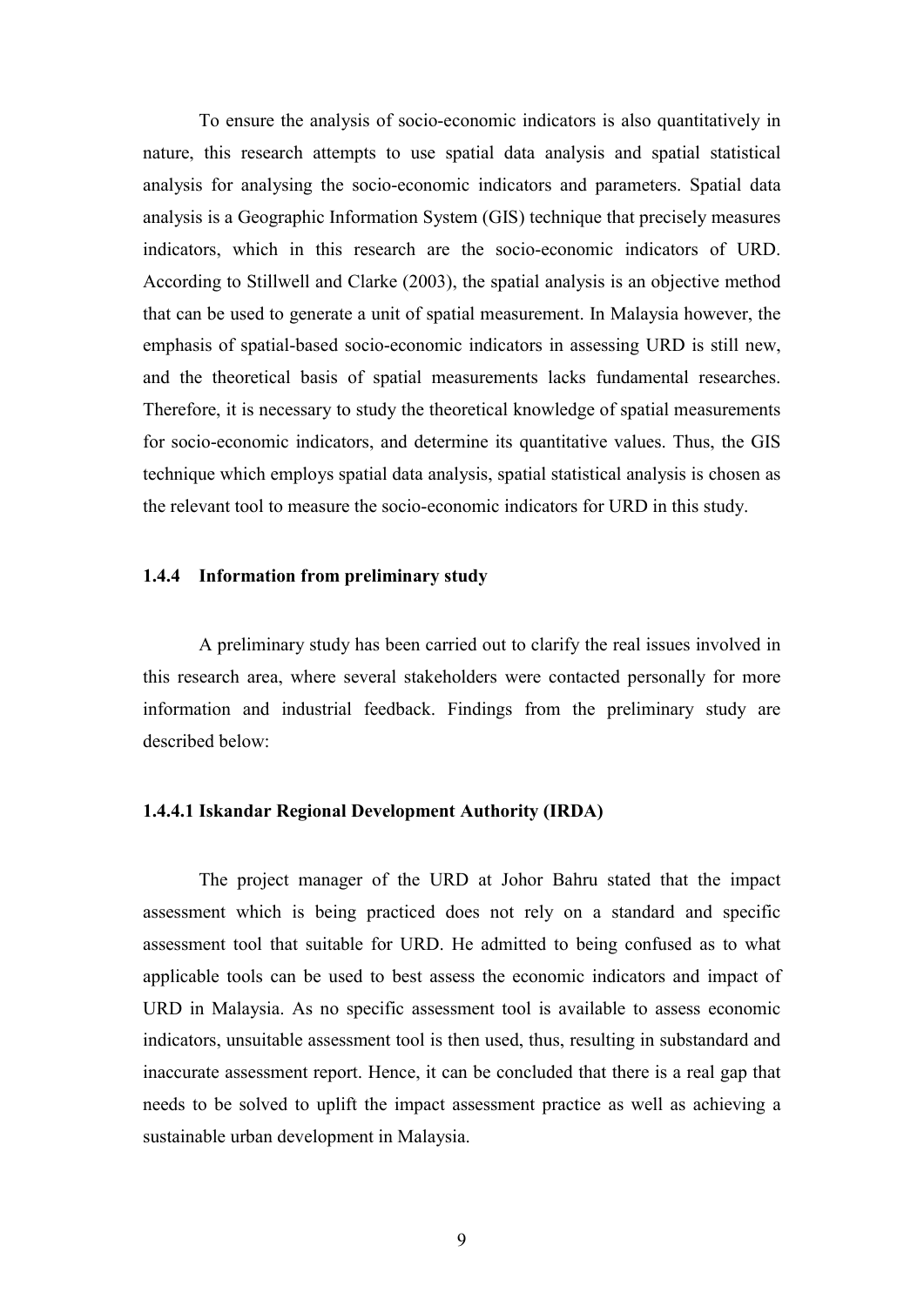To ensure the analysis of socio-economic indicators is also quantitatively in nature, this research attempts to use spatial data analysis and spatial statistical analysis for analysing the socio-economic indicators and parameters. Spatial data analysis is a Geographic Information System (GIS) technique that precisely measures indicators, which in this research are the socio-economic indicators of URD. According to Stillwell and Clarke (2003), the spatial analysis is an objective method that can be used to generate a unit of spatial measurement. In Malaysia however, the emphasis of spatial-based socio-economic indicators in assessing URD is still new, and the theoretical basis of spatial measurements lacks fundamental researches. Therefore, it is necessary to study the theoretical knowledge of spatial measurements for socio-economic indicators, and determine its quantitative values. Thus, the GIS technique which employs spatial data analysis, spatial statistical analysis is chosen as the relevant tool to measure the socio-economic indicators for URD in this study.

### 1.4.4 Information from preliminary study

A preliminary study has been carried out to clarify the real issues involved in this research area, where several stakeholders were contacted personally for more information and industrial feedback. Findings from the preliminary study are described below:

#### 1.4.4.1 Iskandar Regional Development Authority (IRDA)

The project manager of the URD at Johor Bahru stated that the impact assessment which is being practiced does not rely on a standard and specific assessment tool that suitable for URD. He admitted to being confused as to what applicable tools can be used to best assess the economic indicators and impact of URD in Malaysia. As no specific assessment tool is available to assess economic indicators, unsuitable assessment tool is then used, thus, resulting in substandard and inaccurate assessment report. Hence, it can be concluded that there is a real gap that needs to be solved to uplift the impact assessment practice as well as achieving a sustainable urban development in Malaysia.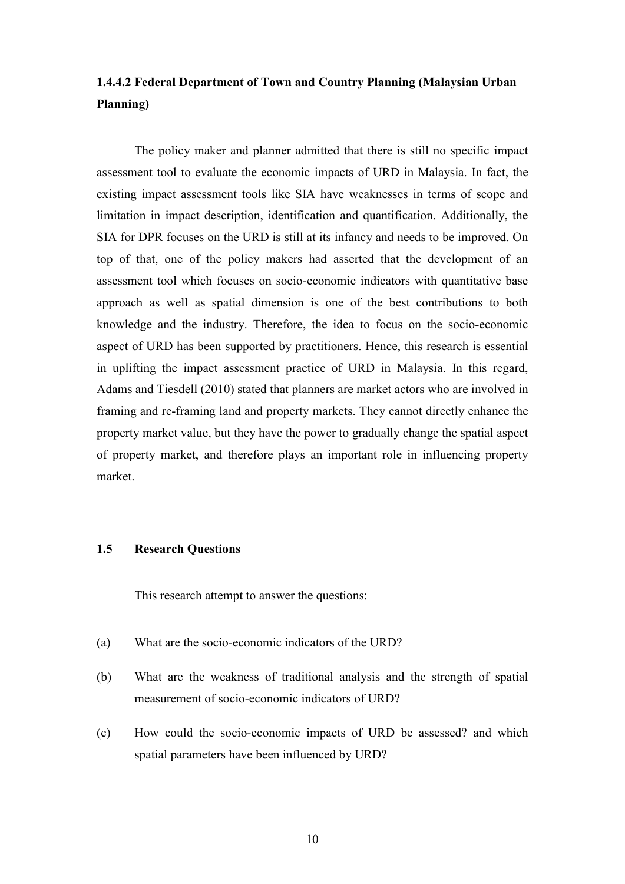#### 1.4.4.2 Federal Department of Town and Country Planning (Malaysian Urban Planning)

The policy maker and planner admitted that there is still no specific impact assessment tool to evaluate the economic impacts of URD in Malaysia. In fact, the existing impact assessment tools like SIA have weaknesses in terms of scope and limitation in impact description, identification and quantification. Additionally, the SIA for DPR focuses on the URD is still at its infancy and needs to be improved. On top of that, one of the policy makers had asserted that the development of an assessment tool which focuses on socio-economic indicators with quantitative base approach as well as spatial dimension is one of the best contributions to both knowledge and the industry. Therefore, the idea to focus on the socio-economic aspect of URD has been supported by practitioners. Hence, this research is essential in uplifting the impact assessment practice of URD in Malaysia. In this regard, Adams and Tiesdell (2010) stated that planners are market actors who are involved in framing and re-framing land and property markets. They cannot directly enhance the property market value, but they have the power to gradually change the spatial aspect of property market, and therefore plays an important role in influencing property market.

## 1.5 Research Questions

This research attempt to answer the questions:

(a) What are the socio-economic indicators of the URD?

(b) What are the weakness of traditional analysis and the strength of spatial measurement of socio-economic indicators of URD?

(c) How could the socio-economic impacts of URD be assessed? and which spatial parameters have been influenced by URD?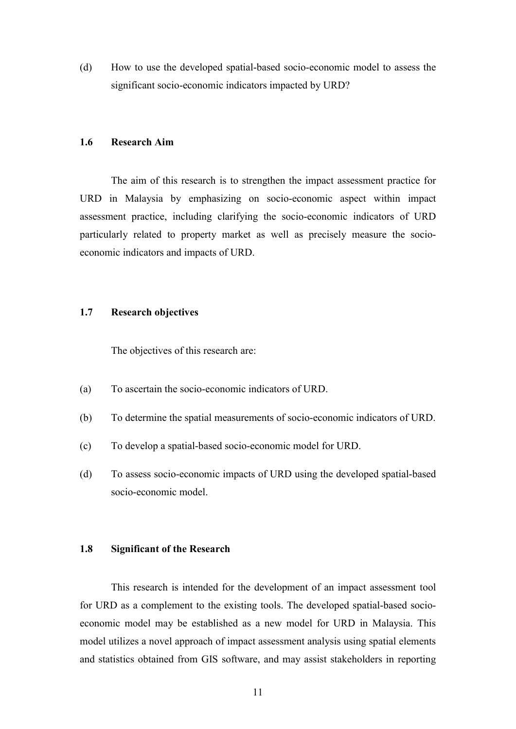(d) How to use the developed spatial-based socio-economic model to assess the significant socio-economic indicators impacted by URD?

## 1.6 Research Aim

The aim of this research is to strengthen the impact assessment practice for URD in Malaysia by emphasizing on socio-economic aspect within impact assessment practice, including clarifying the socio-economic indicators of URD particularly related to property market as well as precisely measure the socio-economic indicators and impacts of URD.

## 1.7 Research objectives

The objectives of this research are:

(a) To ascertain the socio-economic indicators of URD.

(b) To determine the spatial measurements of socio-economic indicators of URD.

(c) To develop a spatial-based socio-economic model for URD.

(d) To assess socio-economic impacts of URD using the developed spatial-based socio-economic model.

## 1.8 Significant of the Research

This research is intended for the development of an impact assessment tool for URD as a complement to the existing tools. The developed spatial-based socio-economic model may be established as a new model for URD in Malaysia. This model utilizes a novel approach of impact assessment analysis using spatial elements and statistics obtained from GIS software, and may assist stakeholders in reporting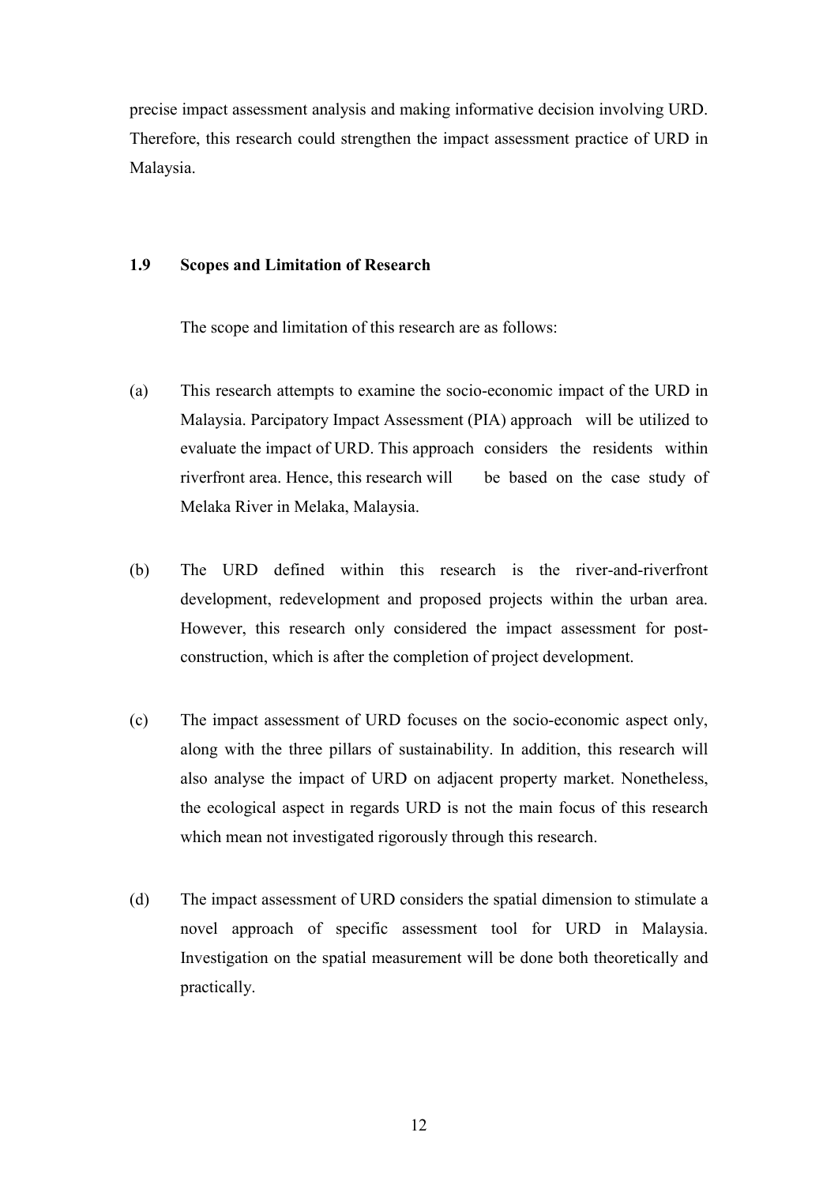precise impact assessment analysis and making informative decision involving URD. Therefore, this research could strengthen the impact assessment practice of URD in Malaysia.

### 1.9 Scopes and Limitation of Research

The scope and limitation of this research are as follows:

(a) This research attempts to examine the socio-economic impact of the URD in Malaysia. Parcipatory Impact Assessment (PIA) approach will be utilized to evaluate the impact of URD. This approach considers the residents within riverfront area. Hence, this research will be based on the case study of Melaka River in Melaka, Malaysia.

(b) The URD defined within this research is the river-and-riverfront development, redevelopment and proposed projects within the urban area. However, this research only considered the impact assessment for post-construction, which is after the completion of project development.

(c) The impact assessment of URD focuses on the socio-economic aspect only, along with the three pillars of sustainability. In addition, this research will also analyse the impact of URD on adjacent property market. Nonetheless, the ecological aspect in regards URD is not the main focus of this research which mean not investigated rigorously through this research.

(d) The impact assessment of URD considers the spatial dimension to stimulate a novel approach of specific assessment tool for URD in Malaysia. Investigation on the spatial measurement will be done both theoretically and practically.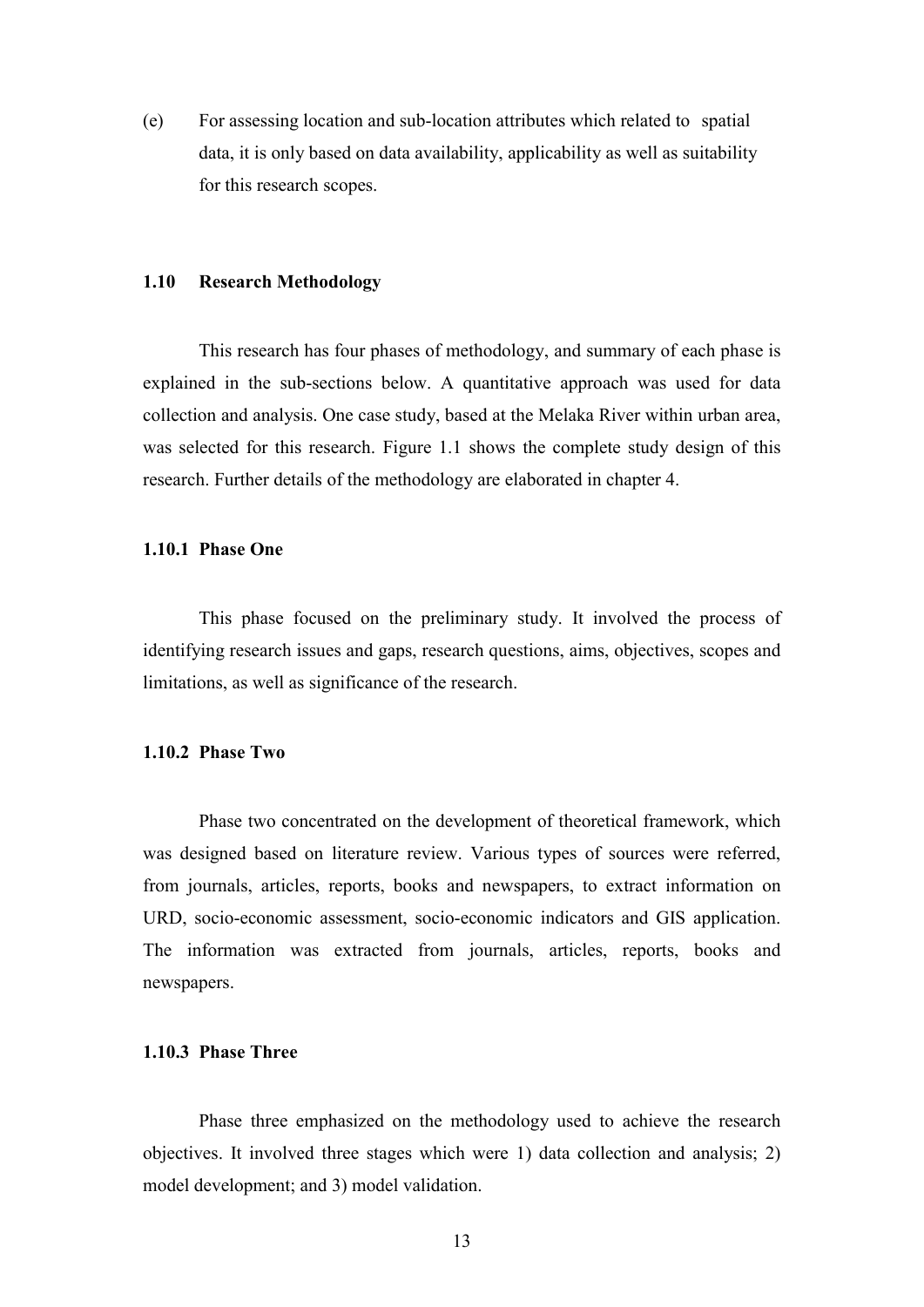(e) For assessing location and sub-location attributes which related to spatial data, it is only based on data availability, applicability as well as suitability for this research scopes.

## 1.10 Research Methodology

This research has four phases of methodology, and summary of each phase is explained in the sub-sections below. A quantitative approach was used for data collection and analysis. One case study, based at the Melaka River within urban area, was selected for this research. Figure 1.1 shows the complete study design of this research. Further details of the methodology are elaborated in chapter 4.

### 1.10.1 Phase One

This phase focused on the preliminary study. It involved the process of identifying research issues and gaps, research questions, aims, objectives, scopes and limitations, as well as significance of the research.

### 1.10.2 Phase Two

Phase two concentrated on the development of theoretical framework, which was designed based on literature review. Various types of sources were referred, from journals, articles, reports, books and newspapers, to extract information on URD, socio-economic assessment, socio-economic indicators and GIS application. The information was extracted from journals, articles, reports, books and newspapers.

### 1.10.3 Phase Three

Phase three emphasized on the methodology used to achieve the research objectives. It involved three stages which were 1) data collection and analysis; 2) model development; and 3) model validation.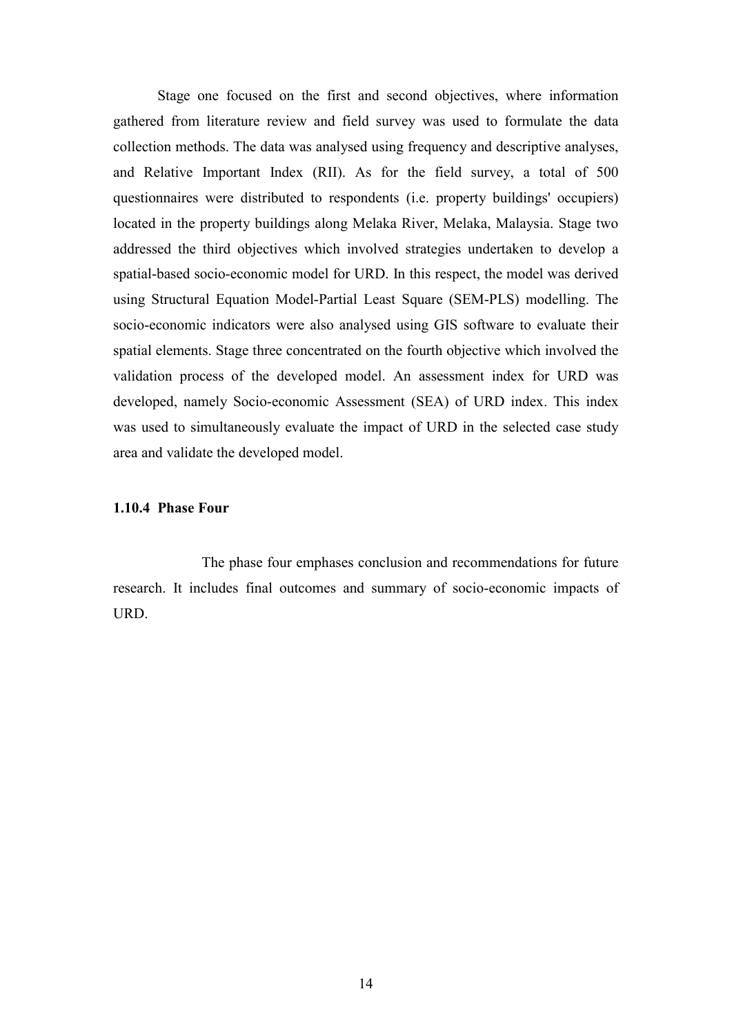Stage one focused on the first and second objectives, where information gathered from literature review and field survey was used to formulate the data collection methods. The data was analysed using frequency and descriptive analyses, and Relative Important Index (RII). As for the field survey, a total of 500 questionnaires were distributed to respondents (i.e. property buildings' occupiers) located in the property buildings along Melaka River, Melaka, Malaysia. Stage two addressed the third objectives which involved strategies undertaken to develop a spatial-based socio-economic model for URD. In this respect, the model was derived using Structural Equation Model-Partial Least Square (SEM-PLS) modelling. The socio-economic indicators were also analysed using GIS software to evaluate their spatial elements. Stage three concentrated on the fourth objective which involved the validation process of the developed model. An assessment index for URD was developed, namely Socio-economic Assessment (SEA) of URD index. This index was used to simultaneously evaluate the impact of URD in the selected case study area and validate the developed model.

### 1.10.4 Phase Four

The phase four emphases conclusion and recommendations for future research. It includes final outcomes and summary of socio-economic impacts of URD.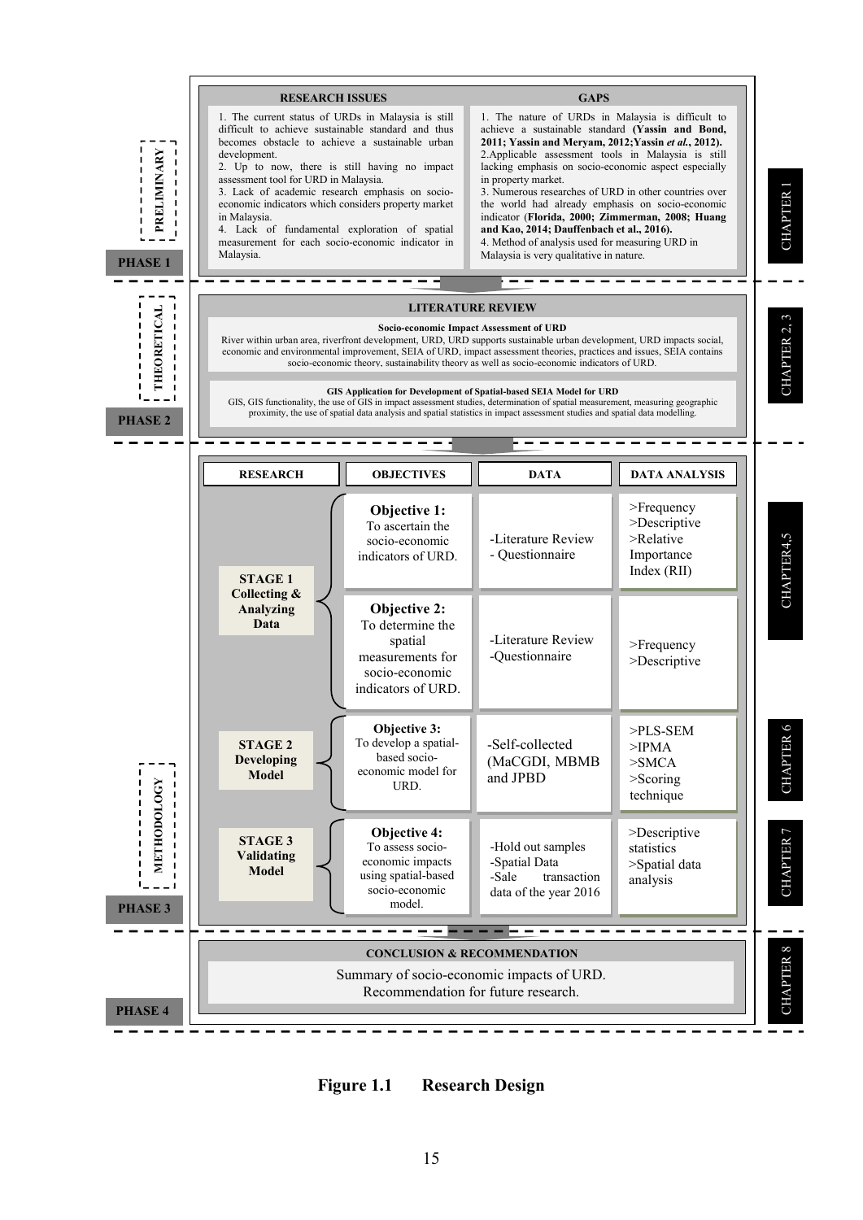**PRELIMINARY** — **PHASE 1** — CHAPTER 1

| RESEARCH ISSUES | GAPS |
|---|---|
| 1. The current status of URDs in Malaysia is still difficult to achieve sustainable standard and thus becomes obstacle to achieve a sustainable urban development.<br>2. Up to now, there is still having no impact assessment tool for URD in Malaysia.<br>3. Lack of academic research emphasis on socio-economic indicators which considers property market in Malaysia.<br>4. Lack of fundamental exploration of spatial measurement for each socio-economic indicator in Malaysia. | 1. The nature of URDs in Malaysia is difficult to achieve a sustainable standard **(Yassin and Bond, 2011; Yassin and Meryam, 2012; Yassin *et al.*, 2012).**<br>2. Applicable assessment tools in Malaysia is still lacking emphasis on socio-economic aspect especially in property market.<br>3. Numerous researches of URD in other countries over the world had already emphasis on socio-economic indicator (**Florida, 2000; Zimmerman, 2008; Huang and Kao, 2014; Dauffenbach et al., 2016).**<br>4. Method of analysis used for measuring URD in Malaysia is very qualitative in nature. |

**THEORETICAL** — **PHASE 2** — CHAPTER 2, 3

**LITERATURE REVIEW**

**Socio-economic Impact Assessment of URD**

River within urban area, riverfront development, URD, URD supports sustainable urban development, URD impacts social, economic and environmental improvement, SEIA of URD, impact assessment theories, practices and issues, SEIA contains socio-economic theory, sustainability theory as well as socio-economic indicators of URD.

**GIS Application for Development of Spatial-based SEIA Model for URD**

GIS, GIS functionality, the use of GIS in impact assessment studies, determination of spatial measurement, measuring geographic proximity, the use of spatial data analysis and spatial statistics in impact assessment studies and spatial data modelling.

**METHODOLOGY** — **PHASE 3**

| RESEARCH | OBJECTIVES | DATA | DATA ANALYSIS | |
|---|---|---|---|---|
| **STAGE 1 Collecting & Analyzing Data** | **Objective 1:** To ascertain the socio-economic indicators of URD. | -Literature Review<br>- Questionnaire | >Frequency<br>>Descriptive<br>>Relative Importance Index (RII) | CHAPTER 4,5 |
| | **Objective 2:** To determine the spatial measurements for socio-economic indicators of URD. | -Literature Review<br>-Questionnaire | >Frequency<br>>Descriptive | |
| **STAGE 2 Developing Model** | **Objective 3:** To develop a spatial-based socio-economic model for URD. | -Self-collected (MaCGDI, MBMB and JPBD | >PLS-SEM<br>>IPMA<br>>SMCA<br>>Scoring technique | CHAPTER 6 |
| **STAGE 3 Validating Model** | **Objective 4:** To assess socio-economic impacts using spatial-based socio-economic model. | -Hold out samples<br>-Spatial Data<br>-Sale transaction data of the year 2016 | >Descriptive statistics<br>>Spatial data analysis | CHAPTER 7 |

**PHASE 4** — CHAPTER 8

**CONCLUSION & RECOMMENDATION**

Summary of socio-economic impacts of URD.
Recommendation for future research.

**Figure 1.1 Research Design**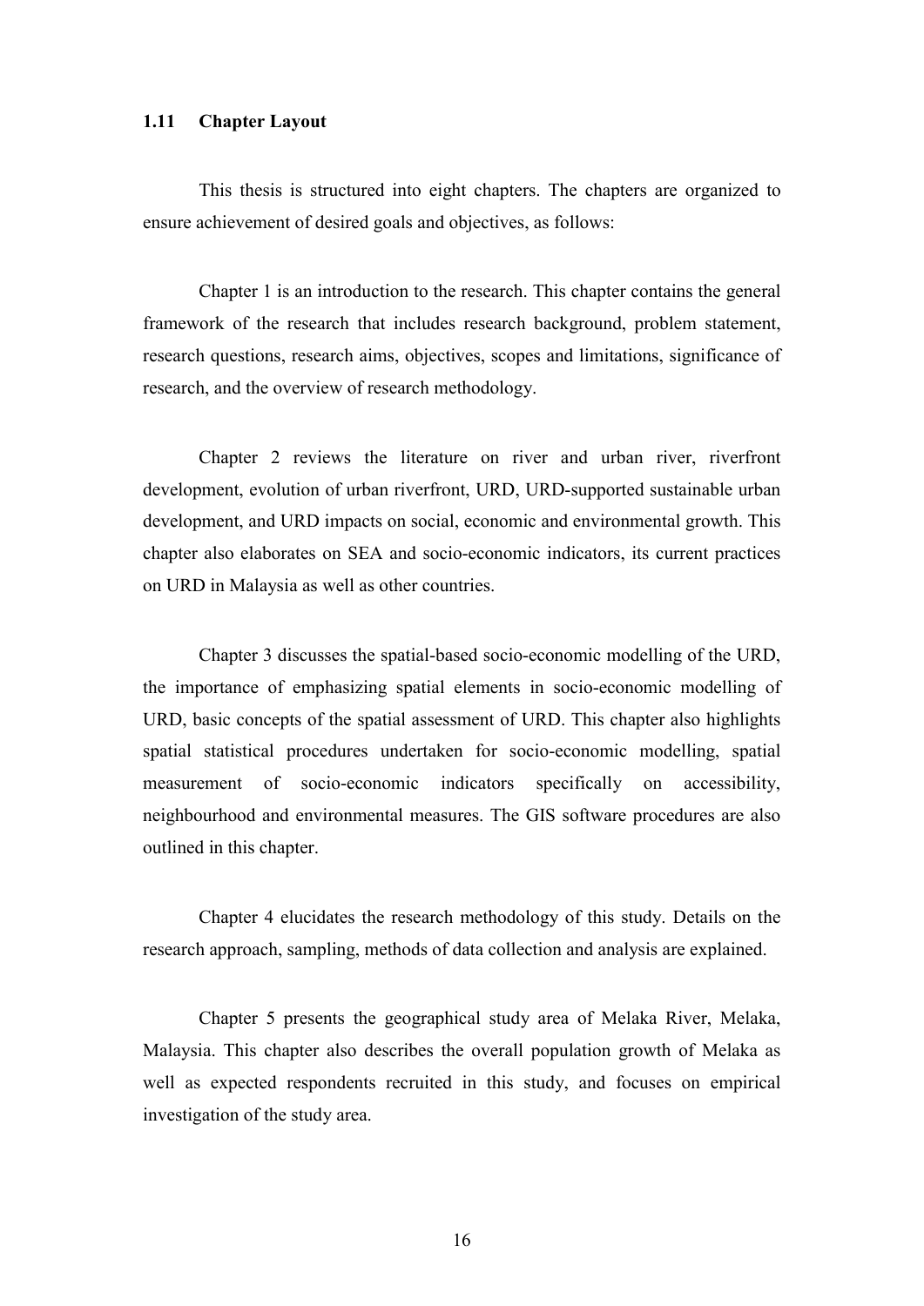### 1.11 Chapter Layout

This thesis is structured into eight chapters. The chapters are organized to ensure achievement of desired goals and objectives, as follows:

Chapter 1 is an introduction to the research. This chapter contains the general framework of the research that includes research background, problem statement, research questions, research aims, objectives, scopes and limitations, significance of research, and the overview of research methodology.

Chapter 2 reviews the literature on river and urban river, riverfront development, evolution of urban riverfront, URD, URD-supported sustainable urban development, and URD impacts on social, economic and environmental growth. This chapter also elaborates on SEA and socio-economic indicators, its current practices on URD in Malaysia as well as other countries.

Chapter 3 discusses the spatial-based socio-economic modelling of the URD, the importance of emphasizing spatial elements in socio-economic modelling of URD, basic concepts of the spatial assessment of URD. This chapter also highlights spatial statistical procedures undertaken for socio-economic modelling, spatial measurement of socio-economic indicators specifically on accessibility, neighbourhood and environmental measures. The GIS software procedures are also outlined in this chapter.

Chapter 4 elucidates the research methodology of this study. Details on the research approach, sampling, methods of data collection and analysis are explained.

Chapter 5 presents the geographical study area of Melaka River, Melaka, Malaysia. This chapter also describes the overall population growth of Melaka as well as expected respondents recruited in this study, and focuses on empirical investigation of the study area.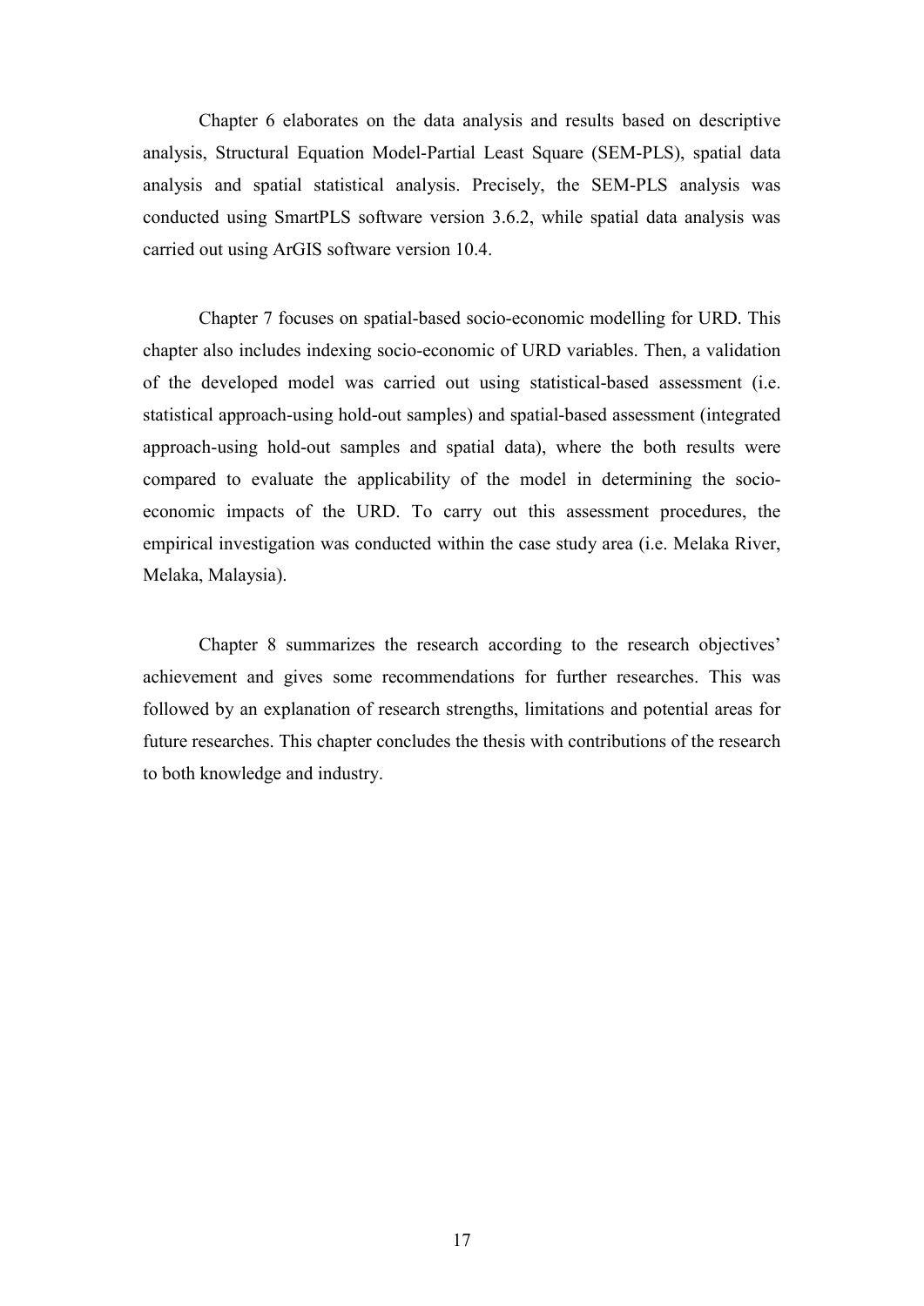Chapter 6 elaborates on the data analysis and results based on descriptive analysis, Structural Equation Model-Partial Least Square (SEM-PLS), spatial data analysis and spatial statistical analysis. Precisely, the SEM-PLS analysis was conducted using SmartPLS software version 3.6.2, while spatial data analysis was carried out using ArGIS software version 10.4.

Chapter 7 focuses on spatial-based socio-economic modelling for URD. This chapter also includes indexing socio-economic of URD variables. Then, a validation of the developed model was carried out using statistical-based assessment (i.e. statistical approach-using hold-out samples) and spatial-based assessment (integrated approach-using hold-out samples and spatial data), where the both results were compared to evaluate the applicability of the model in determining the socio-economic impacts of the URD. To carry out this assessment procedures, the empirical investigation was conducted within the case study area (i.e. Melaka River, Melaka, Malaysia).

Chapter 8 summarizes the research according to the research objectives' achievement and gives some recommendations for further researches. This was followed by an explanation of research strengths, limitations and potential areas for future researches. This chapter concludes the thesis with contributions of the research to both knowledge and industry.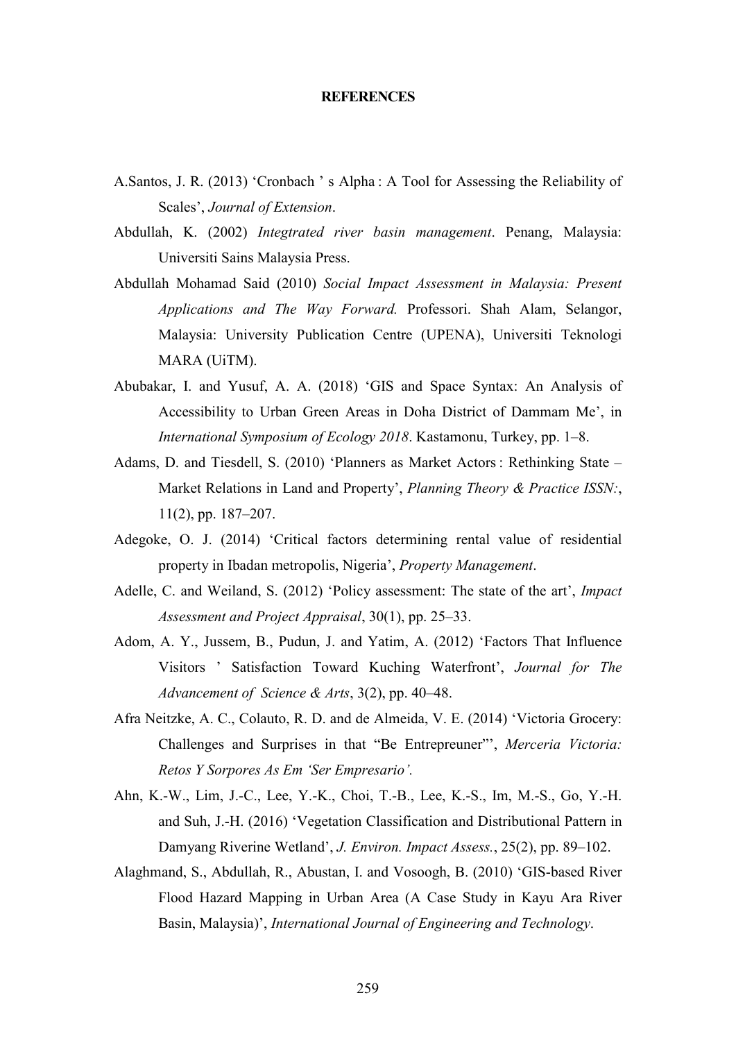# REFERENCES

A.Santos, J. R. (2013) 'Cronbach ' s Alpha : A Tool for Assessing the Reliability of Scales', *Journal of Extension*.

Abdullah, K. (2002) *Integtrated river basin management*. Penang, Malaysia: Universiti Sains Malaysia Press.

Abdullah Mohamad Said (2010) *Social Impact Assessment in Malaysia: Present Applications and The Way Forward.* Professori. Shah Alam, Selangor, Malaysia: University Publication Centre (UPENA), Universiti Teknologi MARA (UiTM).

Abubakar, I. and Yusuf, A. A. (2018) 'GIS and Space Syntax: An Analysis of Accessibility to Urban Green Areas in Doha District of Dammam Me', in *International Symposium of Ecology 2018*. Kastamonu, Turkey, pp. 1–8.

Adams, D. and Tiesdell, S. (2010) 'Planners as Market Actors : Rethinking State – Market Relations in Land and Property', *Planning Theory & Practice ISSN:*, 11(2), pp. 187–207.

Adegoke, O. J. (2014) 'Critical factors determining rental value of residential property in Ibadan metropolis, Nigeria', *Property Management*.

Adelle, C. and Weiland, S. (2012) 'Policy assessment: The state of the art', *Impact Assessment and Project Appraisal*, 30(1), pp. 25–33.

Adom, A. Y., Jussem, B., Pudun, J. and Yatim, A. (2012) 'Factors That Influence Visitors ' Satisfaction Toward Kuching Waterfront', *Journal for The Advancement of Science & Arts*, 3(2), pp. 40–48.

Afra Neitzke, A. C., Colauto, R. D. and de Almeida, V. E. (2014) 'Victoria Grocery: Challenges and Surprises in that "Be Entrepreuner"', *Merceria Victoria: Retos Y Sorpores As Em 'Ser Empresario'.*

Ahn, K.-W., Lim, J.-C., Lee, Y.-K., Choi, T.-B., Lee, K.-S., Im, M.-S., Go, Y.-H. and Suh, J.-H. (2016) 'Vegetation Classification and Distributional Pattern in Damyang Riverine Wetland', *J. Environ. Impact Assess.*, 25(2), pp. 89–102.

Alaghmand, S., Abdullah, R., Abustan, I. and Vosoogh, B. (2010) 'GIS-based River Flood Hazard Mapping in Urban Area (A Case Study in Kayu Ara River Basin, Malaysia)', *International Journal of Engineering and Technology*.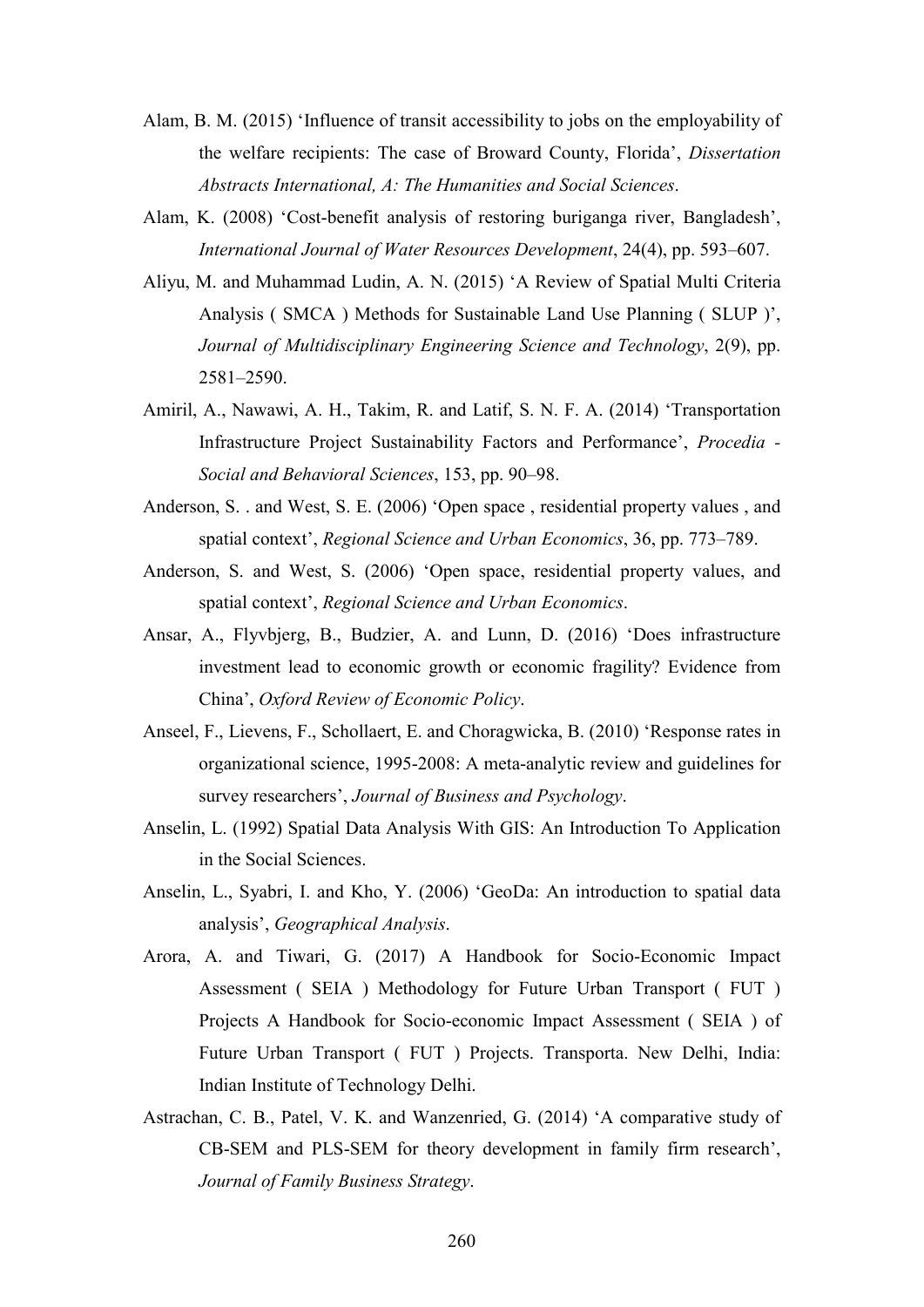Alam, B. M. (2015) ‘Influence of transit accessibility to jobs on the employability of the welfare recipients: The case of Broward County, Florida’, *Dissertation Abstracts International, A: The Humanities and Social Sciences*.

Alam, K. (2008) ‘Cost-benefit analysis of restoring buriganga river, Bangladesh’, *International Journal of Water Resources Development*, 24(4), pp. 593–607.

Aliyu, M. and Muhammad Ludin, A. N. (2015) ‘A Review of Spatial Multi Criteria Analysis ( SMCA ) Methods for Sustainable Land Use Planning ( SLUP )’, *Journal of Multidisciplinary Engineering Science and Technology*, 2(9), pp. 2581–2590.

Amiril, A., Nawawi, A. H., Takim, R. and Latif, S. N. F. A. (2014) ‘Transportation Infrastructure Project Sustainability Factors and Performance’, *Procedia - Social and Behavioral Sciences*, 153, pp. 90–98.

Anderson, S. . and West, S. E. (2006) ‘Open space , residential property values , and spatial context’, *Regional Science and Urban Economics*, 36, pp. 773–789.

Anderson, S. and West, S. (2006) ‘Open space, residential property values, and spatial context’, *Regional Science and Urban Economics*.

Ansar, A., Flyvbjerg, B., Budzier, A. and Lunn, D. (2016) ‘Does infrastructure investment lead to economic growth or economic fragility? Evidence from China’, *Oxford Review of Economic Policy*.

Anseel, F., Lievens, F., Schollaert, E. and Choragwicka, B. (2010) ‘Response rates in organizational science, 1995-2008: A meta-analytic review and guidelines for survey researchers’, *Journal of Business and Psychology*.

Anselin, L. (1992) Spatial Data Analysis With GIS: An Introduction To Application in the Social Sciences.

Anselin, L., Syabri, I. and Kho, Y. (2006) ‘GeoDa: An introduction to spatial data analysis’, *Geographical Analysis*.

Arora, A. and Tiwari, G. (2017) A Handbook for Socio-Economic Impact Assessment ( SEIA ) Methodology for Future Urban Transport ( FUT ) Projects A Handbook for Socio-economic Impact Assessment ( SEIA ) of Future Urban Transport ( FUT ) Projects. Transporta. New Delhi, India: Indian Institute of Technology Delhi.

Astrachan, C. B., Patel, V. K. and Wanzenried, G. (2014) ‘A comparative study of CB-SEM and PLS-SEM for theory development in family firm research’, *Journal of Family Business Strategy*.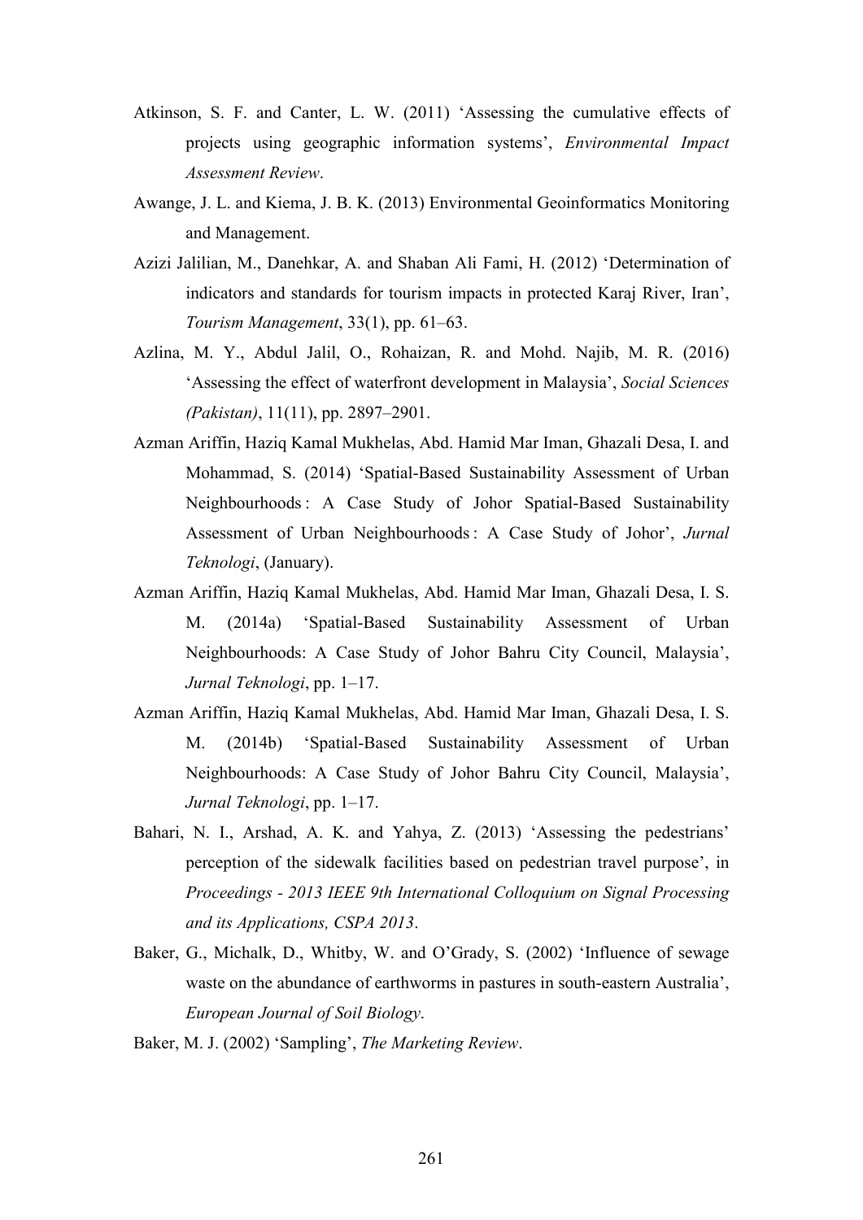Atkinson, S. F. and Canter, L. W. (2011) 'Assessing the cumulative effects of projects using geographic information systems', *Environmental Impact Assessment Review*.

Awange, J. L. and Kiema, J. B. K. (2013) Environmental Geoinformatics Monitoring and Management.

Azizi Jalilian, M., Danehkar, A. and Shaban Ali Fami, H. (2012) 'Determination of indicators and standards for tourism impacts in protected Karaj River, Iran', *Tourism Management*, 33(1), pp. 61–63.

Azlina, M. Y., Abdul Jalil, O., Rohaizan, R. and Mohd. Najib, M. R. (2016) 'Assessing the effect of waterfront development in Malaysia', *Social Sciences (Pakistan)*, 11(11), pp. 2897–2901.

Azman Ariffin, Haziq Kamal Mukhelas, Abd. Hamid Mar Iman, Ghazali Desa, I. and Mohammad, S. (2014) 'Spatial-Based Sustainability Assessment of Urban Neighbourhoods : A Case Study of Johor Spatial-Based Sustainability Assessment of Urban Neighbourhoods : A Case Study of Johor', *Jurnal Teknologi*, (January).

Azman Ariffin, Haziq Kamal Mukhelas, Abd. Hamid Mar Iman, Ghazali Desa, I. S. M. (2014a) 'Spatial-Based Sustainability Assessment of Urban Neighbourhoods: A Case Study of Johor Bahru City Council, Malaysia', *Jurnal Teknologi*, pp. 1–17.

Azman Ariffin, Haziq Kamal Mukhelas, Abd. Hamid Mar Iman, Ghazali Desa, I. S. M. (2014b) 'Spatial-Based Sustainability Assessment of Urban Neighbourhoods: A Case Study of Johor Bahru City Council, Malaysia', *Jurnal Teknologi*, pp. 1–17.

Bahari, N. I., Arshad, A. K. and Yahya, Z. (2013) 'Assessing the pedestrians' perception of the sidewalk facilities based on pedestrian travel purpose', in *Proceedings - 2013 IEEE 9th International Colloquium on Signal Processing and its Applications, CSPA 2013*.

Baker, G., Michalk, D., Whitby, W. and O'Grady, S. (2002) 'Influence of sewage waste on the abundance of earthworms in pastures in south-eastern Australia', *European Journal of Soil Biology*.

Baker, M. J. (2002) 'Sampling', *The Marketing Review*.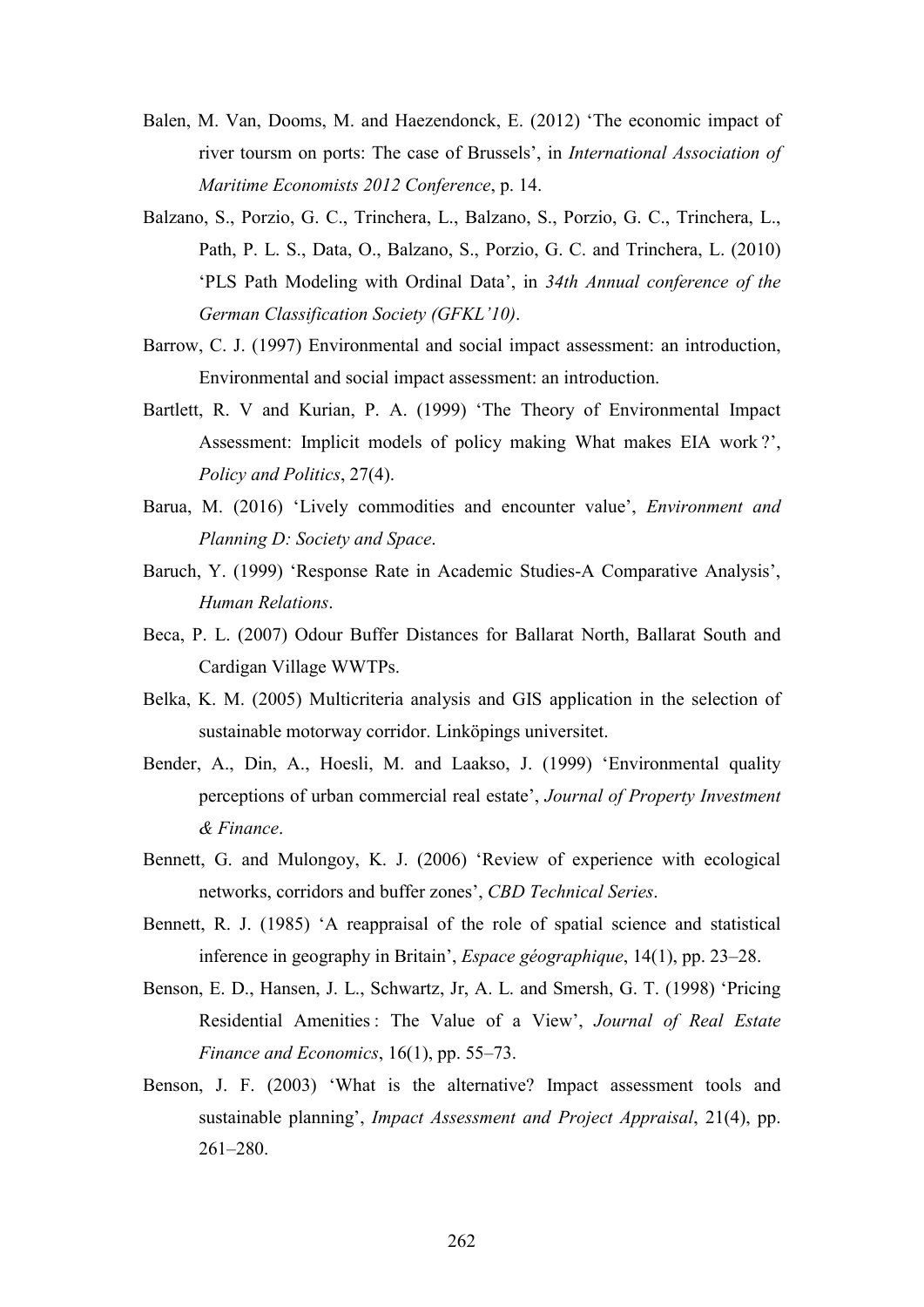Balen, M. Van, Dooms, M. and Haezendonck, E. (2012) 'The economic impact of river toursm on ports: The case of Brussels', in *International Association of Maritime Economists 2012 Conference*, p. 14.

Balzano, S., Porzio, G. C., Trinchera, L., Balzano, S., Porzio, G. C., Trinchera, L., Path, P. L. S., Data, O., Balzano, S., Porzio, G. C. and Trinchera, L. (2010) 'PLS Path Modeling with Ordinal Data', in *34th Annual conference of the German Classification Society (GFKL'10)*.

Barrow, C. J. (1997) Environmental and social impact assessment: an introduction, Environmental and social impact assessment: an introduction.

Bartlett, R. V and Kurian, P. A. (1999) 'The Theory of Environmental Impact Assessment: Implicit models of policy making What makes EIA work ?', *Policy and Politics*, 27(4).

Barua, M. (2016) 'Lively commodities and encounter value', *Environment and Planning D: Society and Space*.

Baruch, Y. (1999) 'Response Rate in Academic Studies-A Comparative Analysis', *Human Relations*.

Beca, P. L. (2007) Odour Buffer Distances for Ballarat North, Ballarat South and Cardigan Village WWTPs.

Belka, K. M. (2005) Multicriteria analysis and GIS application in the selection of sustainable motorway corridor. Linköpings universitet.

Bender, A., Din, A., Hoesli, M. and Laakso, J. (1999) 'Environmental quality perceptions of urban commercial real estate', *Journal of Property Investment & Finance*.

Bennett, G. and Mulongoy, K. J. (2006) 'Review of experience with ecological networks, corridors and buffer zones', *CBD Technical Series*.

Bennett, R. J. (1985) 'A reappraisal of the role of spatial science and statistical inference in geography in Britain', *Espace géographique*, 14(1), pp. 23–28.

Benson, E. D., Hansen, J. L., Schwartz, Jr, A. L. and Smersh, G. T. (1998) 'Pricing Residential Amenities : The Value of a View', *Journal of Real Estate Finance and Economics*, 16(1), pp. 55–73.

Benson, J. F. (2003) 'What is the alternative? Impact assessment tools and sustainable planning', *Impact Assessment and Project Appraisal*, 21(4), pp. 261–280.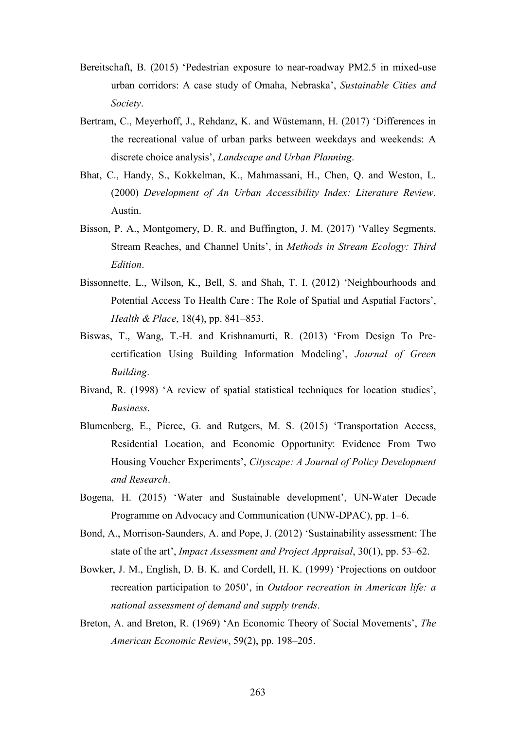Bereitschaft, B. (2015) 'Pedestrian exposure to near-roadway PM2.5 in mixed-use urban corridors: A case study of Omaha, Nebraska', *Sustainable Cities and Society*.

Bertram, C., Meyerhoff, J., Rehdanz, K. and Wüstemann, H. (2017) 'Differences in the recreational value of urban parks between weekdays and weekends: A discrete choice analysis', *Landscape and Urban Planning*.

Bhat, C., Handy, S., Kokkelman, K., Mahmassani, H., Chen, Q. and Weston, L. (2000) *Development of An Urban Accessibility Index: Literature Review*. Austin.

Bisson, P. A., Montgomery, D. R. and Buffington, J. M. (2017) 'Valley Segments, Stream Reaches, and Channel Units', in *Methods in Stream Ecology: Third Edition*.

Bissonnette, L., Wilson, K., Bell, S. and Shah, T. I. (2012) 'Neighbourhoods and Potential Access To Health Care : The Role of Spatial and Aspatial Factors', *Health & Place*, 18(4), pp. 841–853.

Biswas, T., Wang, T.-H. and Krishnamurti, R. (2013) 'From Design To Pre-certification Using Building Information Modeling', *Journal of Green Building*.

Bivand, R. (1998) 'A review of spatial statistical techniques for location studies', *Business*.

Blumenberg, E., Pierce, G. and Rutgers, M. S. (2015) 'Transportation Access, Residential Location, and Economic Opportunity: Evidence From Two Housing Voucher Experiments', *Cityscape: A Journal of Policy Development and Research*.

Bogena, H. (2015) 'Water and Sustainable development', UN-Water Decade Programme on Advocacy and Communication (UNW-DPAC), pp. 1–6.

Bond, A., Morrison-Saunders, A. and Pope, J. (2012) 'Sustainability assessment: The state of the art', *Impact Assessment and Project Appraisal*, 30(1), pp. 53–62.

Bowker, J. M., English, D. B. K. and Cordell, H. K. (1999) 'Projections on outdoor recreation participation to 2050', in *Outdoor recreation in American life: a national assessment of demand and supply trends*.

Breton, A. and Breton, R. (1969) 'An Economic Theory of Social Movements', *The American Economic Review*, 59(2), pp. 198–205.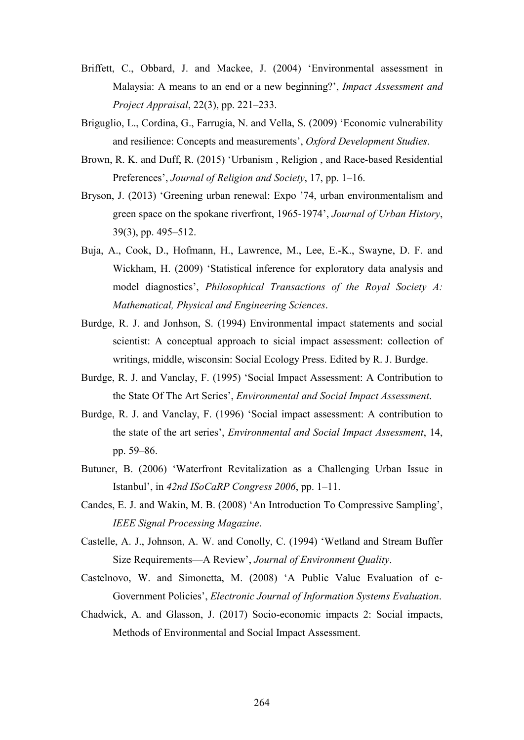Briffett, C., Obbard, J. and Mackee, J. (2004) 'Environmental assessment in Malaysia: A means to an end or a new beginning?', *Impact Assessment and Project Appraisal*, 22(3), pp. 221–233.

Briguglio, L., Cordina, G., Farrugia, N. and Vella, S. (2009) 'Economic vulnerability and resilience: Concepts and measurements', *Oxford Development Studies*.

Brown, R. K. and Duff, R. (2015) 'Urbanism , Religion , and Race-based Residential Preferences', *Journal of Religion and Society*, 17, pp. 1–16.

Bryson, J. (2013) 'Greening urban renewal: Expo '74, urban environmentalism and green space on the spokane riverfront, 1965-1974', *Journal of Urban History*, 39(3), pp. 495–512.

Buja, A., Cook, D., Hofmann, H., Lawrence, M., Lee, E.-K., Swayne, D. F. and Wickham, H. (2009) 'Statistical inference for exploratory data analysis and model diagnostics', *Philosophical Transactions of the Royal Society A: Mathematical, Physical and Engineering Sciences*.

Burdge, R. J. and Jonhson, S. (1994) Environmental impact statements and social scientist: A conceptual approach to sicial impact assessment: collection of writings, middle, wisconsin: Social Ecology Press. Edited by R. J. Burdge.

Burdge, R. J. and Vanclay, F. (1995) 'Social Impact Assessment: A Contribution to the State Of The Art Series', *Environmental and Social Impact Assessment*.

Burdge, R. J. and Vanclay, F. (1996) 'Social impact assessment: A contribution to the state of the art series', *Environmental and Social Impact Assessment*, 14, pp. 59–86.

Butuner, B. (2006) 'Waterfront Revitalization as a Challenging Urban Issue in Istanbul', in *42nd ISoCaRP Congress 2006*, pp. 1–11.

Candes, E. J. and Wakin, M. B. (2008) 'An Introduction To Compressive Sampling', *IEEE Signal Processing Magazine*.

Castelle, A. J., Johnson, A. W. and Conolly, C. (1994) 'Wetland and Stream Buffer Size Requirements—A Review', *Journal of Environment Quality*.

Castelnovo, W. and Simonetta, M. (2008) 'A Public Value Evaluation of e-Government Policies', *Electronic Journal of Information Systems Evaluation*.

Chadwick, A. and Glasson, J. (2017) Socio-economic impacts 2: Social impacts, Methods of Environmental and Social Impact Assessment.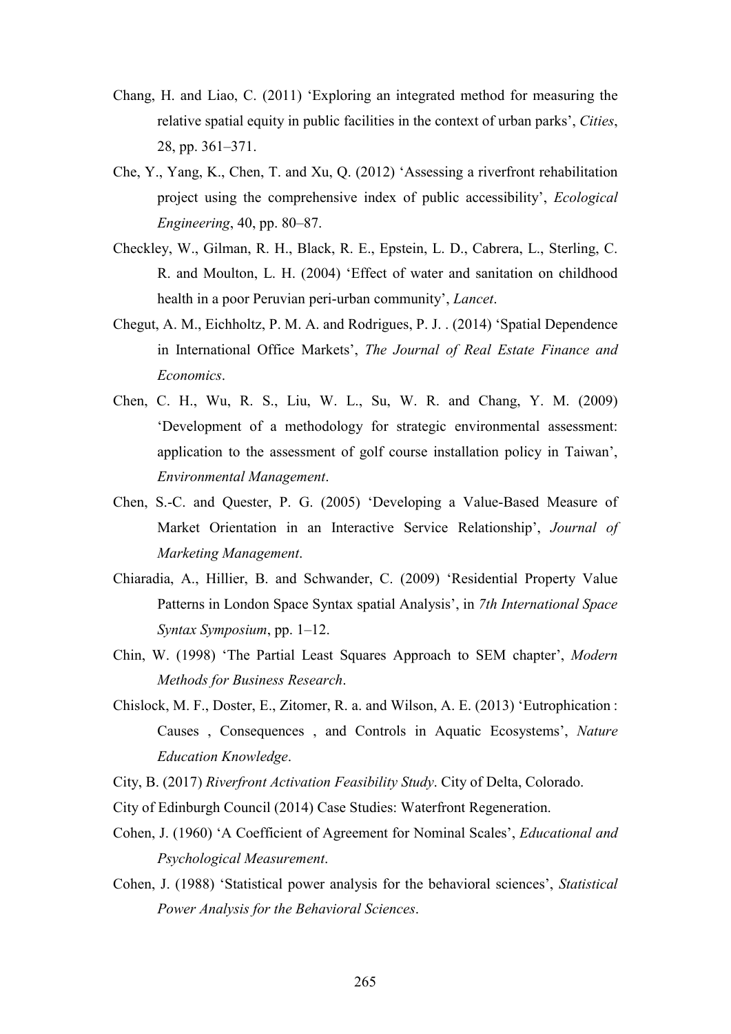Chang, H. and Liao, C. (2011) ‘Exploring an integrated method for measuring the relative spatial equity in public facilities in the context of urban parks’, *Cities*, 28, pp. 361–371.

Che, Y., Yang, K., Chen, T. and Xu, Q. (2012) ‘Assessing a riverfront rehabilitation project using the comprehensive index of public accessibility’, *Ecological Engineering*, 40, pp. 80–87.

Checkley, W., Gilman, R. H., Black, R. E., Epstein, L. D., Cabrera, L., Sterling, C. R. and Moulton, L. H. (2004) ‘Effect of water and sanitation on childhood health in a poor Peruvian peri-urban community’, *Lancet*.

Chegut, A. M., Eichholtz, P. M. A. and Rodrigues, P. J. . (2014) ‘Spatial Dependence in International Office Markets’, *The Journal of Real Estate Finance and Economics*.

Chen, C. H., Wu, R. S., Liu, W. L., Su, W. R. and Chang, Y. M. (2009) ‘Development of a methodology for strategic environmental assessment: application to the assessment of golf course installation policy in Taiwan’, *Environmental Management*.

Chen, S.-C. and Quester, P. G. (2005) ‘Developing a Value-Based Measure of Market Orientation in an Interactive Service Relationship’, *Journal of Marketing Management*.

Chiaradia, A., Hillier, B. and Schwander, C. (2009) ‘Residential Property Value Patterns in London Space Syntax spatial Analysis’, in *7th International Space Syntax Symposium*, pp. 1–12.

Chin, W. (1998) ‘The Partial Least Squares Approach to SEM chapter’, *Modern Methods for Business Research*.

Chislock, M. F., Doster, E., Zitomer, R. a. and Wilson, A. E. (2013) ‘Eutrophication : Causes , Consequences , and Controls in Aquatic Ecosystems’, *Nature Education Knowledge*.

City, B. (2017) *Riverfront Activation Feasibility Study*. City of Delta, Colorado.

City of Edinburgh Council (2014) Case Studies: Waterfront Regeneration.

Cohen, J. (1960) ‘A Coefficient of Agreement for Nominal Scales’, *Educational and Psychological Measurement*.

Cohen, J. (1988) ‘Statistical power analysis for the behavioral sciences’, *Statistical Power Analysis for the Behavioral Sciences*.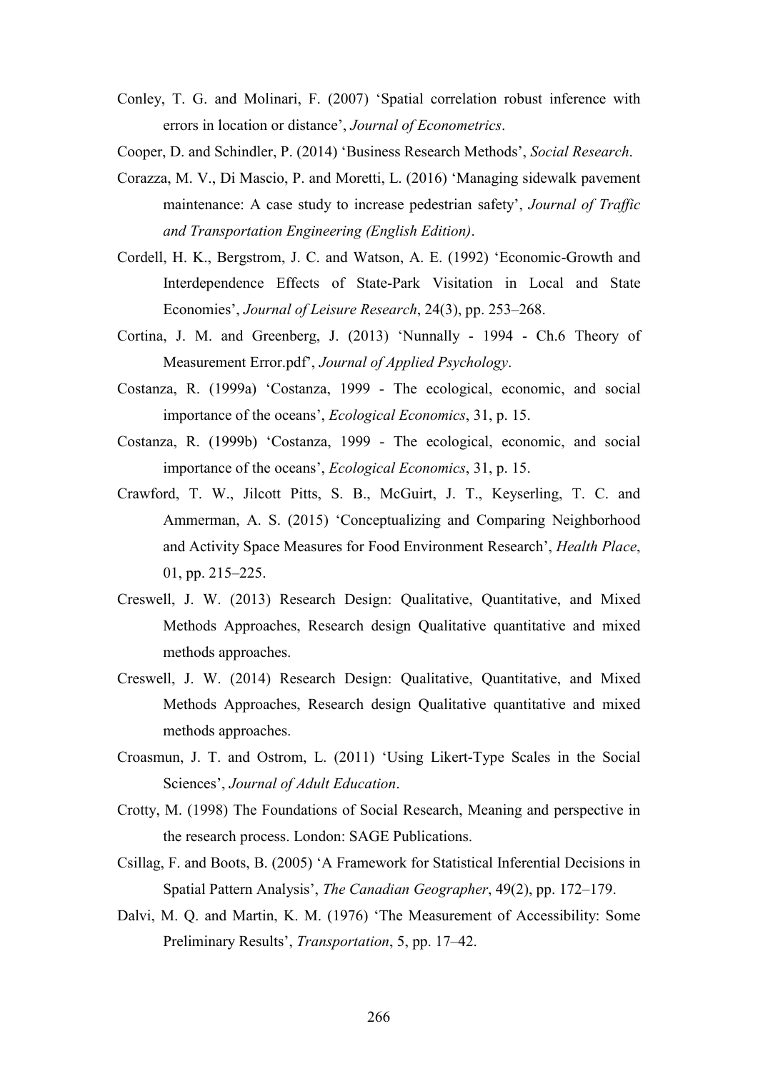Conley, T. G. and Molinari, F. (2007) 'Spatial correlation robust inference with errors in location or distance', *Journal of Econometrics*.

Cooper, D. and Schindler, P. (2014) 'Business Research Methods', *Social Research*.

Corazza, M. V., Di Mascio, P. and Moretti, L. (2016) 'Managing sidewalk pavement maintenance: A case study to increase pedestrian safety', *Journal of Traffic and Transportation Engineering (English Edition)*.

Cordell, H. K., Bergstrom, J. C. and Watson, A. E. (1992) 'Economic-Growth and Interdependence Effects of State-Park Visitation in Local and State Economies', *Journal of Leisure Research*, 24(3), pp. 253–268.

Cortina, J. M. and Greenberg, J. (2013) 'Nunnally - 1994 - Ch.6 Theory of Measurement Error.pdf', *Journal of Applied Psychology*.

Costanza, R. (1999a) 'Costanza, 1999 - The ecological, economic, and social importance of the oceans', *Ecological Economics*, 31, p. 15.

Costanza, R. (1999b) 'Costanza, 1999 - The ecological, economic, and social importance of the oceans', *Ecological Economics*, 31, p. 15.

Crawford, T. W., Jilcott Pitts, S. B., McGuirt, J. T., Keyserling, T. C. and Ammerman, A. S. (2015) 'Conceptualizing and Comparing Neighborhood and Activity Space Measures for Food Environment Research', *Health Place*, 01, pp. 215–225.

Creswell, J. W. (2013) Research Design: Qualitative, Quantitative, and Mixed Methods Approaches, Research design Qualitative quantitative and mixed methods approaches.

Creswell, J. W. (2014) Research Design: Qualitative, Quantitative, and Mixed Methods Approaches, Research design Qualitative quantitative and mixed methods approaches.

Croasmun, J. T. and Ostrom, L. (2011) 'Using Likert-Type Scales in the Social Sciences', *Journal of Adult Education*.

Crotty, M. (1998) The Foundations of Social Research, Meaning and perspective in the research process. London: SAGE Publications.

Csillag, F. and Boots, B. (2005) 'A Framework for Statistical Inferential Decisions in Spatial Pattern Analysis', *The Canadian Geographer*, 49(2), pp. 172–179.

Dalvi, M. Q. and Martin, K. M. (1976) 'The Measurement of Accessibility: Some Preliminary Results', *Transportation*, 5, pp. 17–42.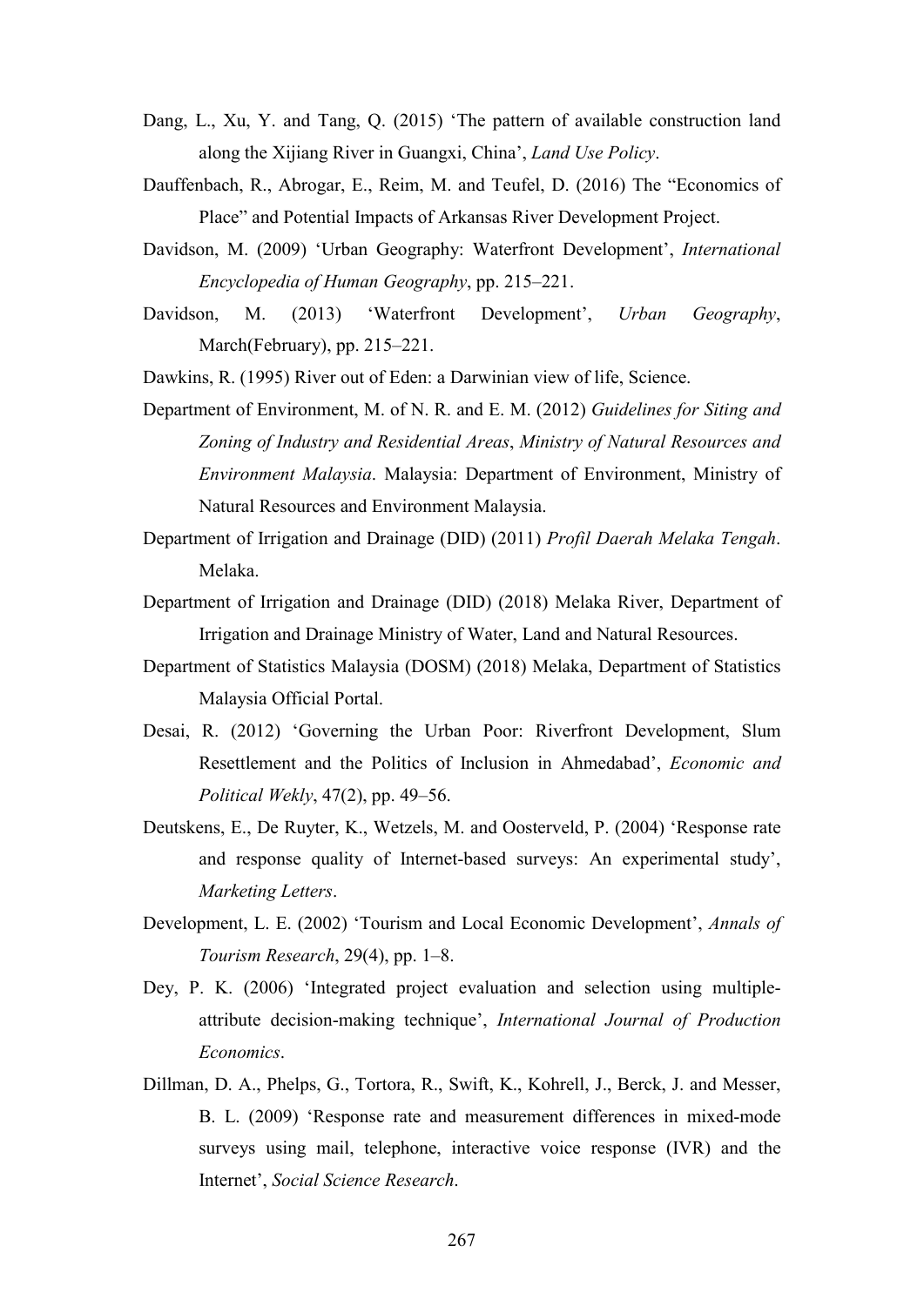Dang, L., Xu, Y. and Tang, Q. (2015) 'The pattern of available construction land along the Xijiang River in Guangxi, China', *Land Use Policy*.

Dauffenbach, R., Abrogar, E., Reim, M. and Teufel, D. (2016) The "Economics of Place" and Potential Impacts of Arkansas River Development Project.

Davidson, M. (2009) 'Urban Geography: Waterfront Development', *International Encyclopedia of Human Geography*, pp. 215–221.

Davidson, M. (2013) 'Waterfront Development', *Urban Geography*, March(February), pp. 215–221.

Dawkins, R. (1995) River out of Eden: a Darwinian view of life, Science.

Department of Environment, M. of N. R. and E. M. (2012) *Guidelines for Siting and Zoning of Industry and Residential Areas*, *Ministry of Natural Resources and Environment Malaysia*. Malaysia: Department of Environment, Ministry of Natural Resources and Environment Malaysia.

Department of Irrigation and Drainage (DID) (2011) *Profil Daerah Melaka Tengah*. Melaka.

Department of Irrigation and Drainage (DID) (2018) Melaka River, Department of Irrigation and Drainage Ministry of Water, Land and Natural Resources.

Department of Statistics Malaysia (DOSM) (2018) Melaka, Department of Statistics Malaysia Official Portal.

Desai, R. (2012) 'Governing the Urban Poor: Riverfront Development, Slum Resettlement and the Politics of Inclusion in Ahmedabad', *Economic and Political Wekly*, 47(2), pp. 49–56.

Deutskens, E., De Ruyter, K., Wetzels, M. and Oosterveld, P. (2004) 'Response rate and response quality of Internet-based surveys: An experimental study', *Marketing Letters*.

Development, L. E. (2002) 'Tourism and Local Economic Development', *Annals of Tourism Research*, 29(4), pp. 1–8.

Dey, P. K. (2006) 'Integrated project evaluation and selection using multiple-attribute decision-making technique', *International Journal of Production Economics*.

Dillman, D. A., Phelps, G., Tortora, R., Swift, K., Kohrell, J., Berck, J. and Messer, B. L. (2009) 'Response rate and measurement differences in mixed-mode surveys using mail, telephone, interactive voice response (IVR) and the Internet', *Social Science Research*.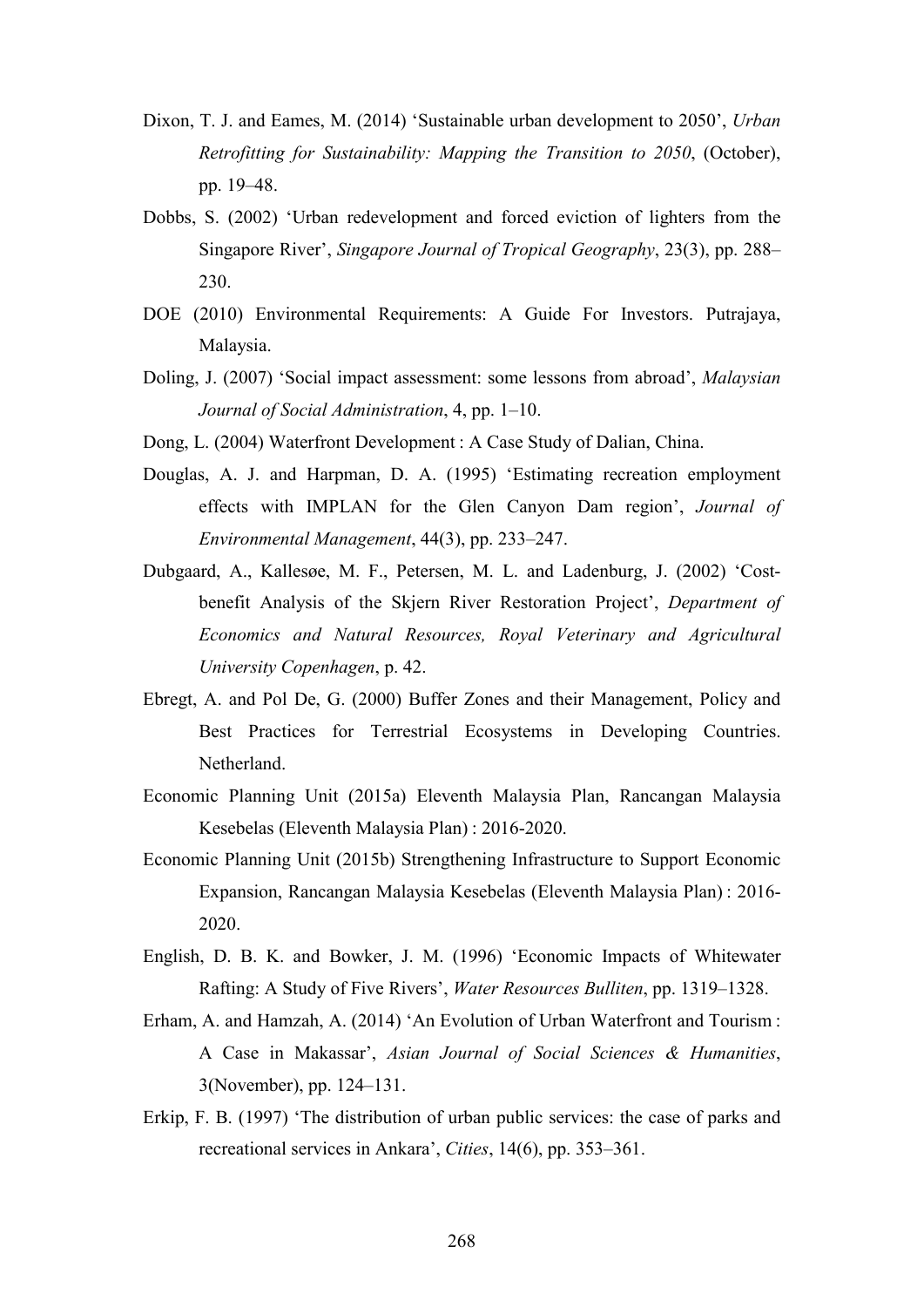Dixon, T. J. and Eames, M. (2014) ‘Sustainable urban development to 2050’, *Urban Retrofitting for Sustainability: Mapping the Transition to 2050*, (October), pp. 19–48.

Dobbs, S. (2002) ‘Urban redevelopment and forced eviction of lighters from the Singapore River’, *Singapore Journal of Tropical Geography*, 23(3), pp. 288–230.

DOE (2010) Environmental Requirements: A Guide For Investors. Putrajaya, Malaysia.

Doling, J. (2007) ‘Social impact assessment: some lessons from abroad’, *Malaysian Journal of Social Administration*, 4, pp. 1–10.

Dong, L. (2004) Waterfront Development : A Case Study of Dalian, China.

Douglas, A. J. and Harpman, D. A. (1995) ‘Estimating recreation employment effects with IMPLAN for the Glen Canyon Dam region’, *Journal of Environmental Management*, 44(3), pp. 233–247.

Dubgaard, A., Kallesøe, M. F., Petersen, M. L. and Ladenburg, J. (2002) ‘Cost-benefit Analysis of the Skjern River Restoration Project’, *Department of Economics and Natural Resources, Royal Veterinary and Agricultural University Copenhagen*, p. 42.

Ebregt, A. and Pol De, G. (2000) Buffer Zones and their Management, Policy and Best Practices for Terrestrial Ecosystems in Developing Countries. Netherland.

Economic Planning Unit (2015a) Eleventh Malaysia Plan, Rancangan Malaysia Kesebelas (Eleventh Malaysia Plan) : 2016-2020.

Economic Planning Unit (2015b) Strengthening Infrastructure to Support Economic Expansion, Rancangan Malaysia Kesebelas (Eleventh Malaysia Plan) : 2016-2020.

English, D. B. K. and Bowker, J. M. (1996) ‘Economic Impacts of Whitewater Rafting: A Study of Five Rivers’, *Water Resources Bulliten*, pp. 1319–1328.

Erham, A. and Hamzah, A. (2014) ‘An Evolution of Urban Waterfront and Tourism : A Case in Makassar’, *Asian Journal of Social Sciences & Humanities*, 3(November), pp. 124–131.

Erkip, F. B. (1997) ‘The distribution of urban public services: the case of parks and recreational services in Ankara’, *Cities*, 14(6), pp. 353–361.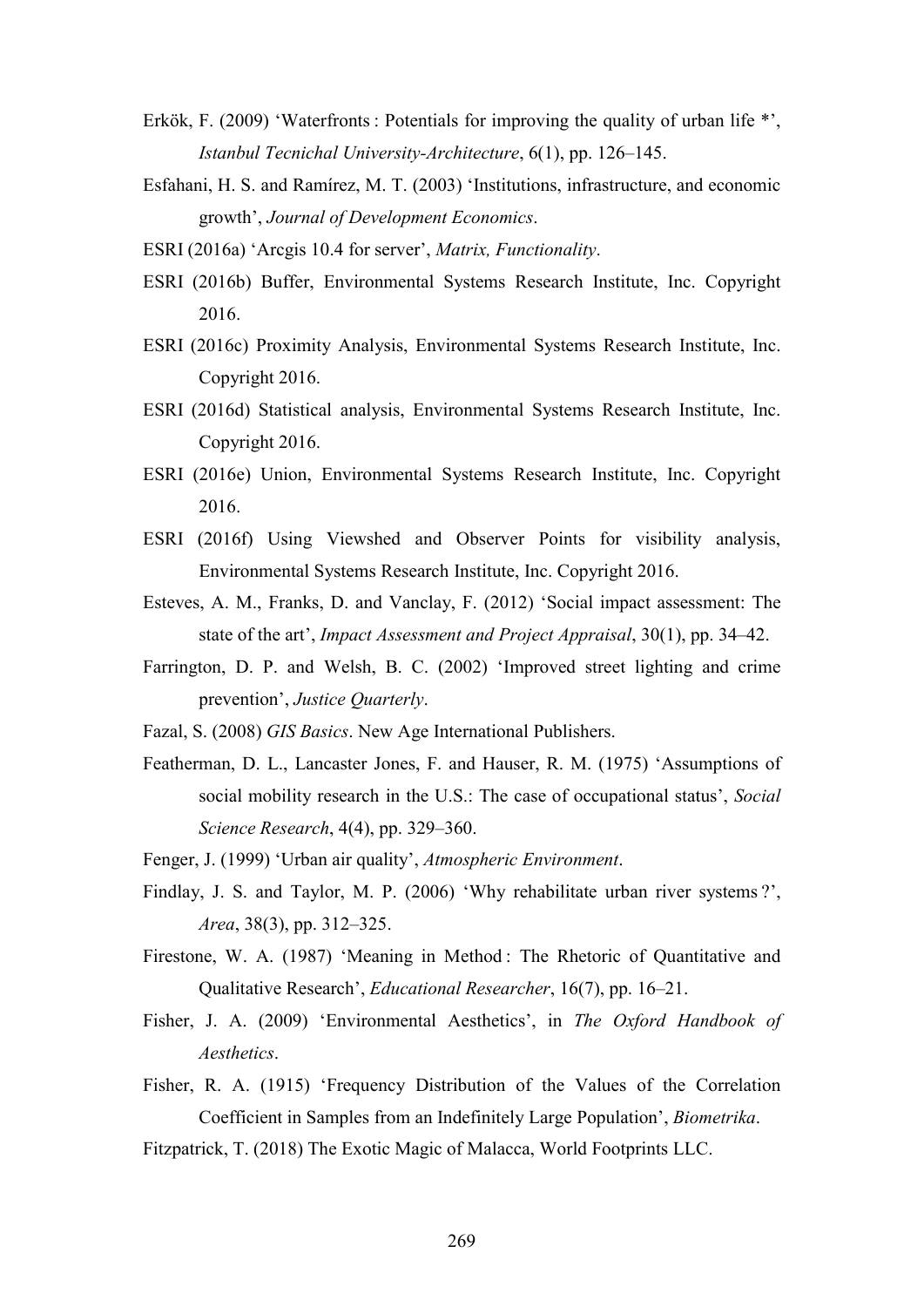Erkök, F. (2009) 'Waterfronts : Potentials for improving the quality of urban life *', *Istanbul Tecnichal University-Architecture*, 6(1), pp. 126–145.

Esfahani, H. S. and Ramírez, M. T. (2003) 'Institutions, infrastructure, and economic growth', *Journal of Development Economics*.

ESRI (2016a) 'Arcgis 10.4 for server', *Matrix, Functionality*.

ESRI (2016b) Buffer, Environmental Systems Research Institute, Inc. Copyright 2016.

ESRI (2016c) Proximity Analysis, Environmental Systems Research Institute, Inc. Copyright 2016.

ESRI (2016d) Statistical analysis, Environmental Systems Research Institute, Inc. Copyright 2016.

ESRI (2016e) Union, Environmental Systems Research Institute, Inc. Copyright 2016.

ESRI (2016f) Using Viewshed and Observer Points for visibility analysis, Environmental Systems Research Institute, Inc. Copyright 2016.

Esteves, A. M., Franks, D. and Vanclay, F. (2012) 'Social impact assessment: The state of the art', *Impact Assessment and Project Appraisal*, 30(1), pp. 34–42.

Farrington, D. P. and Welsh, B. C. (2002) 'Improved street lighting and crime prevention', *Justice Quarterly*.

Fazal, S. (2008) *GIS Basics*. New Age International Publishers.

Featherman, D. L., Lancaster Jones, F. and Hauser, R. M. (1975) 'Assumptions of social mobility research in the U.S.: The case of occupational status', *Social Science Research*, 4(4), pp. 329–360.

Fenger, J. (1999) 'Urban air quality', *Atmospheric Environment*.

Findlay, J. S. and Taylor, M. P. (2006) 'Why rehabilitate urban river systems ?', *Area*, 38(3), pp. 312–325.

Firestone, W. A. (1987) 'Meaning in Method : The Rhetoric of Quantitative and Qualitative Research', *Educational Researcher*, 16(7), pp. 16–21.

Fisher, J. A. (2009) 'Environmental Aesthetics', in *The Oxford Handbook of Aesthetics*.

Fisher, R. A. (1915) 'Frequency Distribution of the Values of the Correlation Coefficient in Samples from an Indefinitely Large Population', *Biometrika*.

Fitzpatrick, T. (2018) The Exotic Magic of Malacca, World Footprints LLC.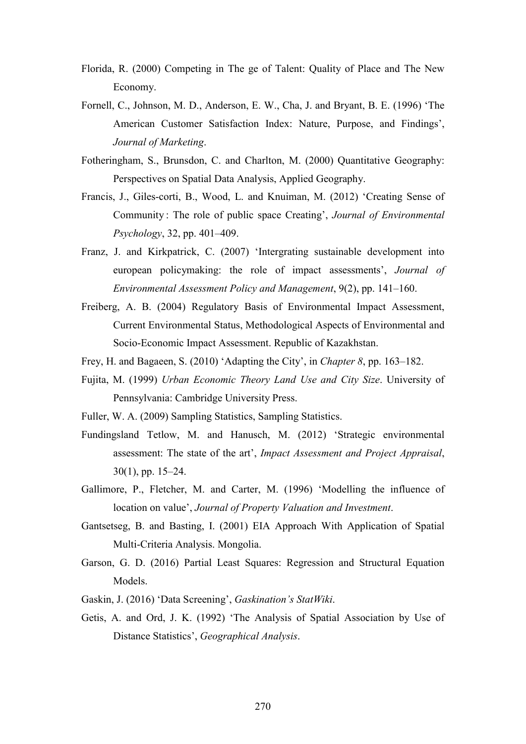Florida, R. (2000) Competing in The ge of Talent: Quality of Place and The New Economy.

Fornell, C., Johnson, M. D., Anderson, E. W., Cha, J. and Bryant, B. E. (1996) 'The American Customer Satisfaction Index: Nature, Purpose, and Findings', *Journal of Marketing*.

Fotheringham, S., Brunsdon, C. and Charlton, M. (2000) Quantitative Geography: Perspectives on Spatial Data Analysis, Applied Geography.

Francis, J., Giles-corti, B., Wood, L. and Knuiman, M. (2012) 'Creating Sense of Community : The role of public space Creating', *Journal of Environmental Psychology*, 32, pp. 401–409.

Franz, J. and Kirkpatrick, C. (2007) 'Intergrating sustainable development into european policymaking: the role of impact assessments', *Journal of Environmental Assessment Policy and Management*, 9(2), pp. 141–160.

Freiberg, A. B. (2004) Regulatory Basis of Environmental Impact Assessment, Current Environmental Status, Methodological Aspects of Environmental and Socio-Economic Impact Assessment. Republic of Kazakhstan.

Frey, H. and Bagaeen, S. (2010) 'Adapting the City', in *Chapter 8*, pp. 163–182.

Fujita, M. (1999) *Urban Economic Theory Land Use and City Size*. University of Pennsylvania: Cambridge University Press.

Fuller, W. A. (2009) Sampling Statistics, Sampling Statistics.

Fundingsland Tetlow, M. and Hanusch, M. (2012) 'Strategic environmental assessment: The state of the art', *Impact Assessment and Project Appraisal*, 30(1), pp. 15–24.

Gallimore, P., Fletcher, M. and Carter, M. (1996) 'Modelling the influence of location on value', *Journal of Property Valuation and Investment*.

Gantsetseg, B. and Basting, I. (2001) EIA Approach With Application of Spatial Multi-Criteria Analysis. Mongolia.

Garson, G. D. (2016) Partial Least Squares: Regression and Structural Equation Models.

Gaskin, J. (2016) 'Data Screening', *Gaskination's StatWiki*.

Getis, A. and Ord, J. K. (1992) 'The Analysis of Spatial Association by Use of Distance Statistics', *Geographical Analysis*.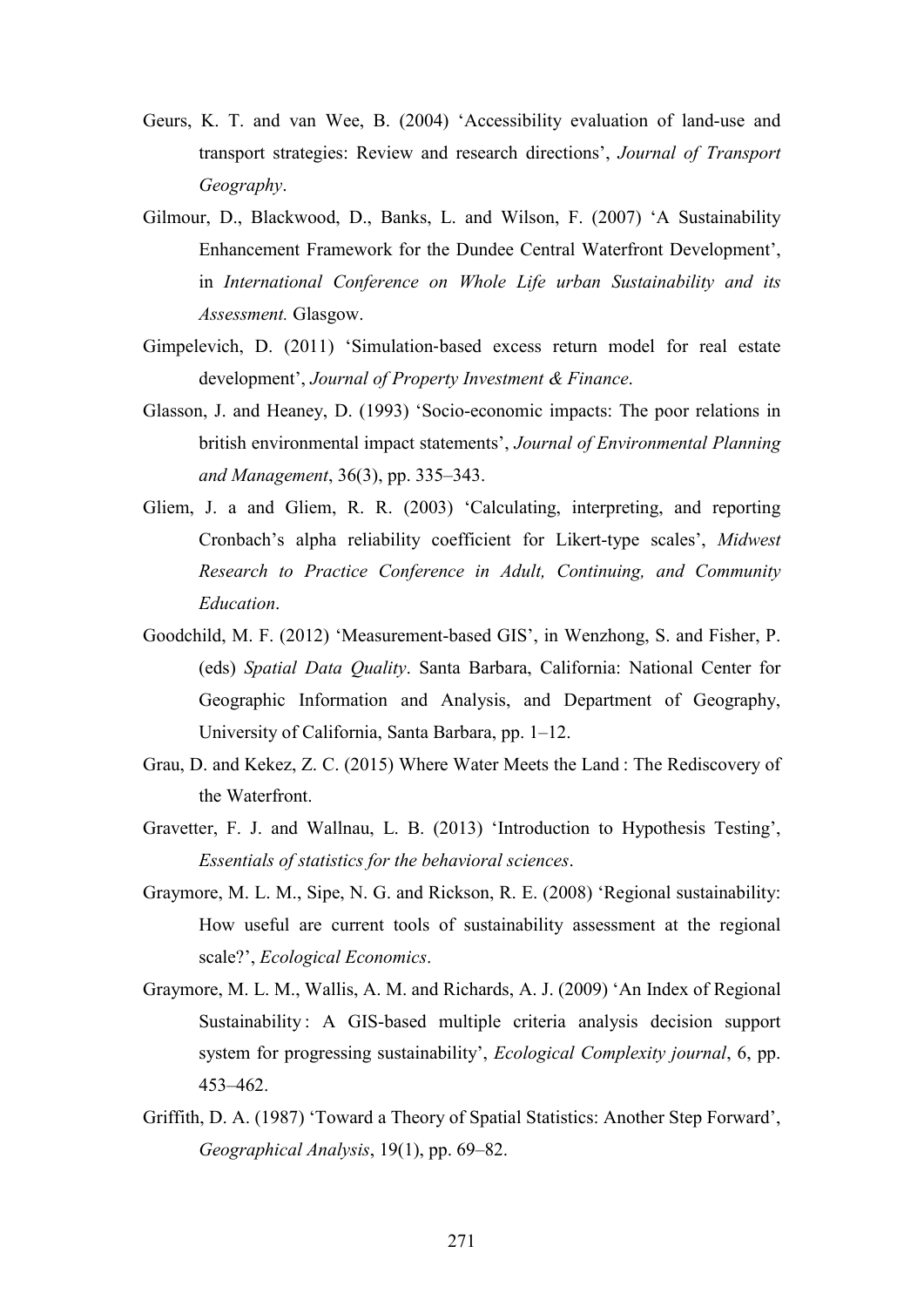Geurs, K. T. and van Wee, B. (2004) 'Accessibility evaluation of land-use and transport strategies: Review and research directions', *Journal of Transport Geography*.

Gilmour, D., Blackwood, D., Banks, L. and Wilson, F. (2007) 'A Sustainability Enhancement Framework for the Dundee Central Waterfront Development', in *International Conference on Whole Life urban Sustainability and its Assessment.* Glasgow.

Gimpelevich, D. (2011) 'Simulation-based excess return model for real estate development', *Journal of Property Investment & Finance*.

Glasson, J. and Heaney, D. (1993) 'Socio-economic impacts: The poor relations in british environmental impact statements', *Journal of Environmental Planning and Management*, 36(3), pp. 335–343.

Gliem, J. a and Gliem, R. R. (2003) 'Calculating, interpreting, and reporting Cronbach's alpha reliability coefficient for Likert-type scales', *Midwest Research to Practice Conference in Adult, Continuing, and Community Education*.

Goodchild, M. F. (2012) 'Measurement-based GIS', in Wenzhong, S. and Fisher, P. (eds) *Spatial Data Quality*. Santa Barbara, California: National Center for Geographic Information and Analysis, and Department of Geography, University of California, Santa Barbara, pp. 1–12.

Grau, D. and Kekez, Z. C. (2015) Where Water Meets the Land : The Rediscovery of the Waterfront.

Gravetter, F. J. and Wallnau, L. B. (2013) 'Introduction to Hypothesis Testing', *Essentials of statistics for the behavioral sciences*.

Graymore, M. L. M., Sipe, N. G. and Rickson, R. E. (2008) 'Regional sustainability: How useful are current tools of sustainability assessment at the regional scale?', *Ecological Economics*.

Graymore, M. L. M., Wallis, A. M. and Richards, A. J. (2009) 'An Index of Regional Sustainability : A GIS-based multiple criteria analysis decision support system for progressing sustainability', *Ecological Complexity journal*, 6, pp. 453–462.

Griffith, D. A. (1987) 'Toward a Theory of Spatial Statistics: Another Step Forward', *Geographical Analysis*, 19(1), pp. 69–82.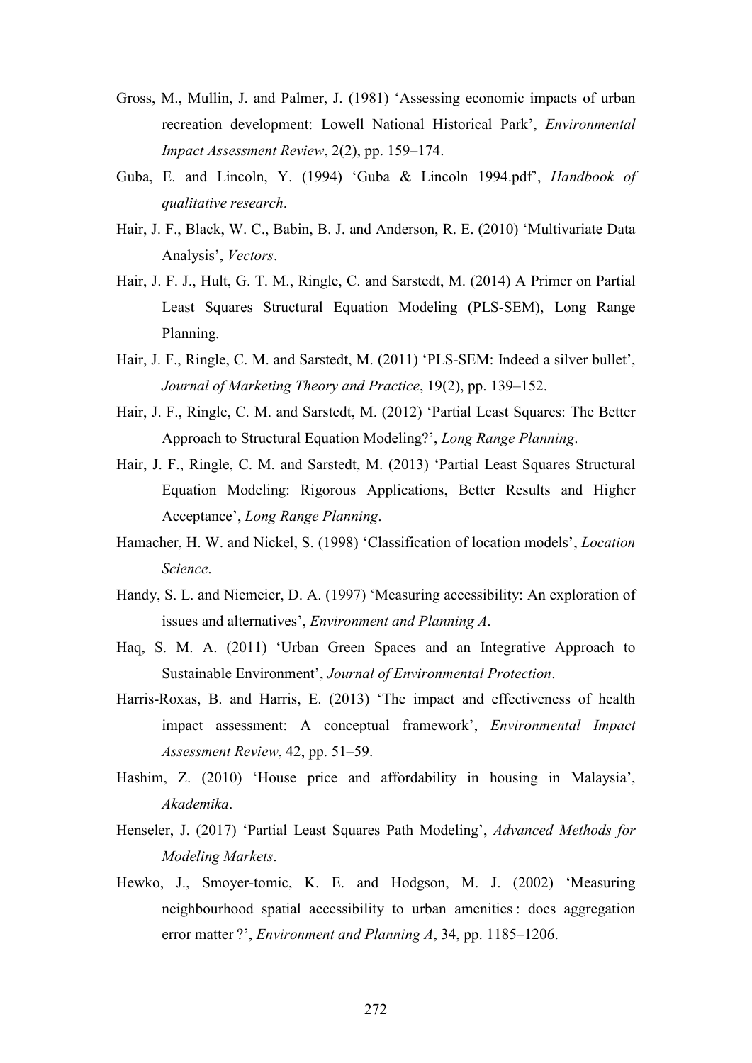Gross, M., Mullin, J. and Palmer, J. (1981) 'Assessing economic impacts of urban recreation development: Lowell National Historical Park', *Environmental Impact Assessment Review*, 2(2), pp. 159–174.

Guba, E. and Lincoln, Y. (1994) 'Guba & Lincoln 1994.pdf', *Handbook of qualitative research*.

Hair, J. F., Black, W. C., Babin, B. J. and Anderson, R. E. (2010) 'Multivariate Data Analysis', *Vectors*.

Hair, J. F. J., Hult, G. T. M., Ringle, C. and Sarstedt, M. (2014) A Primer on Partial Least Squares Structural Equation Modeling (PLS-SEM), Long Range Planning.

Hair, J. F., Ringle, C. M. and Sarstedt, M. (2011) 'PLS-SEM: Indeed a silver bullet', *Journal of Marketing Theory and Practice*, 19(2), pp. 139–152.

Hair, J. F., Ringle, C. M. and Sarstedt, M. (2012) 'Partial Least Squares: The Better Approach to Structural Equation Modeling?', *Long Range Planning*.

Hair, J. F., Ringle, C. M. and Sarstedt, M. (2013) 'Partial Least Squares Structural Equation Modeling: Rigorous Applications, Better Results and Higher Acceptance', *Long Range Planning*.

Hamacher, H. W. and Nickel, S. (1998) 'Classification of location models', *Location Science*.

Handy, S. L. and Niemeier, D. A. (1997) 'Measuring accessibility: An exploration of issues and alternatives', *Environment and Planning A*.

Haq, S. M. A. (2011) 'Urban Green Spaces and an Integrative Approach to Sustainable Environment', *Journal of Environmental Protection*.

Harris-Roxas, B. and Harris, E. (2013) 'The impact and effectiveness of health impact assessment: A conceptual framework', *Environmental Impact Assessment Review*, 42, pp. 51–59.

Hashim, Z. (2010) 'House price and affordability in housing in Malaysia', *Akademika*.

Henseler, J. (2017) 'Partial Least Squares Path Modeling', *Advanced Methods for Modeling Markets*.

Hewko, J., Smoyer-tomic, K. E. and Hodgson, M. J. (2002) 'Measuring neighbourhood spatial accessibility to urban amenities : does aggregation error matter ?', *Environment and Planning A*, 34, pp. 1185–1206.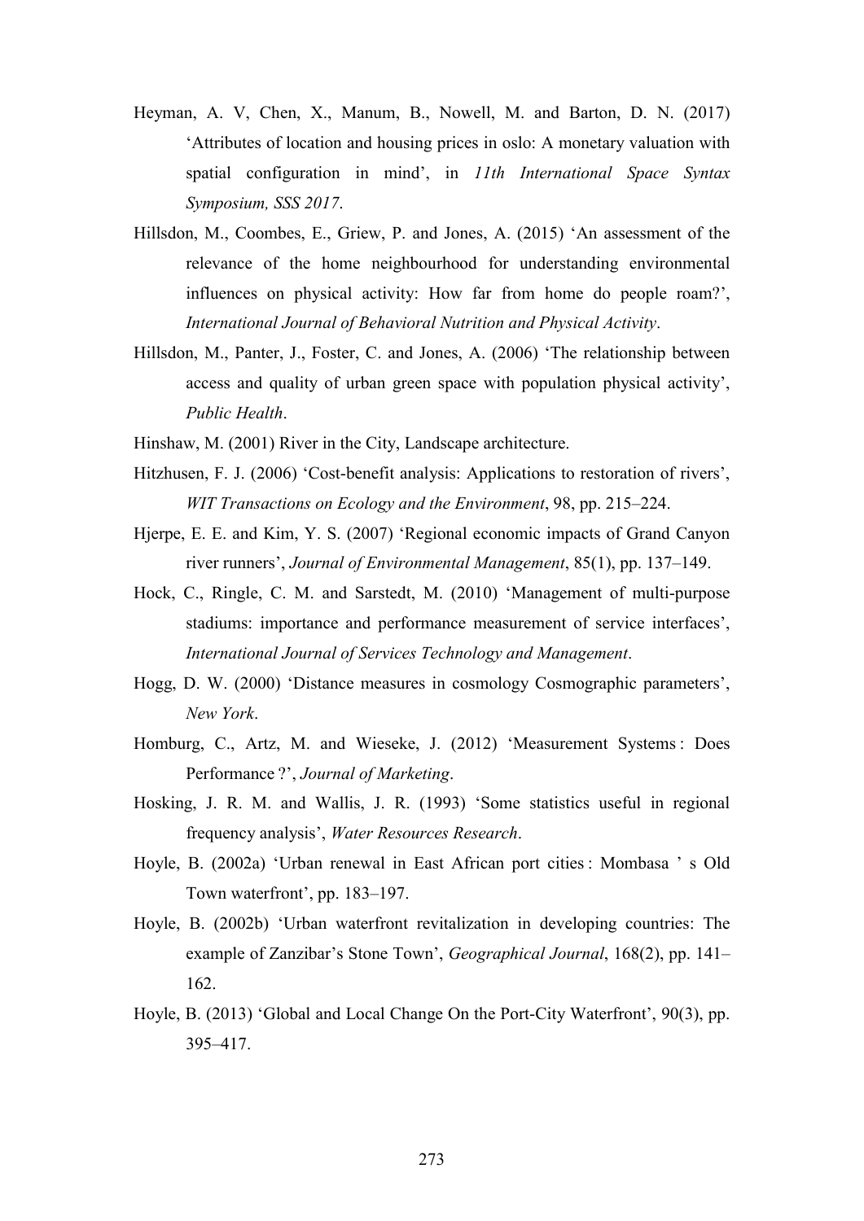Heyman, A. V, Chen, X., Manum, B., Nowell, M. and Barton, D. N. (2017) 'Attributes of location and housing prices in oslo: A monetary valuation with spatial configuration in mind', in *11th International Space Syntax Symposium, SSS 2017*.

Hillsdon, M., Coombes, E., Griew, P. and Jones, A. (2015) 'An assessment of the relevance of the home neighbourhood for understanding environmental influences on physical activity: How far from home do people roam?', *International Journal of Behavioral Nutrition and Physical Activity*.

Hillsdon, M., Panter, J., Foster, C. and Jones, A. (2006) 'The relationship between access and quality of urban green space with population physical activity', *Public Health*.

Hinshaw, M. (2001) River in the City, Landscape architecture.

Hitzhusen, F. J. (2006) 'Cost-benefit analysis: Applications to restoration of rivers', *WIT Transactions on Ecology and the Environment*, 98, pp. 215–224.

Hjerpe, E. E. and Kim, Y. S. (2007) 'Regional economic impacts of Grand Canyon river runners', *Journal of Environmental Management*, 85(1), pp. 137–149.

Hock, C., Ringle, C. M. and Sarstedt, M. (2010) 'Management of multi-purpose stadiums: importance and performance measurement of service interfaces', *International Journal of Services Technology and Management*.

Hogg, D. W. (2000) 'Distance measures in cosmology Cosmographic parameters', *New York*.

Homburg, C., Artz, M. and Wieseke, J. (2012) 'Measurement Systems : Does Performance ?', *Journal of Marketing*.

Hosking, J. R. M. and Wallis, J. R. (1993) 'Some statistics useful in regional frequency analysis', *Water Resources Research*.

Hoyle, B. (2002a) 'Urban renewal in East African port cities : Mombasa ' s Old Town waterfront', pp. 183–197.

Hoyle, B. (2002b) 'Urban waterfront revitalization in developing countries: The example of Zanzibar's Stone Town', *Geographical Journal*, 168(2), pp. 141–162.

Hoyle, B. (2013) 'Global and Local Change On the Port-City Waterfront', 90(3), pp. 395–417.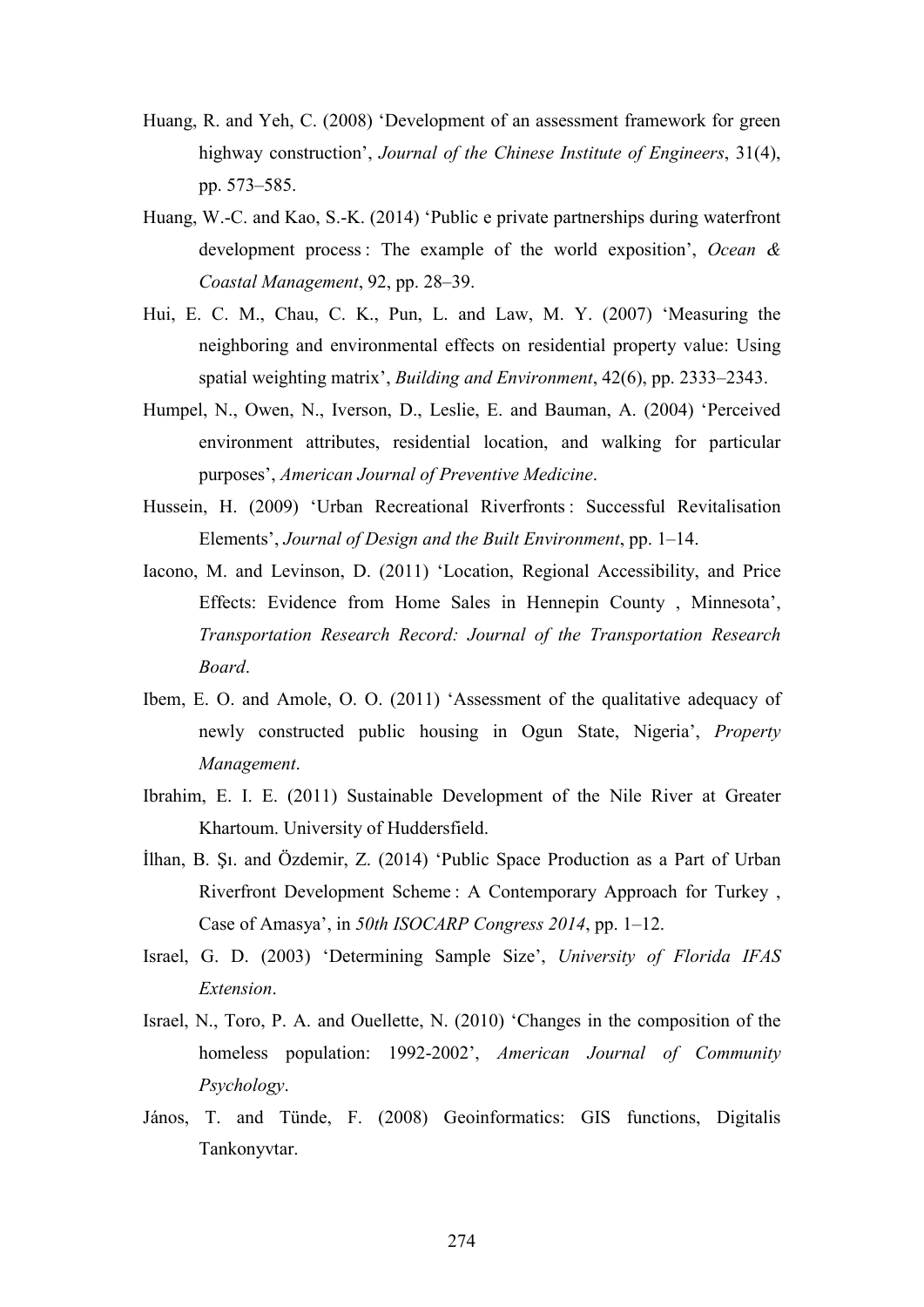Huang, R. and Yeh, C. (2008) 'Development of an assessment framework for green highway construction', *Journal of the Chinese Institute of Engineers*, 31(4), pp. 573–585.

Huang, W.-C. and Kao, S.-K. (2014) 'Public e private partnerships during waterfront development process : The example of the world exposition', *Ocean & Coastal Management*, 92, pp. 28–39.

Hui, E. C. M., Chau, C. K., Pun, L. and Law, M. Y. (2007) 'Measuring the neighboring and environmental effects on residential property value: Using spatial weighting matrix', *Building and Environment*, 42(6), pp. 2333–2343.

Humpel, N., Owen, N., Iverson, D., Leslie, E. and Bauman, A. (2004) 'Perceived environment attributes, residential location, and walking for particular purposes', *American Journal of Preventive Medicine*.

Hussein, H. (2009) 'Urban Recreational Riverfronts : Successful Revitalisation Elements', *Journal of Design and the Built Environment*, pp. 1–14.

Iacono, M. and Levinson, D. (2011) 'Location, Regional Accessibility, and Price Effects: Evidence from Home Sales in Hennepin County , Minnesota', *Transportation Research Record: Journal of the Transportation Research Board*.

Ibem, E. O. and Amole, O. O. (2011) 'Assessment of the qualitative adequacy of newly constructed public housing in Ogun State, Nigeria', *Property Management*.

Ibrahim, E. I. E. (2011) Sustainable Development of the Nile River at Greater Khartoum. University of Huddersfield.

İlhan, B. Şı. and Özdemir, Z. (2014) 'Public Space Production as a Part of Urban Riverfront Development Scheme : A Contemporary Approach for Turkey , Case of Amasya', in *50th ISOCARP Congress 2014*, pp. 1–12.

Israel, G. D. (2003) 'Determining Sample Size', *University of Florida IFAS Extension*.

Israel, N., Toro, P. A. and Ouellette, N. (2010) 'Changes in the composition of the homeless population: 1992-2002', *American Journal of Community Psychology*.

János, T. and Tünde, F. (2008) Geoinformatics: GIS functions, Digitalis Tankonyvtar.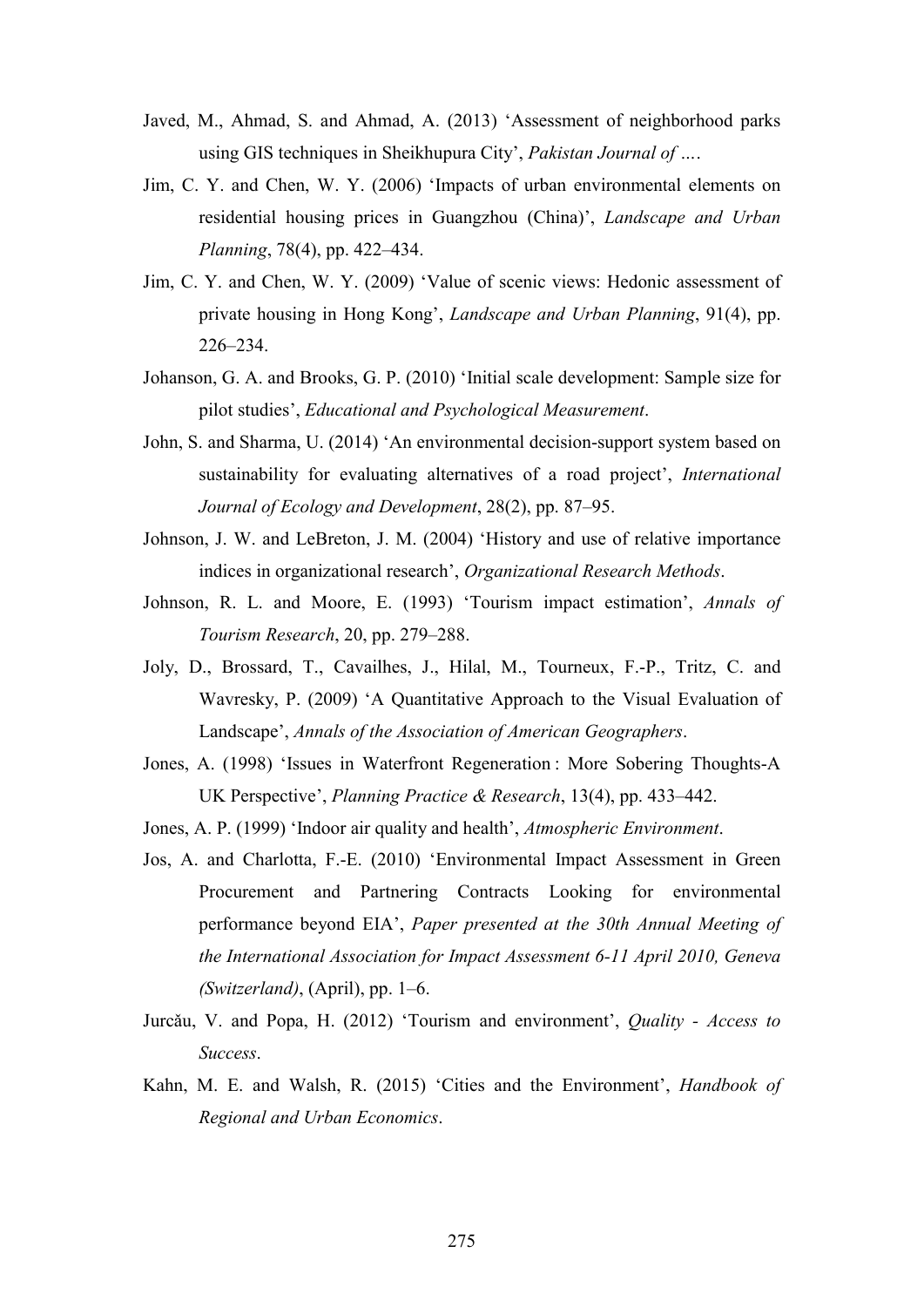Javed, M., Ahmad, S. and Ahmad, A. (2013) 'Assessment of neighborhood parks using GIS techniques in Sheikhupura City', *Pakistan Journal of …*.

Jim, C. Y. and Chen, W. Y. (2006) 'Impacts of urban environmental elements on residential housing prices in Guangzhou (China)', *Landscape and Urban Planning*, 78(4), pp. 422–434.

Jim, C. Y. and Chen, W. Y. (2009) 'Value of scenic views: Hedonic assessment of private housing in Hong Kong', *Landscape and Urban Planning*, 91(4), pp. 226–234.

Johanson, G. A. and Brooks, G. P. (2010) 'Initial scale development: Sample size for pilot studies', *Educational and Psychological Measurement*.

John, S. and Sharma, U. (2014) 'An environmental decision-support system based on sustainability for evaluating alternatives of a road project', *International Journal of Ecology and Development*, 28(2), pp. 87–95.

Johnson, J. W. and LeBreton, J. M. (2004) 'History and use of relative importance indices in organizational research', *Organizational Research Methods*.

Johnson, R. L. and Moore, E. (1993) 'Tourism impact estimation', *Annals of Tourism Research*, 20, pp. 279–288.

Joly, D., Brossard, T., Cavailhes, J., Hilal, M., Tourneux, F.-P., Tritz, C. and Wavresky, P. (2009) 'A Quantitative Approach to the Visual Evaluation of Landscape', *Annals of the Association of American Geographers*.

Jones, A. (1998) 'Issues in Waterfront Regeneration : More Sobering Thoughts-A UK Perspective', *Planning Practice & Research*, 13(4), pp. 433–442.

Jones, A. P. (1999) 'Indoor air quality and health', *Atmospheric Environment*.

Jos, A. and Charlotta, F.-E. (2010) 'Environmental Impact Assessment in Green Procurement and Partnering Contracts Looking for environmental performance beyond EIA', *Paper presented at the 30th Annual Meeting of the International Association for Impact Assessment 6-11 April 2010, Geneva (Switzerland)*, (April), pp. 1–6.

Jurcău, V. and Popa, H. (2012) 'Tourism and environment', *Quality - Access to Success*.

Kahn, M. E. and Walsh, R. (2015) 'Cities and the Environment', *Handbook of Regional and Urban Economics*.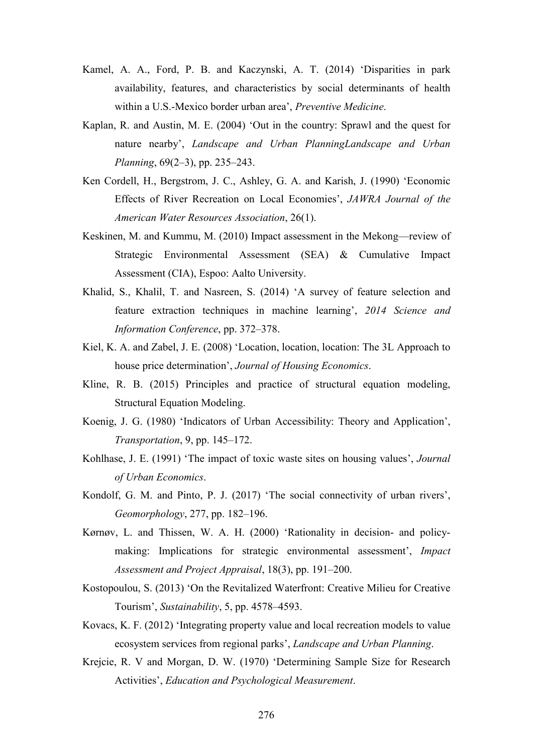Kamel, A. A., Ford, P. B. and Kaczynski, A. T. (2014) ‘Disparities in park availability, features, and characteristics by social determinants of health within a U.S.-Mexico border urban area’, *Preventive Medicine*.

Kaplan, R. and Austin, M. E. (2004) ‘Out in the country: Sprawl and the quest for nature nearby’, *Landscape and Urban PlanningLandscape and Urban Planning*, 69(2–3), pp. 235–243.

Ken Cordell, H., Bergstrom, J. C., Ashley, G. A. and Karish, J. (1990) ‘Economic Effects of River Recreation on Local Economies’, *JAWRA Journal of the American Water Resources Association*, 26(1).

Keskinen, M. and Kummu, M. (2010) Impact assessment in the Mekong—review of Strategic Environmental Assessment (SEA) & Cumulative Impact Assessment (CIA), Espoo: Aalto University.

Khalid, S., Khalil, T. and Nasreen, S. (2014) ‘A survey of feature selection and feature extraction techniques in machine learning’, *2014 Science and Information Conference*, pp. 372–378.

Kiel, K. A. and Zabel, J. E. (2008) ‘Location, location, location: The 3L Approach to house price determination’, *Journal of Housing Economics*.

Kline, R. B. (2015) Principles and practice of structural equation modeling, Structural Equation Modeling.

Koenig, J. G. (1980) ‘Indicators of Urban Accessibility: Theory and Application’, *Transportation*, 9, pp. 145–172.

Kohlhase, J. E. (1991) ‘The impact of toxic waste sites on housing values’, *Journal of Urban Economics*.

Kondolf, G. M. and Pinto, P. J. (2017) ‘The social connectivity of urban rivers’, *Geomorphology*, 277, pp. 182–196.

Kørnøv, L. and Thissen, W. A. H. (2000) ‘Rationality in decision- and policy-making: Implications for strategic environmental assessment’, *Impact Assessment and Project Appraisal*, 18(3), pp. 191–200.

Kostopoulou, S. (2013) ‘On the Revitalized Waterfront: Creative Milieu for Creative Tourism’, *Sustainability*, 5, pp. 4578–4593.

Kovacs, K. F. (2012) ‘Integrating property value and local recreation models to value ecosystem services from regional parks’, *Landscape and Urban Planning*.

Krejcie, R. V and Morgan, D. W. (1970) ‘Determining Sample Size for Research Activities’, *Education and Psychological Measurement*.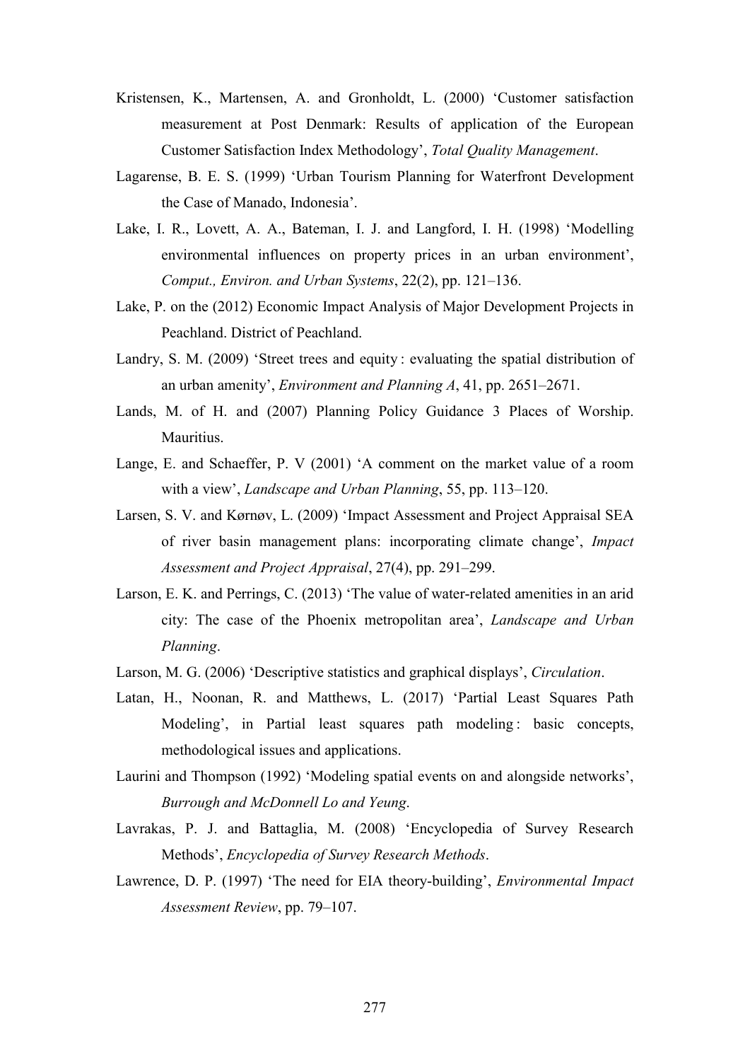Kristensen, K., Martensen, A. and Gronholdt, L. (2000) 'Customer satisfaction measurement at Post Denmark: Results of application of the European Customer Satisfaction Index Methodology', *Total Quality Management*.

Lagarense, B. E. S. (1999) 'Urban Tourism Planning for Waterfront Development the Case of Manado, Indonesia'.

Lake, I. R., Lovett, A. A., Bateman, I. J. and Langford, I. H. (1998) 'Modelling environmental influences on property prices in an urban environment', *Comput., Environ. and Urban Systems*, 22(2), pp. 121–136.

Lake, P. on the (2012) Economic Impact Analysis of Major Development Projects in Peachland. District of Peachland.

Landry, S. M. (2009) 'Street trees and equity : evaluating the spatial distribution of an urban amenity', *Environment and Planning A*, 41, pp. 2651–2671.

Lands, M. of H. and (2007) Planning Policy Guidance 3 Places of Worship. Mauritius.

Lange, E. and Schaeffer, P. V (2001) 'A comment on the market value of a room with a view', *Landscape and Urban Planning*, 55, pp. 113–120.

Larsen, S. V. and Kørnøv, L. (2009) 'Impact Assessment and Project Appraisal SEA of river basin management plans: incorporating climate change', *Impact Assessment and Project Appraisal*, 27(4), pp. 291–299.

Larson, E. K. and Perrings, C. (2013) 'The value of water-related amenities in an arid city: The case of the Phoenix metropolitan area', *Landscape and Urban Planning*.

Larson, M. G. (2006) 'Descriptive statistics and graphical displays', *Circulation*.

Latan, H., Noonan, R. and Matthews, L. (2017) 'Partial Least Squares Path Modeling', in Partial least squares path modeling : basic concepts, methodological issues and applications.

Laurini and Thompson (1992) 'Modeling spatial events on and alongside networks', *Burrough and McDonnell Lo and Yeung*.

Lavrakas, P. J. and Battaglia, M. (2008) 'Encyclopedia of Survey Research Methods', *Encyclopedia of Survey Research Methods*.

Lawrence, D. P. (1997) 'The need for EIA theory-building', *Environmental Impact Assessment Review*, pp. 79–107.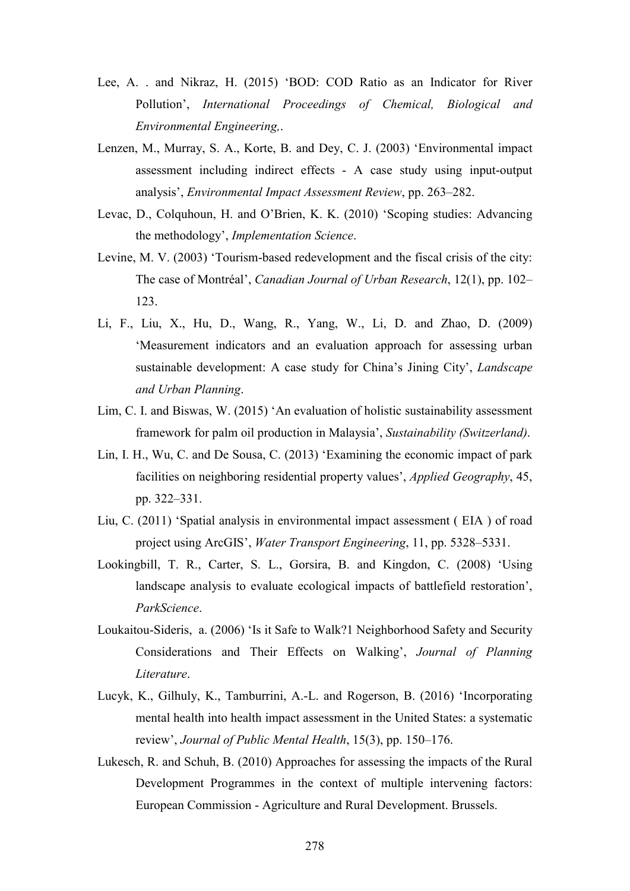Lee, A. . and Nikraz, H. (2015) 'BOD: COD Ratio as an Indicator for River Pollution', *International Proceedings of Chemical, Biological and Environmental Engineering,*.

Lenzen, M., Murray, S. A., Korte, B. and Dey, C. J. (2003) 'Environmental impact assessment including indirect effects - A case study using input-output analysis', *Environmental Impact Assessment Review*, pp. 263–282.

Levac, D., Colquhoun, H. and O'Brien, K. K. (2010) 'Scoping studies: Advancing the methodology', *Implementation Science*.

Levine, M. V. (2003) 'Tourism-based redevelopment and the fiscal crisis of the city: The case of Montréal', *Canadian Journal of Urban Research*, 12(1), pp. 102–123.

Li, F., Liu, X., Hu, D., Wang, R., Yang, W., Li, D. and Zhao, D. (2009) 'Measurement indicators and an evaluation approach for assessing urban sustainable development: A case study for China's Jining City', *Landscape and Urban Planning*.

Lim, C. I. and Biswas, W. (2015) 'An evaluation of holistic sustainability assessment framework for palm oil production in Malaysia', *Sustainability (Switzerland)*.

Lin, I. H., Wu, C. and De Sousa, C. (2013) 'Examining the economic impact of park facilities on neighboring residential property values', *Applied Geography*, 45, pp. 322–331.

Liu, C. (2011) 'Spatial analysis in environmental impact assessment ( EIA ) of road project using ArcGIS', *Water Transport Engineering*, 11, pp. 5328–5331.

Lookingbill, T. R., Carter, S. L., Gorsira, B. and Kingdon, C. (2008) 'Using landscape analysis to evaluate ecological impacts of battlefield restoration', *ParkScience*.

Loukaitou-Sideris, a. (2006) 'Is it Safe to Walk?1 Neighborhood Safety and Security Considerations and Their Effects on Walking', *Journal of Planning Literature*.

Lucyk, K., Gilhuly, K., Tamburrini, A.-L. and Rogerson, B. (2016) 'Incorporating mental health into health impact assessment in the United States: a systematic review', *Journal of Public Mental Health*, 15(3), pp. 150–176.

Lukesch, R. and Schuh, B. (2010) Approaches for assessing the impacts of the Rural Development Programmes in the context of multiple intervening factors: European Commission - Agriculture and Rural Development. Brussels.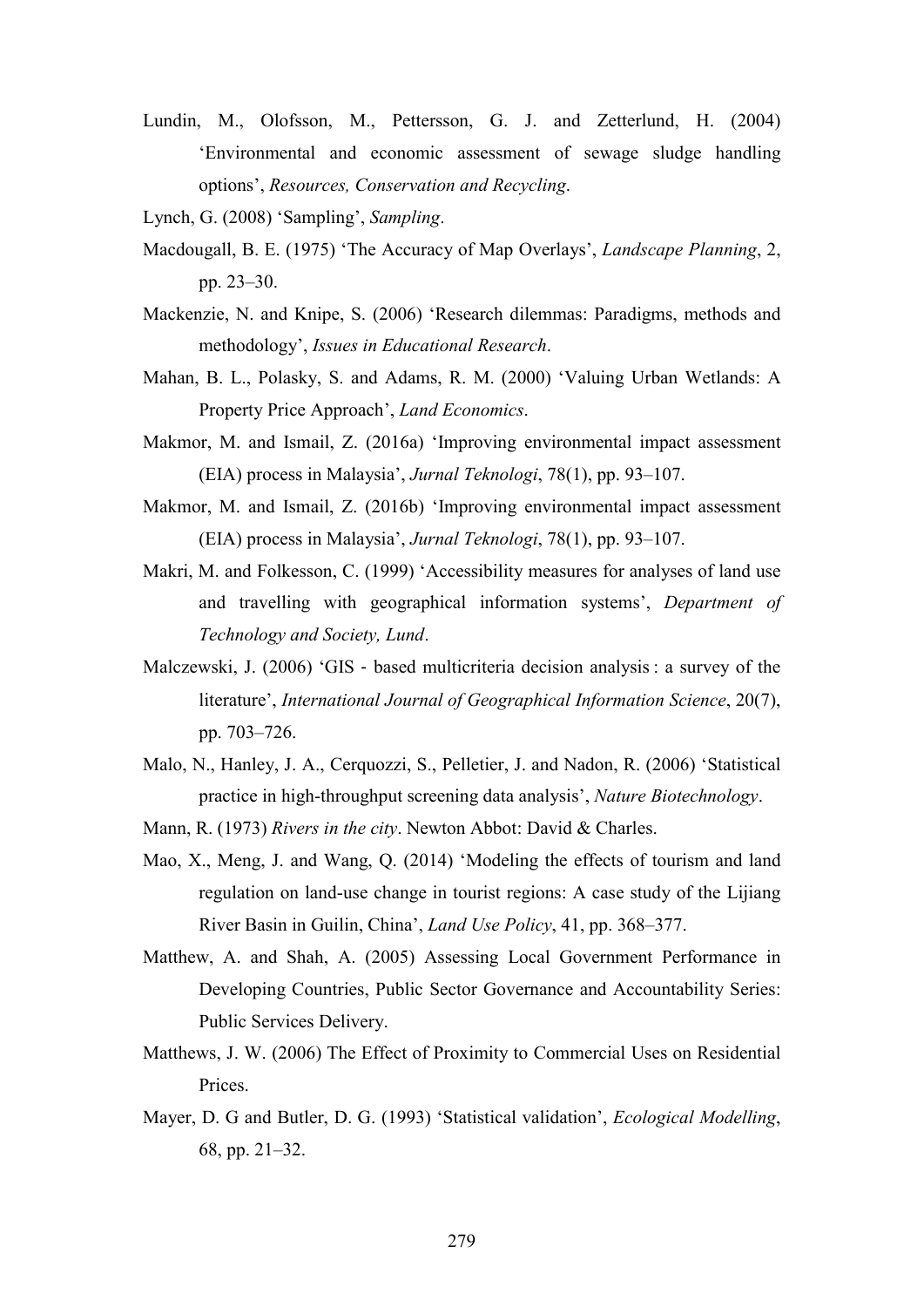Lundin, M., Olofsson, M., Pettersson, G. J. and Zetterlund, H. (2004) 'Environmental and economic assessment of sewage sludge handling options', *Resources, Conservation and Recycling*.

Lynch, G. (2008) 'Sampling', *Sampling*.

Macdougall, B. E. (1975) 'The Accuracy of Map Overlays', *Landscape Planning*, 2, pp. 23–30.

Mackenzie, N. and Knipe, S. (2006) 'Research dilemmas: Paradigms, methods and methodology', *Issues in Educational Research*.

Mahan, B. L., Polasky, S. and Adams, R. M. (2000) 'Valuing Urban Wetlands: A Property Price Approach', *Land Economics*.

Makmor, M. and Ismail, Z. (2016a) 'Improving environmental impact assessment (EIA) process in Malaysia', *Jurnal Teknologi*, 78(1), pp. 93–107.

Makmor, M. and Ismail, Z. (2016b) 'Improving environmental impact assessment (EIA) process in Malaysia', *Jurnal Teknologi*, 78(1), pp. 93–107.

Makri, M. and Folkesson, C. (1999) 'Accessibility measures for analyses of land use and travelling with geographical information systems', *Department of Technology and Society, Lund*.

Malczewski, J. (2006) 'GIS - based multicriteria decision analysis : a survey of the literature', *International Journal of Geographical Information Science*, 20(7), pp. 703–726.

Malo, N., Hanley, J. A., Cerquozzi, S., Pelletier, J. and Nadon, R. (2006) 'Statistical practice in high-throughput screening data analysis', *Nature Biotechnology*.

Mann, R. (1973) *Rivers in the city*. Newton Abbot: David & Charles.

Mao, X., Meng, J. and Wang, Q. (2014) 'Modeling the effects of tourism and land regulation on land-use change in tourist regions: A case study of the Lijiang River Basin in Guilin, China', *Land Use Policy*, 41, pp. 368–377.

Matthew, A. and Shah, A. (2005) Assessing Local Government Performance in Developing Countries, Public Sector Governance and Accountability Series: Public Services Delivery.

Matthews, J. W. (2006) The Effect of Proximity to Commercial Uses on Residential Prices.

Mayer, D. G and Butler, D. G. (1993) 'Statistical validation', *Ecological Modelling*, 68, pp. 21–32.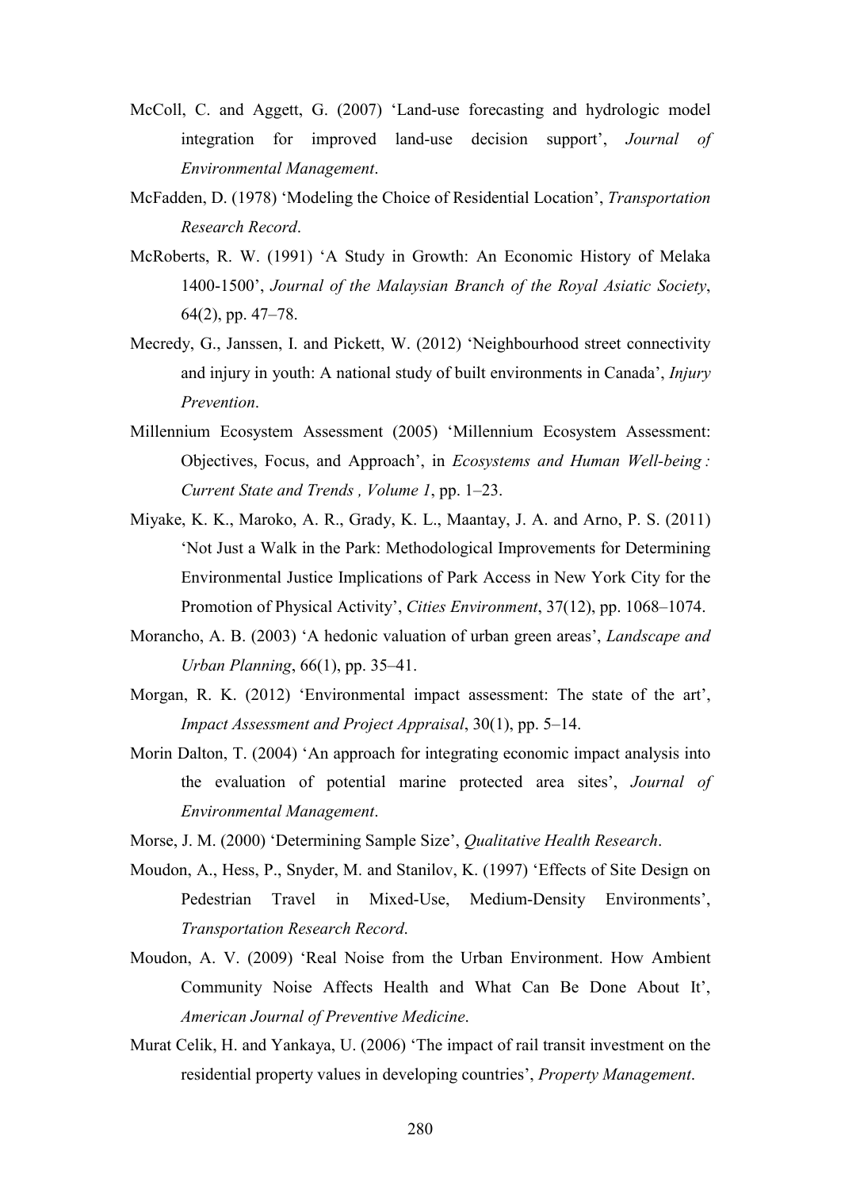McColl, C. and Aggett, G. (2007) 'Land-use forecasting and hydrologic model integration for improved land-use decision support', *Journal of Environmental Management*.

McFadden, D. (1978) 'Modeling the Choice of Residential Location', *Transportation Research Record*.

McRoberts, R. W. (1991) 'A Study in Growth: An Economic History of Melaka 1400-1500', *Journal of the Malaysian Branch of the Royal Asiatic Society*, 64(2), pp. 47–78.

Mecredy, G., Janssen, I. and Pickett, W. (2012) 'Neighbourhood street connectivity and injury in youth: A national study of built environments in Canada', *Injury Prevention*.

Millennium Ecosystem Assessment (2005) 'Millennium Ecosystem Assessment: Objectives, Focus, and Approach', in *Ecosystems and Human Well-being : Current State and Trends , Volume 1*, pp. 1–23.

Miyake, K. K., Maroko, A. R., Grady, K. L., Maantay, J. A. and Arno, P. S. (2011) 'Not Just a Walk in the Park: Methodological Improvements for Determining Environmental Justice Implications of Park Access in New York City for the Promotion of Physical Activity', *Cities Environment*, 37(12), pp. 1068–1074.

Morancho, A. B. (2003) 'A hedonic valuation of urban green areas', *Landscape and Urban Planning*, 66(1), pp. 35–41.

Morgan, R. K. (2012) 'Environmental impact assessment: The state of the art', *Impact Assessment and Project Appraisal*, 30(1), pp. 5–14.

Morin Dalton, T. (2004) 'An approach for integrating economic impact analysis into the evaluation of potential marine protected area sites', *Journal of Environmental Management*.

Morse, J. M. (2000) 'Determining Sample Size', *Qualitative Health Research*.

Moudon, A., Hess, P., Snyder, M. and Stanilov, K. (1997) 'Effects of Site Design on Pedestrian Travel in Mixed-Use, Medium-Density Environments', *Transportation Research Record*.

Moudon, A. V. (2009) 'Real Noise from the Urban Environment. How Ambient Community Noise Affects Health and What Can Be Done About It', *American Journal of Preventive Medicine*.

Murat Celik, H. and Yankaya, U. (2006) 'The impact of rail transit investment on the residential property values in developing countries', *Property Management*.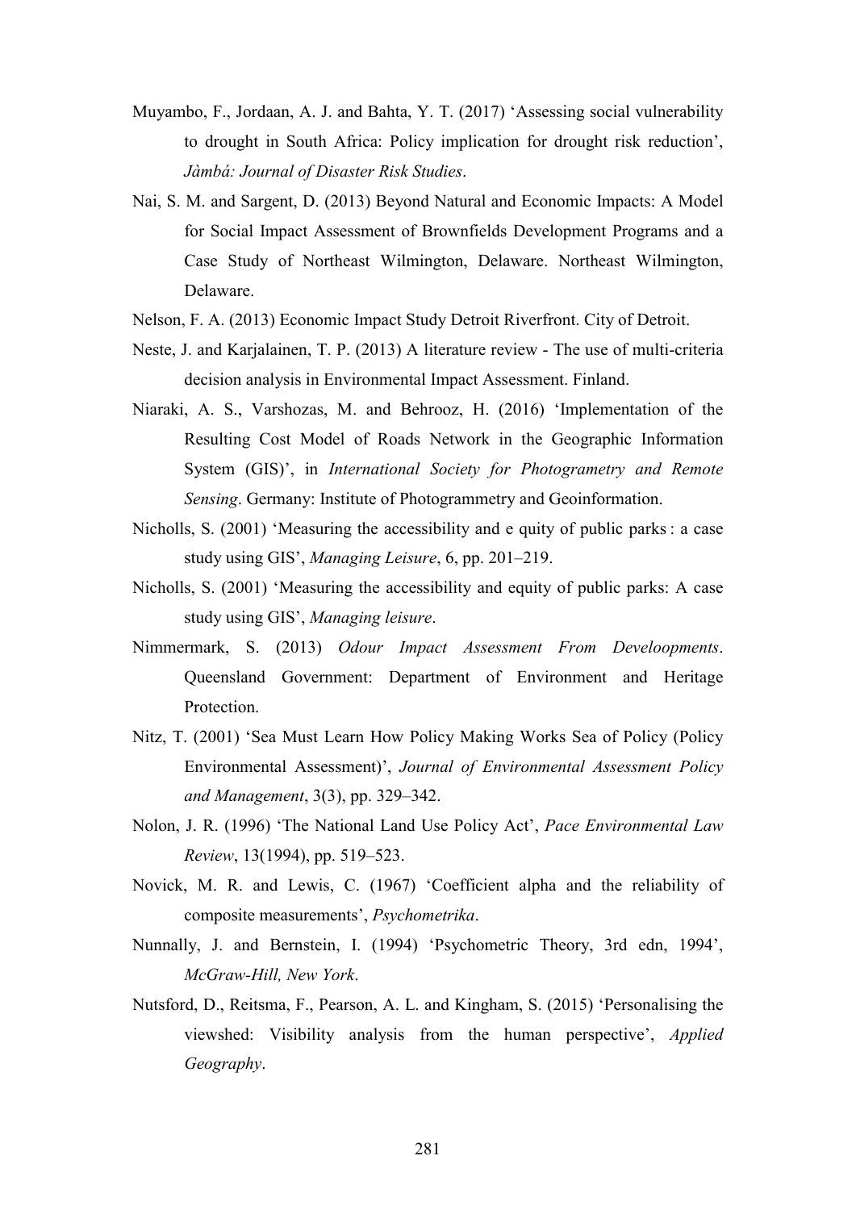Muyambo, F., Jordaan, A. J. and Bahta, Y. T. (2017) 'Assessing social vulnerability to drought in South Africa: Policy implication for drought risk reduction', *Jàmbá: Journal of Disaster Risk Studies*.

Nai, S. M. and Sargent, D. (2013) Beyond Natural and Economic Impacts: A Model for Social Impact Assessment of Brownfields Development Programs and a Case Study of Northeast Wilmington, Delaware. Northeast Wilmington, Delaware.

Nelson, F. A. (2013) Economic Impact Study Detroit Riverfront. City of Detroit.

Neste, J. and Karjalainen, T. P. (2013) A literature review - The use of multi-criteria decision analysis in Environmental Impact Assessment. Finland.

Niaraki, A. S., Varshozas, M. and Behrooz, H. (2016) 'Implementation of the Resulting Cost Model of Roads Network in the Geographic Information System (GIS)', in *International Society for Photogrametry and Remote Sensing*. Germany: Institute of Photogrammetry and Geoinformation.

Nicholls, S. (2001) 'Measuring the accessibility and e quity of public parks : a case study using GIS', *Managing Leisure*, 6, pp. 201–219.

Nicholls, S. (2001) 'Measuring the accessibility and equity of public parks: A case study using GIS', *Managing leisure*.

Nimmermark, S. (2013) *Odour Impact Assessment From Develoopments*. Queensland Government: Department of Environment and Heritage Protection.

Nitz, T. (2001) 'Sea Must Learn How Policy Making Works Sea of Policy (Policy Environmental Assessment)', *Journal of Environmental Assessment Policy and Management*, 3(3), pp. 329–342.

Nolon, J. R. (1996) 'The National Land Use Policy Act', *Pace Environmental Law Review*, 13(1994), pp. 519–523.

Novick, M. R. and Lewis, C. (1967) 'Coefficient alpha and the reliability of composite measurements', *Psychometrika*.

Nunnally, J. and Bernstein, I. (1994) 'Psychometric Theory, 3rd edn, 1994', *McGraw-Hill, New York*.

Nutsford, D., Reitsma, F., Pearson, A. L. and Kingham, S. (2015) 'Personalising the viewshed: Visibility analysis from the human perspective', *Applied Geography*.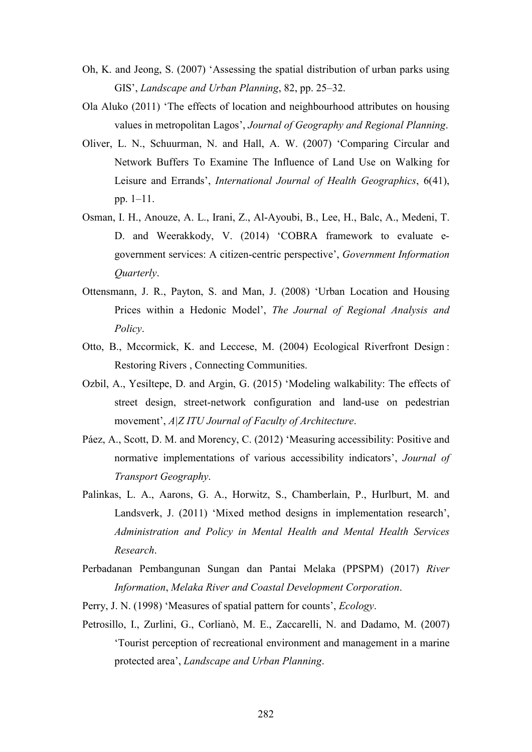Oh, K. and Jeong, S. (2007) ‘Assessing the spatial distribution of urban parks using GIS’, *Landscape and Urban Planning*, 82, pp. 25–32.

Ola Aluko (2011) ‘The effects of location and neighbourhood attributes on housing values in metropolitan Lagos’, *Journal of Geography and Regional Planning*.

Oliver, L. N., Schuurman, N. and Hall, A. W. (2007) ‘Comparing Circular and Network Buffers To Examine The Influence of Land Use on Walking for Leisure and Errands’, *International Journal of Health Geographics*, 6(41), pp. 1–11.

Osman, I. H., Anouze, A. L., Irani, Z., Al-Ayoubi, B., Lee, H., Balc, A., Medeni, T. D. and Weerakkody, V. (2014) ‘COBRA framework to evaluate e-government services: A citizen-centric perspective’, *Government Information Quarterly*.

Ottensmann, J. R., Payton, S. and Man, J. (2008) ‘Urban Location and Housing Prices within a Hedonic Model’, *The Journal of Regional Analysis and Policy*.

Otto, B., Mccormick, K. and Leccese, M. (2004) Ecological Riverfront Design : Restoring Rivers , Connecting Communities.

Ozbil, A., Yesiltepe, D. and Argin, G. (2015) ‘Modeling walkability: The effects of street design, street-network configuration and land-use on pedestrian movement’, *A|Z ITU Journal of Faculty of Architecture*.

Páez, A., Scott, D. M. and Morency, C. (2012) ‘Measuring accessibility: Positive and normative implementations of various accessibility indicators’, *Journal of Transport Geography*.

Palinkas, L. A., Aarons, G. A., Horwitz, S., Chamberlain, P., Hurlburt, M. and Landsverk, J. (2011) ‘Mixed method designs in implementation research’, *Administration and Policy in Mental Health and Mental Health Services Research*.

Perbadanan Pembangunan Sungan dan Pantai Melaka (PPSPM) (2017) *River Information*, *Melaka River and Coastal Development Corporation*.

Perry, J. N. (1998) ‘Measures of spatial pattern for counts’, *Ecology*.

Petrosillo, I., Zurlini, G., Corlianò, M. E., Zaccarelli, N. and Dadamo, M. (2007) ‘Tourist perception of recreational environment and management in a marine protected area’, *Landscape and Urban Planning*.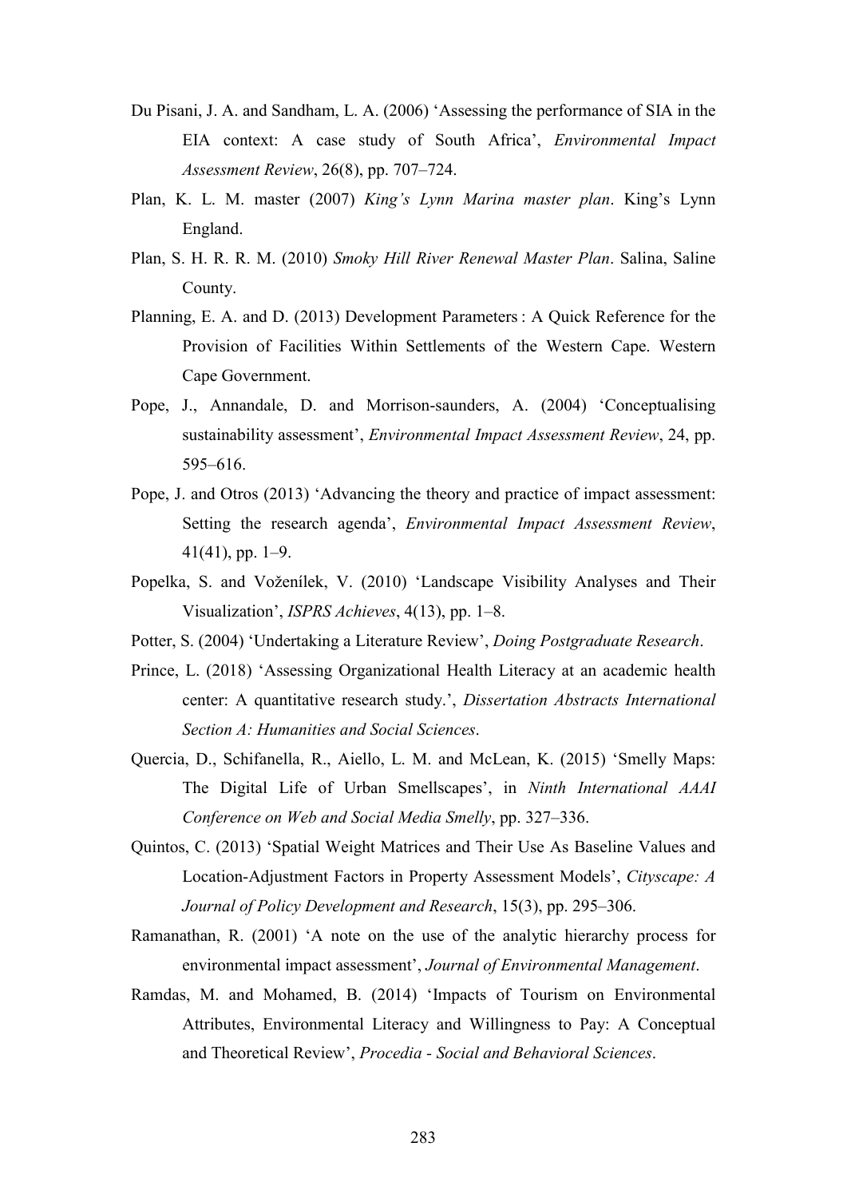Du Pisani, J. A. and Sandham, L. A. (2006) 'Assessing the performance of SIA in the EIA context: A case study of South Africa', *Environmental Impact Assessment Review*, 26(8), pp. 707–724.

Plan, K. L. M. master (2007) *King's Lynn Marina master plan*. King's Lynn England.

Plan, S. H. R. R. M. (2010) *Smoky Hill River Renewal Master Plan*. Salina, Saline County.

Planning, E. A. and D. (2013) Development Parameters : A Quick Reference for the Provision of Facilities Within Settlements of the Western Cape. Western Cape Government.

Pope, J., Annandale, D. and Morrison-saunders, A. (2004) 'Conceptualising sustainability assessment', *Environmental Impact Assessment Review*, 24, pp. 595–616.

Pope, J. and Otros (2013) 'Advancing the theory and practice of impact assessment: Setting the research agenda', *Environmental Impact Assessment Review*, 41(41), pp. 1–9.

Popelka, S. and Voženílek, V. (2010) 'Landscape Visibility Analyses and Their Visualization', *ISPRS Achieves*, 4(13), pp. 1–8.

Potter, S. (2004) 'Undertaking a Literature Review', *Doing Postgraduate Research*.

Prince, L. (2018) 'Assessing Organizational Health Literacy at an academic health center: A quantitative research study.', *Dissertation Abstracts International Section A: Humanities and Social Sciences*.

Quercia, D., Schifanella, R., Aiello, L. M. and McLean, K. (2015) 'Smelly Maps: The Digital Life of Urban Smellscapes', in *Ninth International AAAI Conference on Web and Social Media Smelly*, pp. 327–336.

Quintos, C. (2013) 'Spatial Weight Matrices and Their Use As Baseline Values and Location-Adjustment Factors in Property Assessment Models', *Cityscape: A Journal of Policy Development and Research*, 15(3), pp. 295–306.

Ramanathan, R. (2001) 'A note on the use of the analytic hierarchy process for environmental impact assessment', *Journal of Environmental Management*.

Ramdas, M. and Mohamed, B. (2014) 'Impacts of Tourism on Environmental Attributes, Environmental Literacy and Willingness to Pay: A Conceptual and Theoretical Review', *Procedia - Social and Behavioral Sciences*.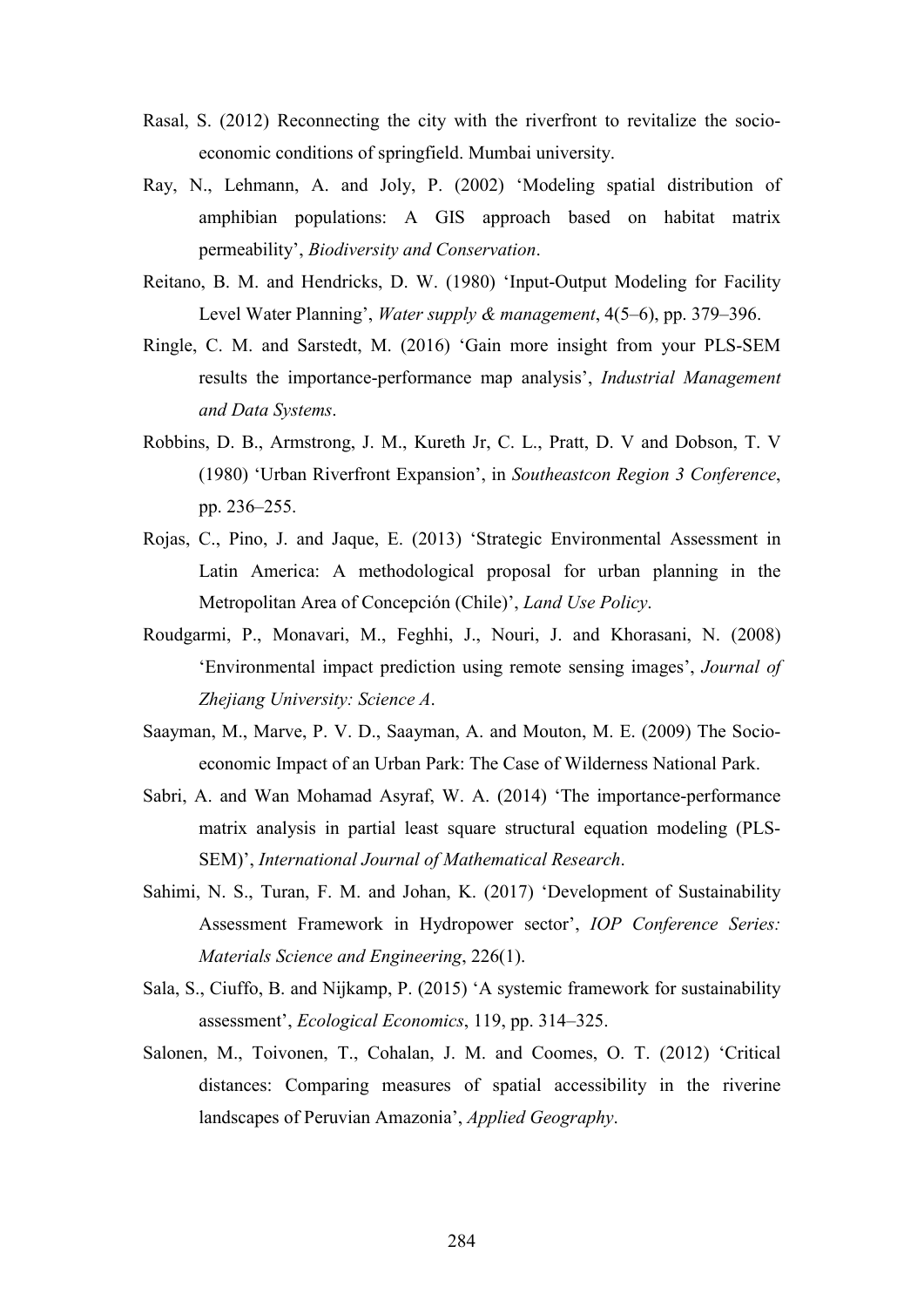Rasal, S. (2012) Reconnecting the city with the riverfront to revitalize the socio-economic conditions of springfield. Mumbai university.

Ray, N., Lehmann, A. and Joly, P. (2002) 'Modeling spatial distribution of amphibian populations: A GIS approach based on habitat matrix permeability', *Biodiversity and Conservation*.

Reitano, B. M. and Hendricks, D. W. (1980) 'Input-Output Modeling for Facility Level Water Planning', *Water supply & management*, 4(5–6), pp. 379–396.

Ringle, C. M. and Sarstedt, M. (2016) 'Gain more insight from your PLS-SEM results the importance-performance map analysis', *Industrial Management and Data Systems*.

Robbins, D. B., Armstrong, J. M., Kureth Jr, C. L., Pratt, D. V and Dobson, T. V (1980) 'Urban Riverfront Expansion', in *Southeastcon Region 3 Conference*, pp. 236–255.

Rojas, C., Pino, J. and Jaque, E. (2013) 'Strategic Environmental Assessment in Latin America: A methodological proposal for urban planning in the Metropolitan Area of Concepción (Chile)', *Land Use Policy*.

Roudgarmi, P., Monavari, M., Feghhi, J., Nouri, J. and Khorasani, N. (2008) 'Environmental impact prediction using remote sensing images', *Journal of Zhejiang University: Science A*.

Saayman, M., Marve, P. V. D., Saayman, A. and Mouton, M. E. (2009) The Socio-economic Impact of an Urban Park: The Case of Wilderness National Park.

Sabri, A. and Wan Mohamad Asyraf, W. A. (2014) 'The importance-performance matrix analysis in partial least square structural equation modeling (PLS-SEM)', *International Journal of Mathematical Research*.

Sahimi, N. S., Turan, F. M. and Johan, K. (2017) 'Development of Sustainability Assessment Framework in Hydropower sector', *IOP Conference Series: Materials Science and Engineering*, 226(1).

Sala, S., Ciuffo, B. and Nijkamp, P. (2015) 'A systemic framework for sustainability assessment', *Ecological Economics*, 119, pp. 314–325.

Salonen, M., Toivonen, T., Cohalan, J. M. and Coomes, O. T. (2012) 'Critical distances: Comparing measures of spatial accessibility in the riverine landscapes of Peruvian Amazonia', *Applied Geography*.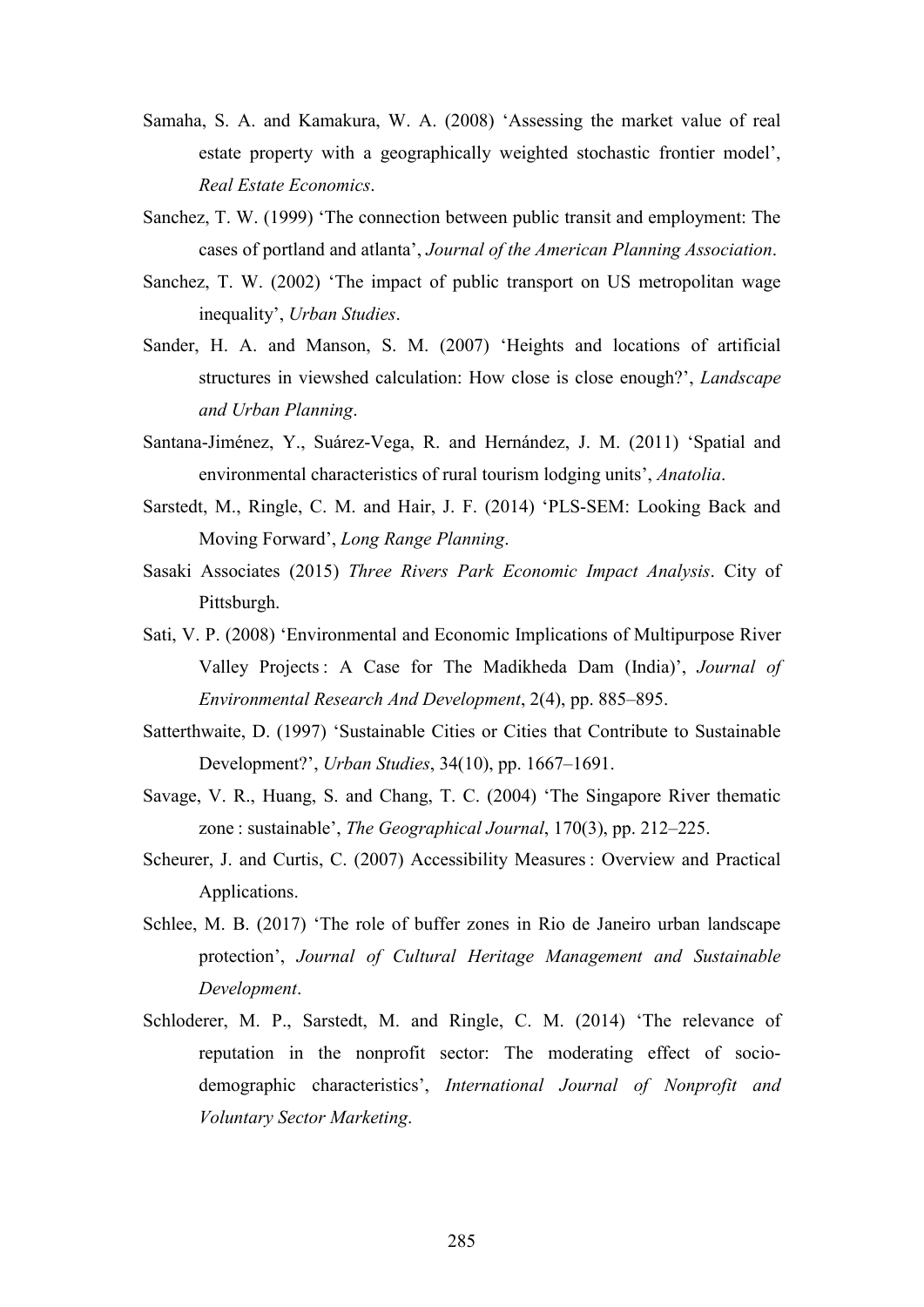Samaha, S. A. and Kamakura, W. A. (2008) 'Assessing the market value of real estate property with a geographically weighted stochastic frontier model', *Real Estate Economics*.

Sanchez, T. W. (1999) 'The connection between public transit and employment: The cases of portland and atlanta', *Journal of the American Planning Association*.

Sanchez, T. W. (2002) 'The impact of public transport on US metropolitan wage inequality', *Urban Studies*.

Sander, H. A. and Manson, S. M. (2007) 'Heights and locations of artificial structures in viewshed calculation: How close is close enough?', *Landscape and Urban Planning*.

Santana-Jiménez, Y., Suárez-Vega, R. and Hernández, J. M. (2011) 'Spatial and environmental characteristics of rural tourism lodging units', *Anatolia*.

Sarstedt, M., Ringle, C. M. and Hair, J. F. (2014) 'PLS-SEM: Looking Back and Moving Forward', *Long Range Planning*.

Sasaki Associates (2015) *Three Rivers Park Economic Impact Analysis*. City of Pittsburgh.

Sati, V. P. (2008) 'Environmental and Economic Implications of Multipurpose River Valley Projects : A Case for The Madikheda Dam (India)', *Journal of Environmental Research And Development*, 2(4), pp. 885–895.

Satterthwaite, D. (1997) 'Sustainable Cities or Cities that Contribute to Sustainable Development?', *Urban Studies*, 34(10), pp. 1667–1691.

Savage, V. R., Huang, S. and Chang, T. C. (2004) 'The Singapore River thematic zone : sustainable', *The Geographical Journal*, 170(3), pp. 212–225.

Scheurer, J. and Curtis, C. (2007) Accessibility Measures : Overview and Practical Applications.

Schlee, M. B. (2017) 'The role of buffer zones in Rio de Janeiro urban landscape protection', *Journal of Cultural Heritage Management and Sustainable Development*.

Schloderer, M. P., Sarstedt, M. and Ringle, C. M. (2014) 'The relevance of reputation in the nonprofit sector: The moderating effect of socio-demographic characteristics', *International Journal of Nonprofit and Voluntary Sector Marketing*.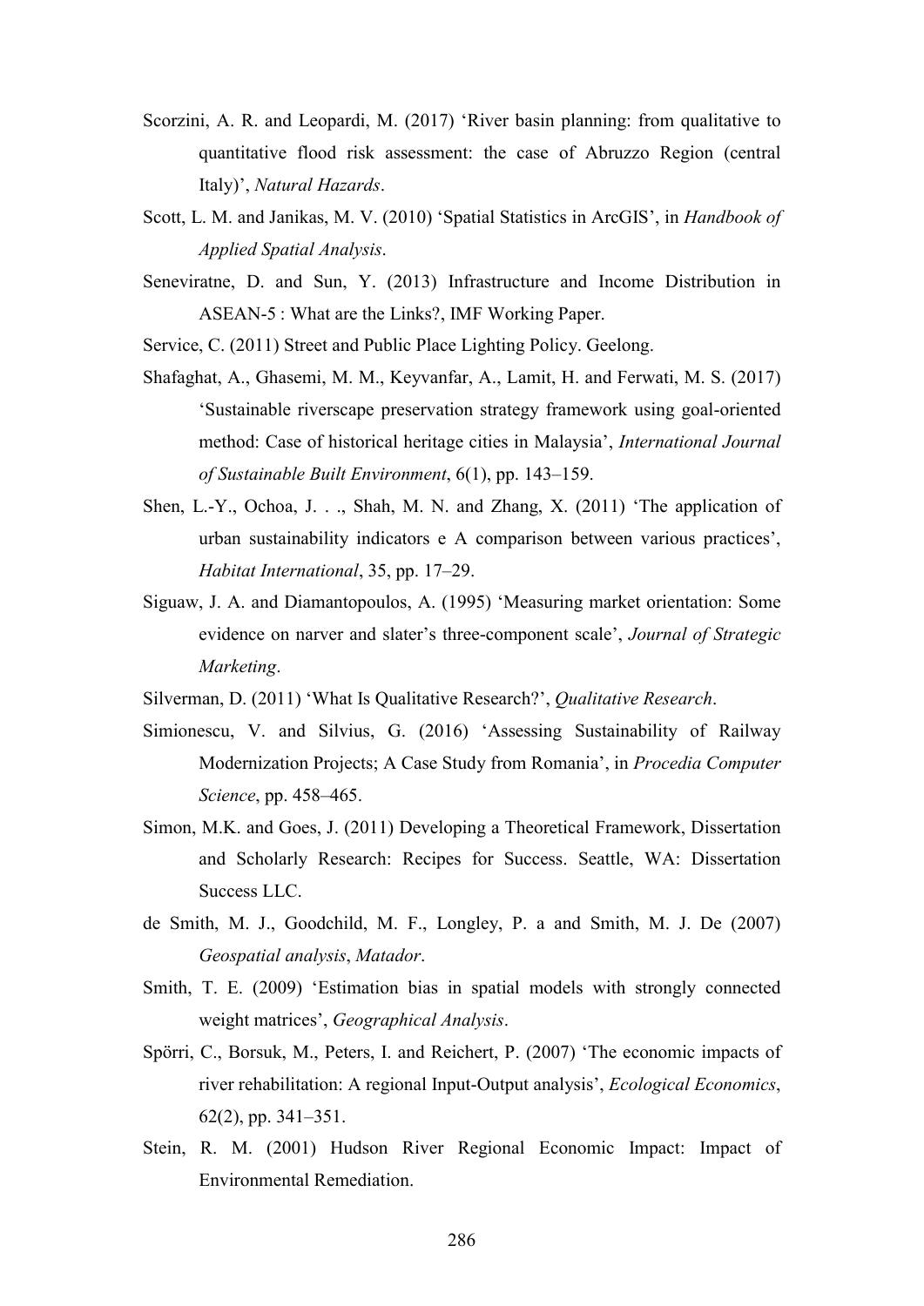Scorzini, A. R. and Leopardi, M. (2017) 'River basin planning: from qualitative to quantitative flood risk assessment: the case of Abruzzo Region (central Italy)', *Natural Hazards*.

Scott, L. M. and Janikas, M. V. (2010) 'Spatial Statistics in ArcGIS', in *Handbook of Applied Spatial Analysis*.

Seneviratne, D. and Sun, Y. (2013) Infrastructure and Income Distribution in ASEAN-5 : What are the Links?, IMF Working Paper.

Service, C. (2011) Street and Public Place Lighting Policy. Geelong.

Shafaghat, A., Ghasemi, M. M., Keyvanfar, A., Lamit, H. and Ferwati, M. S. (2017) 'Sustainable riverscape preservation strategy framework using goal-oriented method: Case of historical heritage cities in Malaysia', *International Journal of Sustainable Built Environment*, 6(1), pp. 143–159.

Shen, L.-Y., Ochoa, J. . ., Shah, M. N. and Zhang, X. (2011) 'The application of urban sustainability indicators e A comparison between various practices', *Habitat International*, 35, pp. 17–29.

Siguaw, J. A. and Diamantopoulos, A. (1995) 'Measuring market orientation: Some evidence on narver and slater's three-component scale', *Journal of Strategic Marketing*.

Silverman, D. (2011) 'What Is Qualitative Research?', *Qualitative Research*.

Simionescu, V. and Silvius, G. (2016) 'Assessing Sustainability of Railway Modernization Projects; A Case Study from Romania', in *Procedia Computer Science*, pp. 458–465.

Simon, M.K. and Goes, J. (2011) Developing a Theoretical Framework, Dissertation and Scholarly Research: Recipes for Success. Seattle, WA: Dissertation Success LLC.

de Smith, M. J., Goodchild, M. F., Longley, P. a and Smith, M. J. De (2007) *Geospatial analysis*, *Matador*.

Smith, T. E. (2009) 'Estimation bias in spatial models with strongly connected weight matrices', *Geographical Analysis*.

Spörri, C., Borsuk, M., Peters, I. and Reichert, P. (2007) 'The economic impacts of river rehabilitation: A regional Input-Output analysis', *Ecological Economics*, 62(2), pp. 341–351.

Stein, R. M. (2001) Hudson River Regional Economic Impact: Impact of Environmental Remediation.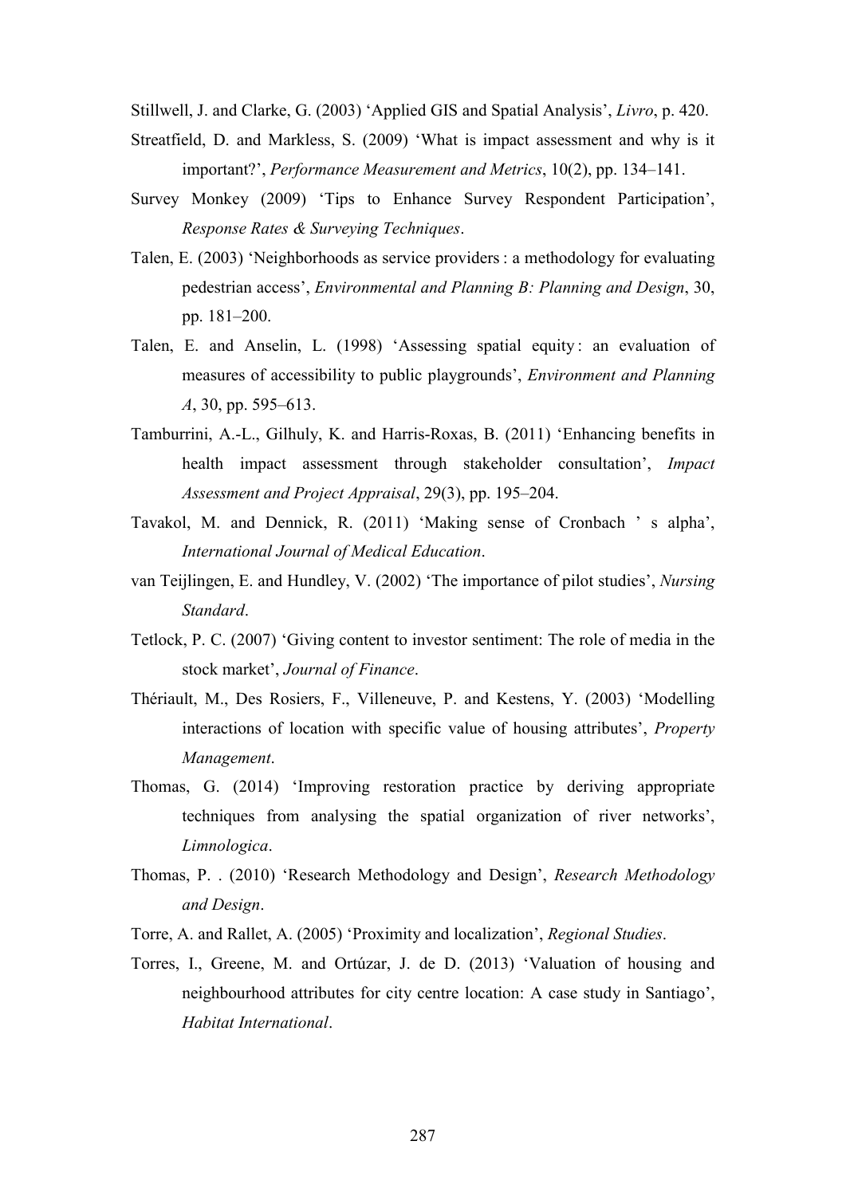Stillwell, J. and Clarke, G. (2003) 'Applied GIS and Spatial Analysis', *Livro*, p. 420.

Streatfield, D. and Markless, S. (2009) 'What is impact assessment and why is it important?', *Performance Measurement and Metrics*, 10(2), pp. 134–141.

Survey Monkey (2009) 'Tips to Enhance Survey Respondent Participation', *Response Rates & Surveying Techniques*.

Talen, E. (2003) 'Neighborhoods as service providers : a methodology for evaluating pedestrian access', *Environmental and Planning B: Planning and Design*, 30, pp. 181–200.

Talen, E. and Anselin, L. (1998) 'Assessing spatial equity : an evaluation of measures of accessibility to public playgrounds', *Environment and Planning A*, 30, pp. 595–613.

Tamburrini, A.-L., Gilhuly, K. and Harris-Roxas, B. (2011) 'Enhancing benefits in health impact assessment through stakeholder consultation', *Impact Assessment and Project Appraisal*, 29(3), pp. 195–204.

Tavakol, M. and Dennick, R. (2011) 'Making sense of Cronbach ' s alpha', *International Journal of Medical Education*.

van Teijlingen, E. and Hundley, V. (2002) 'The importance of pilot studies', *Nursing Standard*.

Tetlock, P. C. (2007) 'Giving content to investor sentiment: The role of media in the stock market', *Journal of Finance*.

Thériault, M., Des Rosiers, F., Villeneuve, P. and Kestens, Y. (2003) 'Modelling interactions of location with specific value of housing attributes', *Property Management*.

Thomas, G. (2014) 'Improving restoration practice by deriving appropriate techniques from analysing the spatial organization of river networks', *Limnologica*.

Thomas, P. . (2010) 'Research Methodology and Design', *Research Methodology and Design*.

Torre, A. and Rallet, A. (2005) 'Proximity and localization', *Regional Studies*.

Torres, I., Greene, M. and Ortúzar, J. de D. (2013) 'Valuation of housing and neighbourhood attributes for city centre location: A case study in Santiago', *Habitat International*.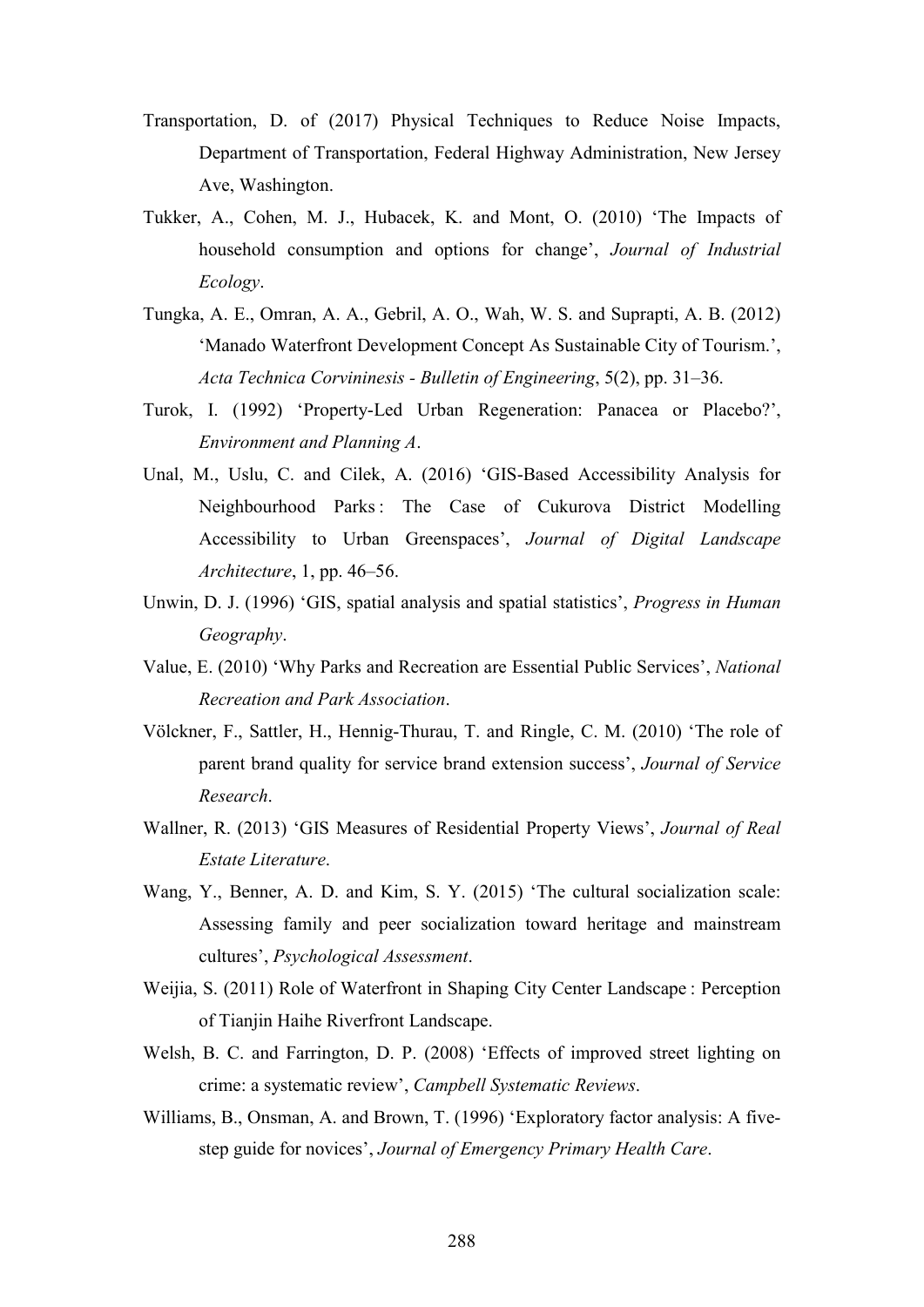Transportation, D. of (2017) Physical Techniques to Reduce Noise Impacts, Department of Transportation, Federal Highway Administration, New Jersey Ave, Washington.

Tukker, A., Cohen, M. J., Hubacek, K. and Mont, O. (2010) 'The Impacts of household consumption and options for change', *Journal of Industrial Ecology*.

Tungka, A. E., Omran, A. A., Gebril, A. O., Wah, W. S. and Suprapti, A. B. (2012) 'Manado Waterfront Development Concept As Sustainable City of Tourism.', *Acta Technica Corvininesis - Bulletin of Engineering*, 5(2), pp. 31–36.

Turok, I. (1992) 'Property-Led Urban Regeneration: Panacea or Placebo?', *Environment and Planning A*.

Unal, M., Uslu, C. and Cilek, A. (2016) 'GIS-Based Accessibility Analysis for Neighbourhood Parks : The Case of Cukurova District Modelling Accessibility to Urban Greenspaces', *Journal of Digital Landscape Architecture*, 1, pp. 46–56.

Unwin, D. J. (1996) 'GIS, spatial analysis and spatial statistics', *Progress in Human Geography*.

Value, E. (2010) 'Why Parks and Recreation are Essential Public Services', *National Recreation and Park Association*.

Völckner, F., Sattler, H., Hennig-Thurau, T. and Ringle, C. M. (2010) 'The role of parent brand quality for service brand extension success', *Journal of Service Research*.

Wallner, R. (2013) 'GIS Measures of Residential Property Views', *Journal of Real Estate Literature*.

Wang, Y., Benner, A. D. and Kim, S. Y. (2015) 'The cultural socialization scale: Assessing family and peer socialization toward heritage and mainstream cultures', *Psychological Assessment*.

Weijia, S. (2011) Role of Waterfront in Shaping City Center Landscape : Perception of Tianjin Haihe Riverfront Landscape.

Welsh, B. C. and Farrington, D. P. (2008) 'Effects of improved street lighting on crime: a systematic review', *Campbell Systematic Reviews*.

Williams, B., Onsman, A. and Brown, T. (1996) 'Exploratory factor analysis: A five-step guide for novices', *Journal of Emergency Primary Health Care*.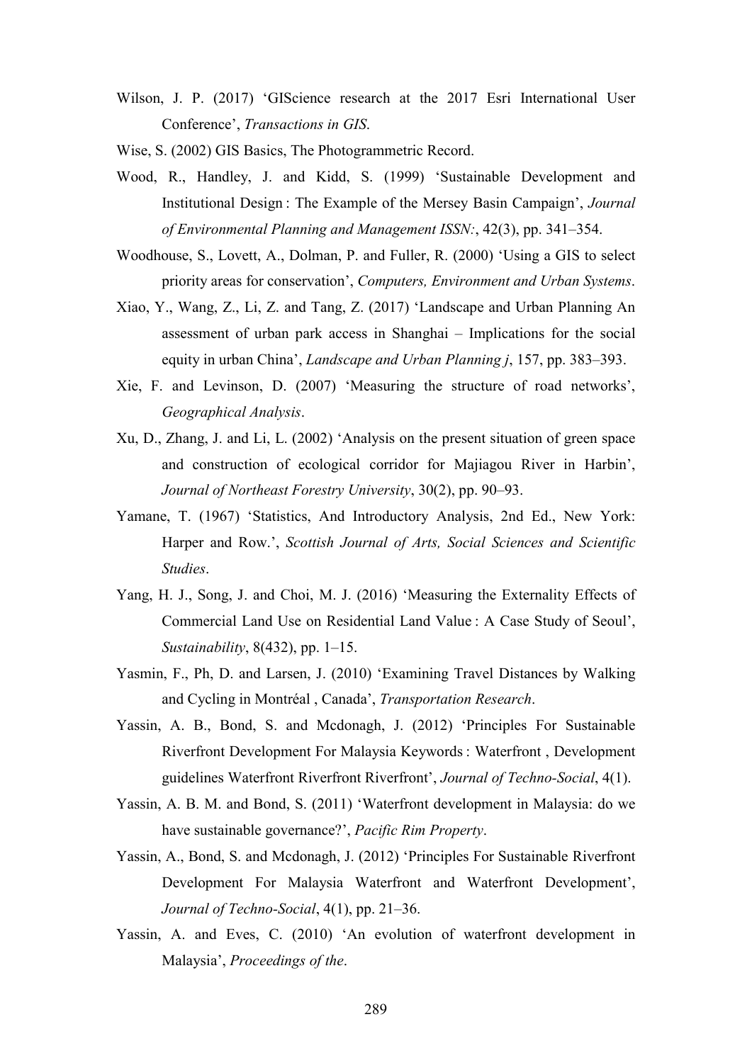Wilson, J. P. (2017) 'GIScience research at the 2017 Esri International User Conference', *Transactions in GIS*.

Wise, S. (2002) GIS Basics, The Photogrammetric Record.

Wood, R., Handley, J. and Kidd, S. (1999) 'Sustainable Development and Institutional Design : The Example of the Mersey Basin Campaign', *Journal of Environmental Planning and Management ISSN:*, 42(3), pp. 341–354.

Woodhouse, S., Lovett, A., Dolman, P. and Fuller, R. (2000) 'Using a GIS to select priority areas for conservation', *Computers, Environment and Urban Systems*.

Xiao, Y., Wang, Z., Li, Z. and Tang, Z. (2017) 'Landscape and Urban Planning An assessment of urban park access in Shanghai – Implications for the social equity in urban China', *Landscape and Urban Planning j*, 157, pp. 383–393.

Xie, F. and Levinson, D. (2007) 'Measuring the structure of road networks', *Geographical Analysis*.

Xu, D., Zhang, J. and Li, L. (2002) 'Analysis on the present situation of green space and construction of ecological corridor for Majiagou River in Harbin', *Journal of Northeast Forestry University*, 30(2), pp. 90–93.

Yamane, T. (1967) 'Statistics, And Introductory Analysis, 2nd Ed., New York: Harper and Row.', *Scottish Journal of Arts, Social Sciences and Scientific Studies*.

Yang, H. J., Song, J. and Choi, M. J. (2016) 'Measuring the Externality Effects of Commercial Land Use on Residential Land Value : A Case Study of Seoul', *Sustainability*, 8(432), pp. 1–15.

Yasmin, F., Ph, D. and Larsen, J. (2010) 'Examining Travel Distances by Walking and Cycling in Montréal , Canada', *Transportation Research*.

Yassin, A. B., Bond, S. and Mcdonagh, J. (2012) 'Principles For Sustainable Riverfront Development For Malaysia Keywords : Waterfront , Development guidelines Waterfront Riverfront Riverfront', *Journal of Techno-Social*, 4(1).

Yassin, A. B. M. and Bond, S. (2011) 'Waterfront development in Malaysia: do we have sustainable governance?', *Pacific Rim Property*.

Yassin, A., Bond, S. and Mcdonagh, J. (2012) 'Principles For Sustainable Riverfront Development For Malaysia Waterfront and Waterfront Development', *Journal of Techno-Social*, 4(1), pp. 21–36.

Yassin, A. and Eves, C. (2010) 'An evolution of waterfront development in Malaysia', *Proceedings of the*.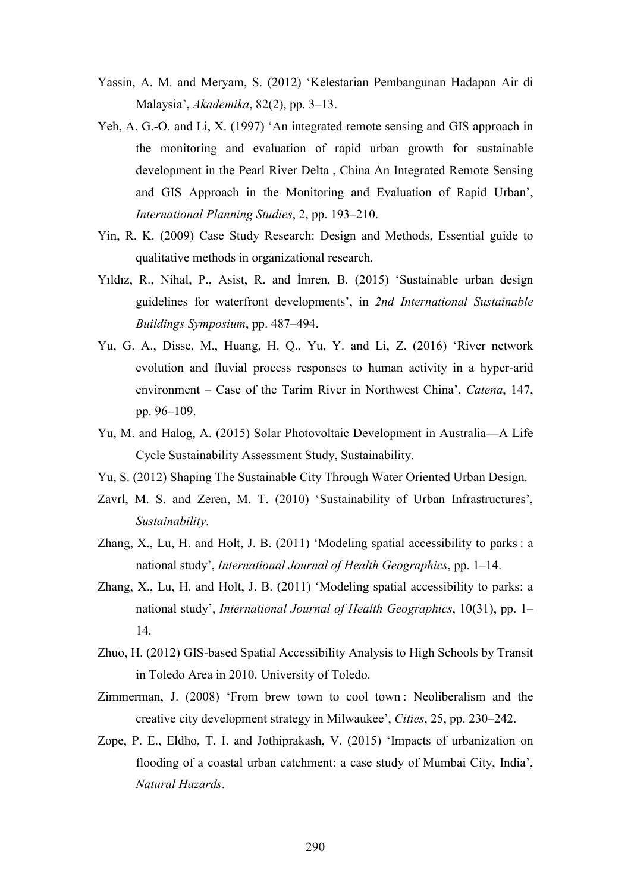Yassin, A. M. and Meryam, S. (2012) 'Kelestarian Pembangunan Hadapan Air di Malaysia', *Akademika*, 82(2), pp. 3–13.

Yeh, A. G.-O. and Li, X. (1997) 'An integrated remote sensing and GIS approach in the monitoring and evaluation of rapid urban growth for sustainable development in the Pearl River Delta , China An Integrated Remote Sensing and GIS Approach in the Monitoring and Evaluation of Rapid Urban', *International Planning Studies*, 2, pp. 193–210.

Yin, R. K. (2009) Case Study Research: Design and Methods, Essential guide to qualitative methods in organizational research.

Yıldız, R., Nihal, P., Asist, R. and İmren, B. (2015) 'Sustainable urban design guidelines for waterfront developments', in *2nd International Sustainable Buildings Symposium*, pp. 487–494.

Yu, G. A., Disse, M., Huang, H. Q., Yu, Y. and Li, Z. (2016) 'River network evolution and fluvial process responses to human activity in a hyper-arid environment – Case of the Tarim River in Northwest China', *Catena*, 147, pp. 96–109.

Yu, M. and Halog, A. (2015) Solar Photovoltaic Development in Australia—A Life Cycle Sustainability Assessment Study, Sustainability.

Yu, S. (2012) Shaping The Sustainable City Through Water Oriented Urban Design.

Zavrl, M. S. and Zeren, M. T. (2010) 'Sustainability of Urban Infrastructures', *Sustainability*.

Zhang, X., Lu, H. and Holt, J. B. (2011) 'Modeling spatial accessibility to parks : a national study', *International Journal of Health Geographics*, pp. 1–14.

Zhang, X., Lu, H. and Holt, J. B. (2011) 'Modeling spatial accessibility to parks: a national study', *International Journal of Health Geographics*, 10(31), pp. 1–14.

Zhuo, H. (2012) GIS-based Spatial Accessibility Analysis to High Schools by Transit in Toledo Area in 2010. University of Toledo.

Zimmerman, J. (2008) 'From brew town to cool town : Neoliberalism and the creative city development strategy in Milwaukee', *Cities*, 25, pp. 230–242.

Zope, P. E., Eldho, T. I. and Jothiprakash, V. (2015) 'Impacts of urbanization on flooding of a coastal urban catchment: a case study of Mumbai City, India', *Natural Hazards*.